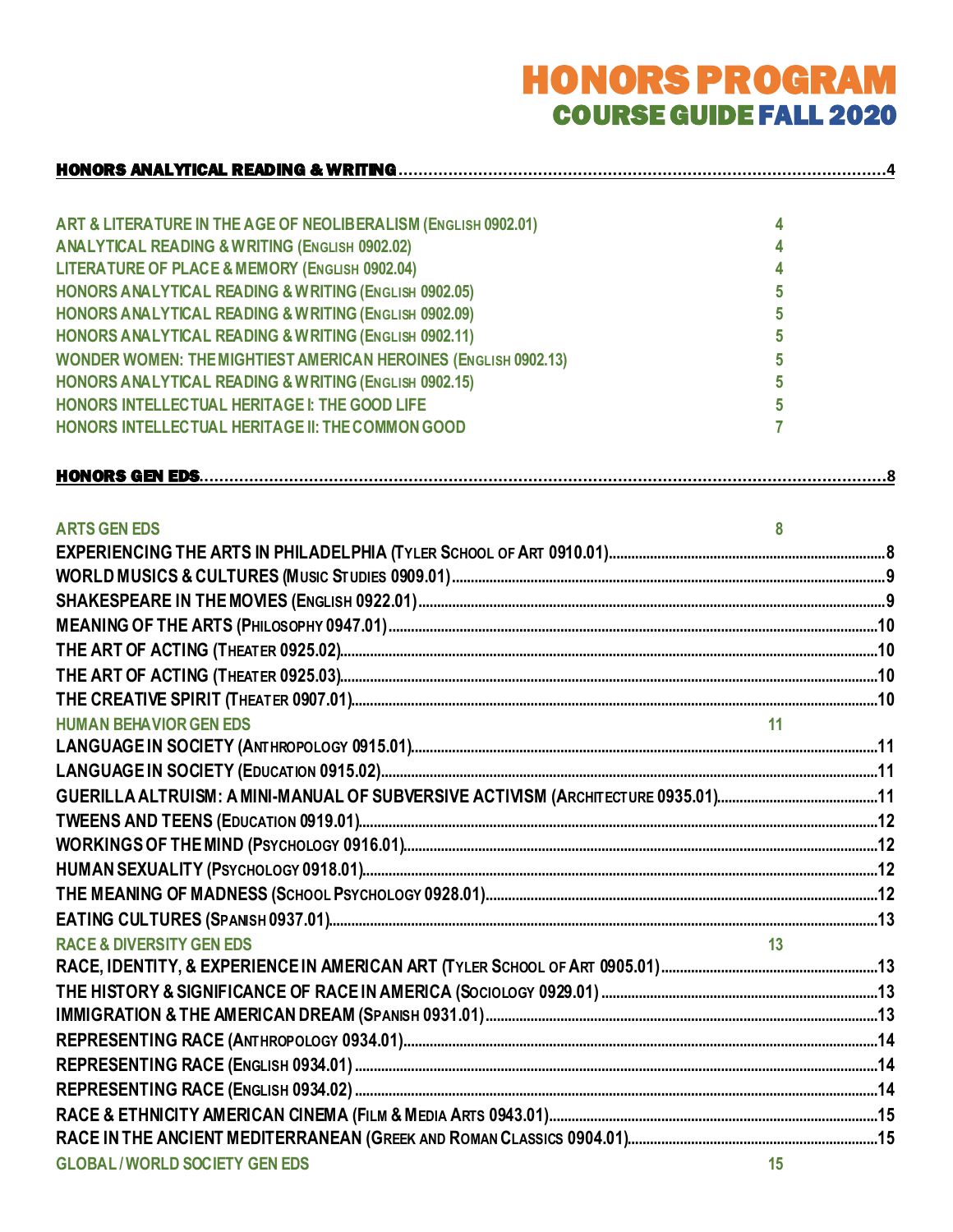# HONORS PROGRAM
## COURSE GUIDE FALL 2020

**HONORS ANALYTICAL READING & WRITING**........................................................................................4

ART & LITERATURE IN THE AGE OF NEOLIBERALISM (ENGLISH 0902.01) 4
ANALYTICAL READING & WRITING (ENGLISH 0902.02) 4
LITERATURE OF PLACE & MEMORY (ENGLISH 0902.04) 4
HONORS ANALYTICAL READING & WRITING (ENGLISH 0902.05) 5
HONORS ANALYTICAL READING & WRITING (ENGLISH 0902.09) 5
HONORS ANALYTICAL READING & WRITING (ENGLISH 0902.11) 5
WONDER WOMEN: THE MIGHTIEST AMERICAN HEROINES (ENGLISH 0902.13) 5
HONORS ANALYTICAL READING & WRITING (ENGLISH 0902.15) 5
HONORS INTELLECTUAL HERITAGE I: THE GOOD LIFE 5
HONORS INTELLECTUAL HERITAGE II: THE COMMON GOOD 7

**HONORS GEN EDS**....................................................................................................................8

ARTS GEN EDS 8
EXPERIENCING THE ARTS IN PHILADELPHIA (TYLER SCHOOL OF ART 0910.01)........................................8
WORLD MUSICS & CULTURES (MUSIC STUDIES 0909.01)........................................................................9
SHAKESPEARE IN THE MOVIES (ENGLISH 0922.01)...............................................................................9
MEANING OF THE ARTS (PHILOSOPHY 0947.01)....................................................................................10
THE ART OF ACTING (THEATER 0925.02)................................................................................................10
THE ART OF ACTING (THEATER 0925.03)................................................................................................10
THE CREATIVE SPIRIT (THEATER 0907.01)............................................................................................10
HUMAN BEHAVIOR GEN EDS 11
LANGUAGE IN SOCIETY (ANTHROPOLOGY 0915.01)..............................................................................11
LANGUAGE IN SOCIETY (EDUCATION 0915.02).......................................................................................11
GUERILLA ALTRUISM: A MINI-MANUAL OF SUBVERSIVE ACTIVISM (ARCHITECTURE 0935.01).........................11
TWEENS AND TEENS (EDUCATION 0919.01)............................................................................................12
WORKINGS OF THE MIND (PSYCHOLOGY 0916.01)...................................................................................12
HUMAN SEXUALITY (PSYCHOLOGY 0918.01)............................................................................................12
THE MEANING OF MADNESS (SCHOOL PSYCHOLOGY 0928.01)....................................................................12
EATING CULTURES (SPANISH 0937.01).....................................................................................................13
RACE & DIVERSITY GEN EDS 13
RACE, IDENTITY, & EXPERIENCE IN AMERICAN ART (TYLER SCHOOL OF ART 0905.01).......................................13
THE HISTORY & SIGNIFICANCE OF RACE IN AMERICA (SOCIOLOGY 0929.01)....................................................13
IMMIGRATION & THE AMERICAN DREAM (SPANISH 0931.01)..........................................................................13
REPRESENTING RACE (ANTHROPOLOGY 0934.01).......................................................................................14
REPRESENTING RACE (ENGLISH 0934.01)...................................................................................................14
REPRESENTING RACE (ENGLISH 0934.02)...................................................................................................14
RACE & ETHNICITY AMERICAN CINEMA (FILM & MEDIA ARTS 0943.01).............................................................15
RACE IN THE ANCIENT MEDITERRANEAN (GREEK AND ROMAN CLASSICS 0904.01)...............................................15
GLOBAL / WORLD SOCIETY GEN EDS 15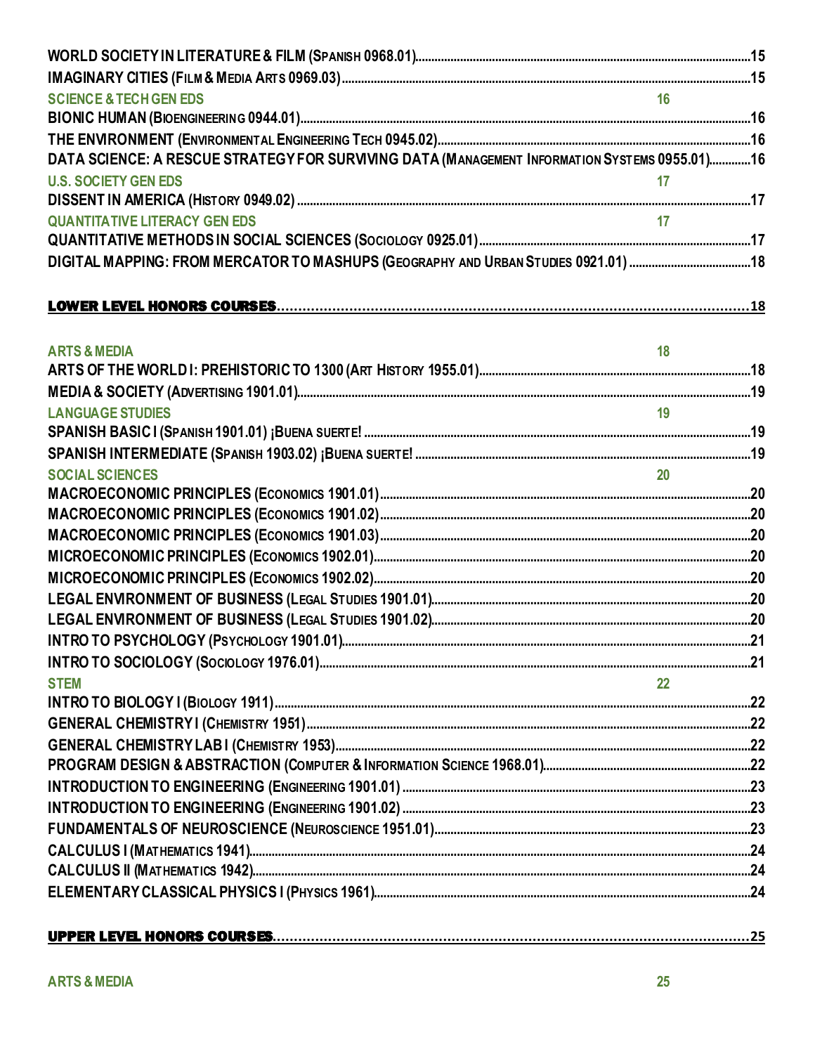WORLD SOCIETY IN LITERATURE & FILM (SPANISH 0968.01)........15

IMAGINARY CITIES (FILM & MEDIA ARTS 0969.03)........15

SCIENCE & TECH GEN EDS 16

BIONIC HUMAN (BIOENGINEERING 0944.01)........16

THE ENVIRONMENT (ENVIRONMENTAL ENGINEERING TECH 0945.02)........16

DATA SCIENCE: A RESCUE STRATEGY FOR SURVIVING DATA (MANAGEMENT INFORMATION SYSTEMS 0955.01)........16

U.S. SOCIETY GEN EDS 17

DISSENT IN AMERICA (HISTORY 0949.02)........17

QUANTITATIVE LITERACY GEN EDS 17

QUANTITATIVE METHODS IN SOCIAL SCIENCES (SOCIOLOGY 0925.01)........17

DIGITAL MAPPING: FROM MERCATOR TO MASHUPS (GEOGRAPHY AND URBAN STUDIES 0921.01)........18

**LOWER LEVEL HONORS COURSES........18**

ARTS & MEDIA 18

ARTS OF THE WORLD I: PREHISTORIC TO 1300 (ART HISTORY 1955.01)........18

MEDIA & SOCIETY (ADVERTISING 1901.01)........19

LANGUAGE STUDIES 19

SPANISH BASIC I (SPANISH 1901.01) ¡BUENA SUERTE!........19

SPANISH INTERMEDIATE (SPANISH 1903.02) ¡BUENA SUERTE!........19

SOCIAL SCIENCES 20

MACROECONOMIC PRINCIPLES (ECONOMICS 1901.01)........20

MACROECONOMIC PRINCIPLES (ECONOMICS 1901.02)........20

MACROECONOMIC PRINCIPLES (ECONOMICS 1901.03)........20

MICROECONOMIC PRINCIPLES (ECONOMICS 1902.01)........20

MICROECONOMIC PRINCIPLES (ECONOMICS 1902.02)........20

LEGAL ENVIRONMENT OF BUSINESS (LEGAL STUDIES 1901.01)........20

LEGAL ENVIRONMENT OF BUSINESS (LEGAL STUDIES 1901.02)........20

INTRO TO PSYCHOLOGY (PSYCHOLOGY 1901.01)........21

INTRO TO SOCIOLOGY (SOCIOLOGY 1976.01)........21

STEM 22

INTRO TO BIOLOGY I (BIOLOGY 1911)........22

GENERAL CHEMISTRY I (CHEMISTRY 1951)........22

GENERAL CHEMISTRY LAB I (CHEMISTRY 1953)........22

PROGRAM DESIGN & ABSTRACTION (COMPUTER & INFORMATION SCIENCE 1968.01)........22

INTRODUCTION TO ENGINEERING (ENGINEERING 1901.01)........23

INTRODUCTION TO ENGINEERING (ENGINEERING 1901.02)........23

FUNDAMENTALS OF NEUROSCIENCE (NEUROSCIENCE 1951.01)........23

CALCULUS I (MATHEMATICS 1941)........24

CALCULUS II (MATHEMATICS 1942)........24

ELEMENTARY CLASSICAL PHYSICS I (PHYSICS 1961)........24

**UPPER LEVEL HONORS COURSES........25**

ARTS & MEDIA 25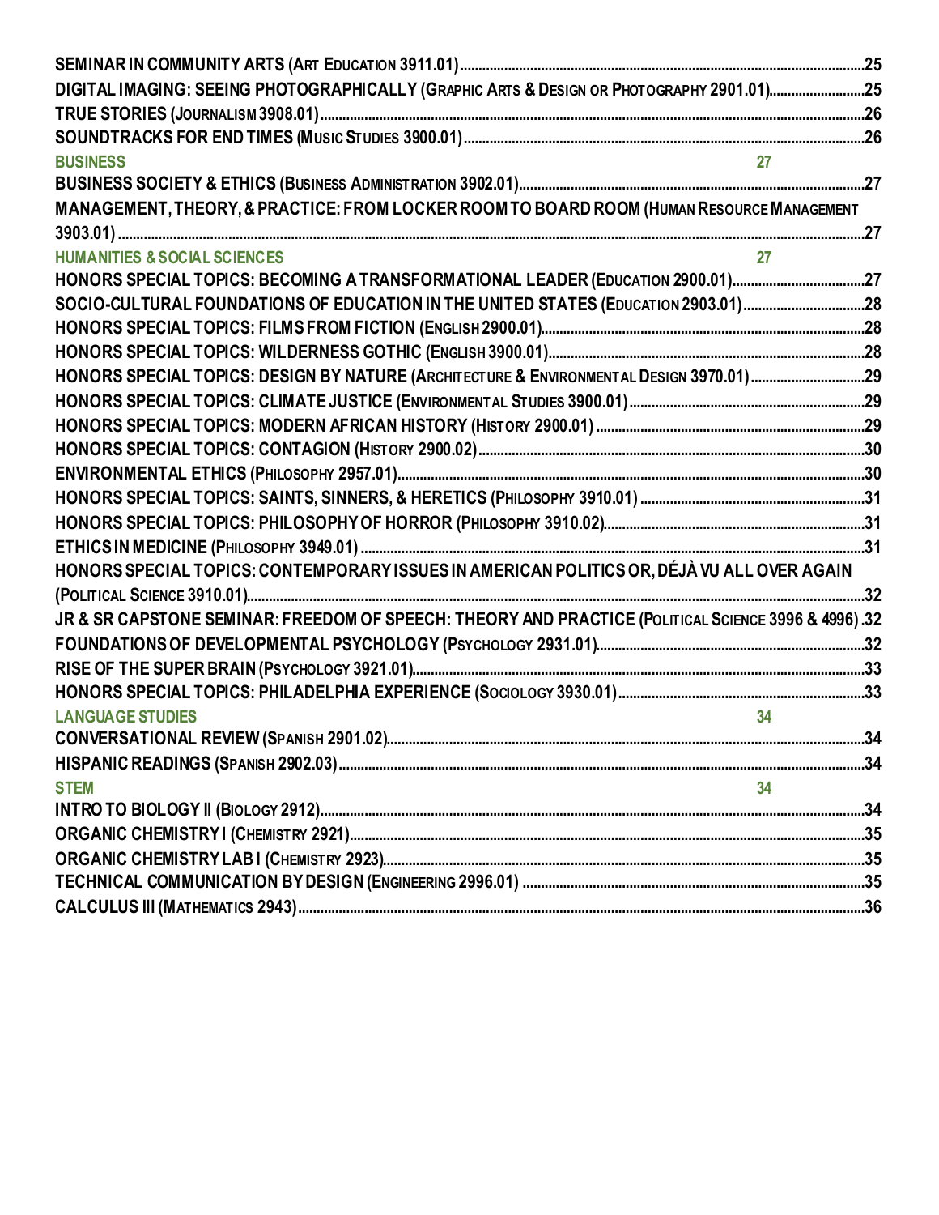SEMINAR IN COMMUNITY ARTS (ART EDUCATION 3911.01)....................25
DIGITAL IMAGING: SEEING PHOTOGRAPHICALLY (GRAPHIC ARTS & DESIGN OR PHOTOGRAPHY 2901.01)....................25
TRUE STORIES (JOURNALISM 3908.01)....................26
SOUNDTRACKS FOR END TIMES (MUSIC STUDIES 3900.01)....................26

**BUSINESS** 27

BUSINESS SOCIETY & ETHICS (BUSINESS ADMINISTRATION 3902.01)....................27
MANAGEMENT, THEORY, & PRACTICE: FROM LOCKER ROOM TO BOARD ROOM (HUMAN RESOURCE MANAGEMENT 3903.01)....................27

**HUMANITIES & SOCIAL SCIENCES** 27

HONORS SPECIAL TOPICS: BECOMING A TRANSFORMATIONAL LEADER (EDUCATION 2900.01)....................27
SOCIO-CULTURAL FOUNDATIONS OF EDUCATION IN THE UNITED STATES (EDUCATION 2903.01)....................28
HONORS SPECIAL TOPICS: FILMS FROM FICTION (ENGLISH 2900.01)....................28
HONORS SPECIAL TOPICS: WILDERNESS GOTHIC (ENGLISH 3900.01)....................28
HONORS SPECIAL TOPICS: DESIGN BY NATURE (ARCHITECTURE & ENVIRONMENTAL DESIGN 3970.01)....................29
HONORS SPECIAL TOPICS: CLIMATE JUSTICE (ENVIRONMENTAL STUDIES 3900.01)....................29
HONORS SPECIAL TOPICS: MODERN AFRICAN HISTORY (HISTORY 2900.01)....................29
HONORS SPECIAL TOPICS: CONTAGION (HISTORY 2900.02)....................30
ENVIRONMENTAL ETHICS (PHILOSOPHY 2957.01)....................30
HONORS SPECIAL TOPICS: SAINTS, SINNERS, & HERETICS (PHILOSOPHY 3910.01)....................31
HONORS SPECIAL TOPICS: PHILOSOPHY OF HORROR (PHILOSOPHY 3910.02)....................31
ETHICS IN MEDICINE (PHILOSOPHY 3949.01)....................31
HONORS SPECIAL TOPICS: CONTEMPORARY ISSUES IN AMERICAN POLITICS OR, DÉJÀ VU ALL OVER AGAIN (POLITICAL SCIENCE 3910.01)....................32
JR & SR CAPSTONE SEMINAR: FREEDOM OF SPEECH: THEORY AND PRACTICE (POLITICAL SCIENCE 3996 & 4996).32
FOUNDATIONS OF DEVELOPMENTAL PSYCHOLOGY (PSYCHOLOGY 2931.01)....................32
RISE OF THE SUPER BRAIN (PSYCHOLOGY 3921.01)....................33
HONORS SPECIAL TOPICS: PHILADELPHIA EXPERIENCE (SOCIOLOGY 3930.01)....................33

**LANGUAGE STUDIES** 34

CONVERSATIONAL REVIEW (SPANISH 2901.02)....................34
HISPANIC READINGS (SPANISH 2902.03)....................34

**STEM** 34

INTRO TO BIOLOGY II (BIOLOGY 2912)....................34
ORGANIC CHEMISTRY I (CHEMISTRY 2921)....................35
ORGANIC CHEMISTRY LAB I (CHEMISTRY 2923)....................35
TECHNICAL COMMUNICATION BY DESIGN (ENGINEERING 2996.01)....................35
CALCULUS III (MATHEMATICS 2943)....................36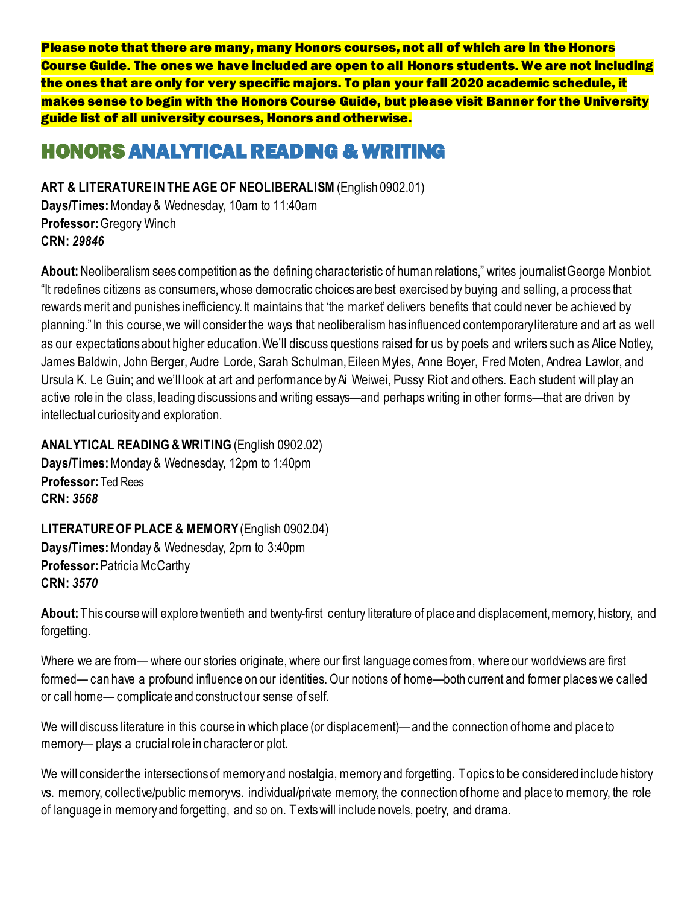**Please note that there are many, many Honors courses, not all of which are in the Honors Course Guide. The ones we have included are open to all Honors students. We are not including the ones that are only for very specific majors. To plan your fall 2020 academic schedule, it makes sense to begin with the Honors Course Guide, but please visit Banner for the University guide list of all university courses, Honors and otherwise.**

# HONORS ANALYTICAL READING & WRITING

**ART & LITERATURE IN THE AGE OF NEOLIBERALISM** (English 0902.01)
**Days/Times:** Monday & Wednesday, 10am to 11:40am
**Professor:** Gregory Winch
**CRN:** ***29846***

**About:** Neoliberalism sees competition as the defining characteristic of human relations," writes journalist George Monbiot. "It redefines citizens as consumers, whose democratic choices are best exercised by buying and selling, a process that rewards merit and punishes inefficiency. It maintains that 'the market' delivers benefits that could never be achieved by planning." In this course, we will consider the ways that neoliberalism has influenced contemporary literature and art as well as our expectations about higher education. We'll discuss questions raised for us by poets and writers such as Alice Notley, James Baldwin, John Berger, Audre Lorde, Sarah Schulman, Eileen Myles, Anne Boyer, Fred Moten, Andrea Lawlor, and Ursula K. Le Guin; and we'll look at art and performance by Ai Weiwei, Pussy Riot and others. Each student will play an active role in the class, leading discussions and writing essays—and perhaps writing in other forms—that are driven by intellectual curiosity and exploration.

**ANALYTICAL READING & WRITING** (English 0902.02)
**Days/Times:** Monday & Wednesday, 12pm to 1:40pm
**Professor:** Ted Rees
**CRN:** ***3568***

**LITERATURE OF PLACE & MEMORY** (English 0902.04)
**Days/Times:** Monday & Wednesday, 2pm to 3:40pm
**Professor:** Patricia McCarthy
**CRN:** ***3570***

**About:** This course will explore twentieth and twenty-first century literature of place and displacement, memory, history, and forgetting.

Where we are from— where our stories originate, where our first language comes from, where our worldviews are first formed— can have a profound influence on our identities. Our notions of home—both current and former places we called or call home— complicate and construct our sense of self.

We will discuss literature in this course in which place (or displacement)— and the connection of home and place to memory— plays a crucial role in character or plot.

We will consider the intersections of memory and nostalgia, memory and forgetting. Topics to be considered include history vs. memory, collective/public memory vs. individual/private memory, the connection of home and place to memory, the role of language in memory and forgetting, and so on. Texts will include novels, poetry, and drama.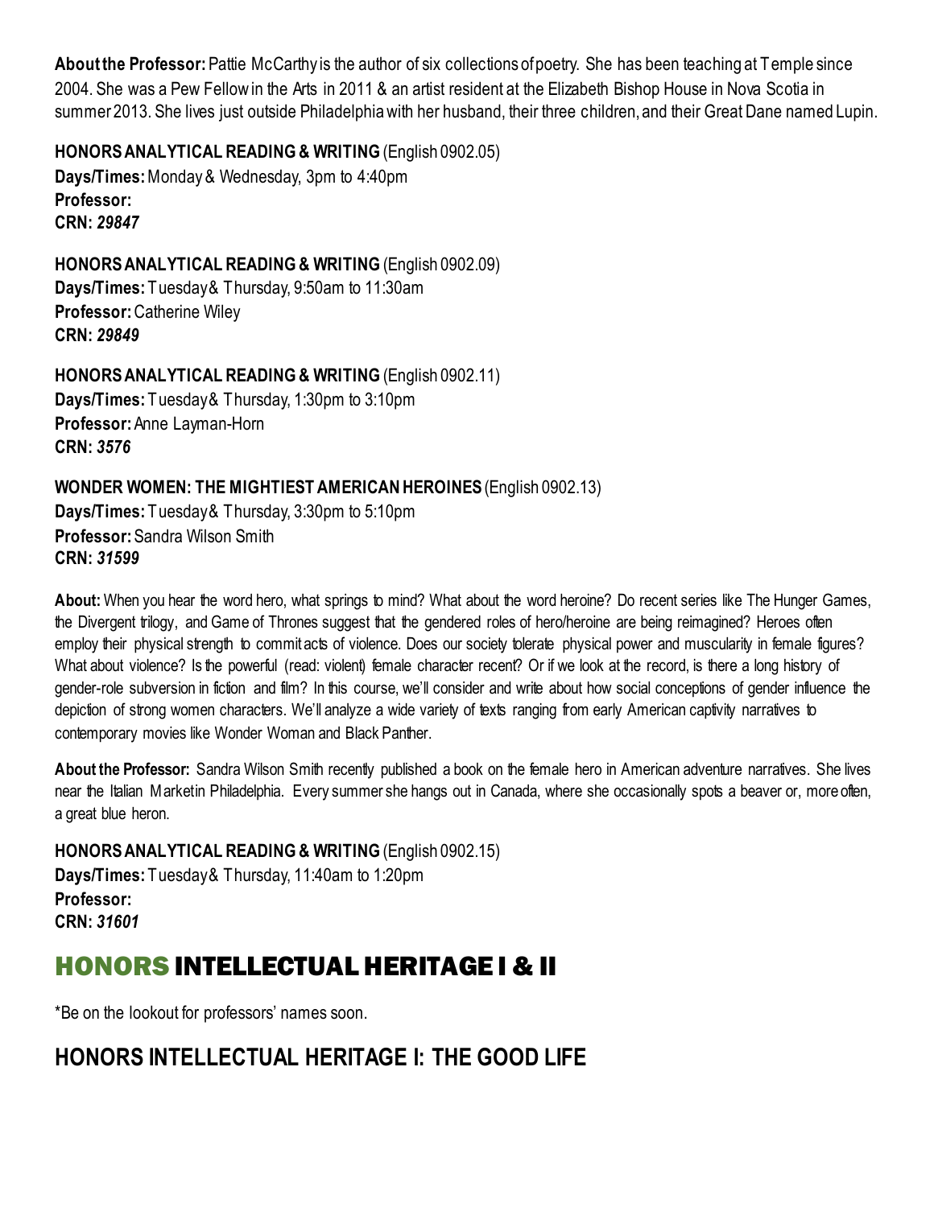**About the Professor:** Pattie McCarthy is the author of six collections of poetry. She has been teaching at Temple since 2004. She was a Pew Fellow in the Arts in 2011 & an artist resident at the Elizabeth Bishop House in Nova Scotia in summer 2013. She lives just outside Philadelphia with her husband, their three children, and their Great Dane named Lupin.

**HONORS ANALYTICAL READING & WRITING** (English 0902.05)
**Days/Times:** Monday & Wednesday, 3pm to 4:40pm
**Professor:**
**CRN:** ***29847***

**HONORS ANALYTICAL READING & WRITING** (English 0902.09)
**Days/Times:** Tuesday & Thursday, 9:50am to 11:30am
**Professor:** Catherine Wiley
**CRN:** ***29849***

**HONORS ANALYTICAL READING & WRITING** (English 0902.11)
**Days/Times:** Tuesday & Thursday, 1:30pm to 3:10pm
**Professor:** Anne Layman-Horn
**CRN:** ***3576***

**WONDER WOMEN: THE MIGHTIEST AMERICAN HEROINES** (English 0902.13)
**Days/Times:** Tuesday & Thursday, 3:30pm to 5:10pm
**Professor:** Sandra Wilson Smith
**CRN:** ***31599***

**About:** When you hear the word hero, what springs to mind? What about the word heroine? Do recent series like The Hunger Games, the Divergent trilogy, and Game of Thrones suggest that the gendered roles of hero/heroine are being reimagined? Heroes often employ their physical strength to commit acts of violence. Does our society tolerate physical power and muscularity in female figures? What about violence? Is the powerful (read: violent) female character recent? Or if we look at the record, is there a long history of gender-role subversion in fiction and film? In this course, we'll consider and write about how social conceptions of gender influence the depiction of strong women characters. We'll analyze a wide variety of texts ranging from early American captivity narratives to contemporary movies like Wonder Woman and Black Panther.

**About the Professor:** Sandra Wilson Smith recently published a book on the female hero in American adventure narratives. She lives near the Italian Market in Philadelphia. Every summer she hangs out in Canada, where she occasionally spots a beaver or, more often, a great blue heron.

**HONORS ANALYTICAL READING & WRITING** (English 0902.15)
**Days/Times:** Tuesday & Thursday, 11:40am to 1:20pm
**Professor:**
**CRN:** ***31601***

# HONORS INTELLECTUAL HERITAGE I & II

*Be on the lookout for professors' names soon.

## HONORS INTELLECTUAL HERITAGE I: THE GOOD LIFE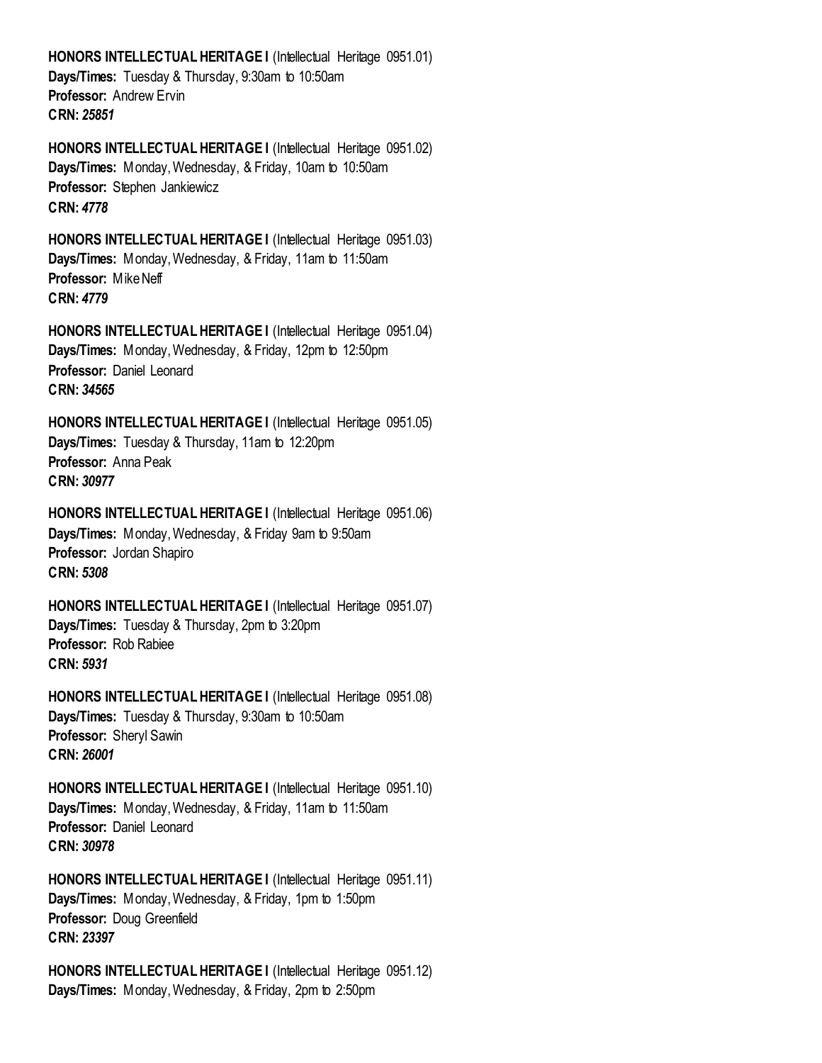**HONORS INTELLECTUAL HERITAGE I** (Intellectual Heritage 0951.01)
**Days/Times:** Tuesday & Thursday, 9:30am to 10:50am
**Professor:** Andrew Ervin
**CRN:** ***25851***

**HONORS INTELLECTUAL HERITAGE I** (Intellectual Heritage 0951.02)
**Days/Times:** Monday, Wednesday, & Friday, 10am to 10:50am
**Professor:** Stephen Jankiewicz
**CRN:** ***4778***

**HONORS INTELLECTUAL HERITAGE I** (Intellectual Heritage 0951.03)
**Days/Times:** Monday, Wednesday, & Friday, 11am to 11:50am
**Professor:** Mike Neff
**CRN:** ***4779***

**HONORS INTELLECTUAL HERITAGE I** (Intellectual Heritage 0951.04)
**Days/Times:** Monday, Wednesday, & Friday, 12pm to 12:50pm
**Professor:** Daniel Leonard
**CRN:** ***34565***

**HONORS INTELLECTUAL HERITAGE I** (Intellectual Heritage 0951.05)
**Days/Times:** Tuesday & Thursday, 11am to 12:20pm
**Professor:** Anna Peak
**CRN:** ***30977***

**HONORS INTELLECTUAL HERITAGE I** (Intellectual Heritage 0951.06)
**Days/Times:** Monday, Wednesday, & Friday 9am to 9:50am
**Professor:** Jordan Shapiro
**CRN:** ***5308***

**HONORS INTELLECTUAL HERITAGE I** (Intellectual Heritage 0951.07)
**Days/Times:** Tuesday & Thursday, 2pm to 3:20pm
**Professor:** Rob Rabiee
**CRN:** ***5931***

**HONORS INTELLECTUAL HERITAGE I** (Intellectual Heritage 0951.08)
**Days/Times:** Tuesday & Thursday, 9:30am to 10:50am
**Professor:** Sheryl Sawin
**CRN:** ***26001***

**HONORS INTELLECTUAL HERITAGE I** (Intellectual Heritage 0951.10)
**Days/Times:** Monday, Wednesday, & Friday, 11am to 11:50am
**Professor:** Daniel Leonard
**CRN:** ***30978***

**HONORS INTELLECTUAL HERITAGE I** (Intellectual Heritage 0951.11)
**Days/Times:** Monday, Wednesday, & Friday, 1pm to 1:50pm
**Professor:** Doug Greenfield
**CRN:** ***23397***

**HONORS INTELLECTUAL HERITAGE I** (Intellectual Heritage 0951.12)
**Days/Times:** Monday, Wednesday, & Friday, 2pm to 2:50pm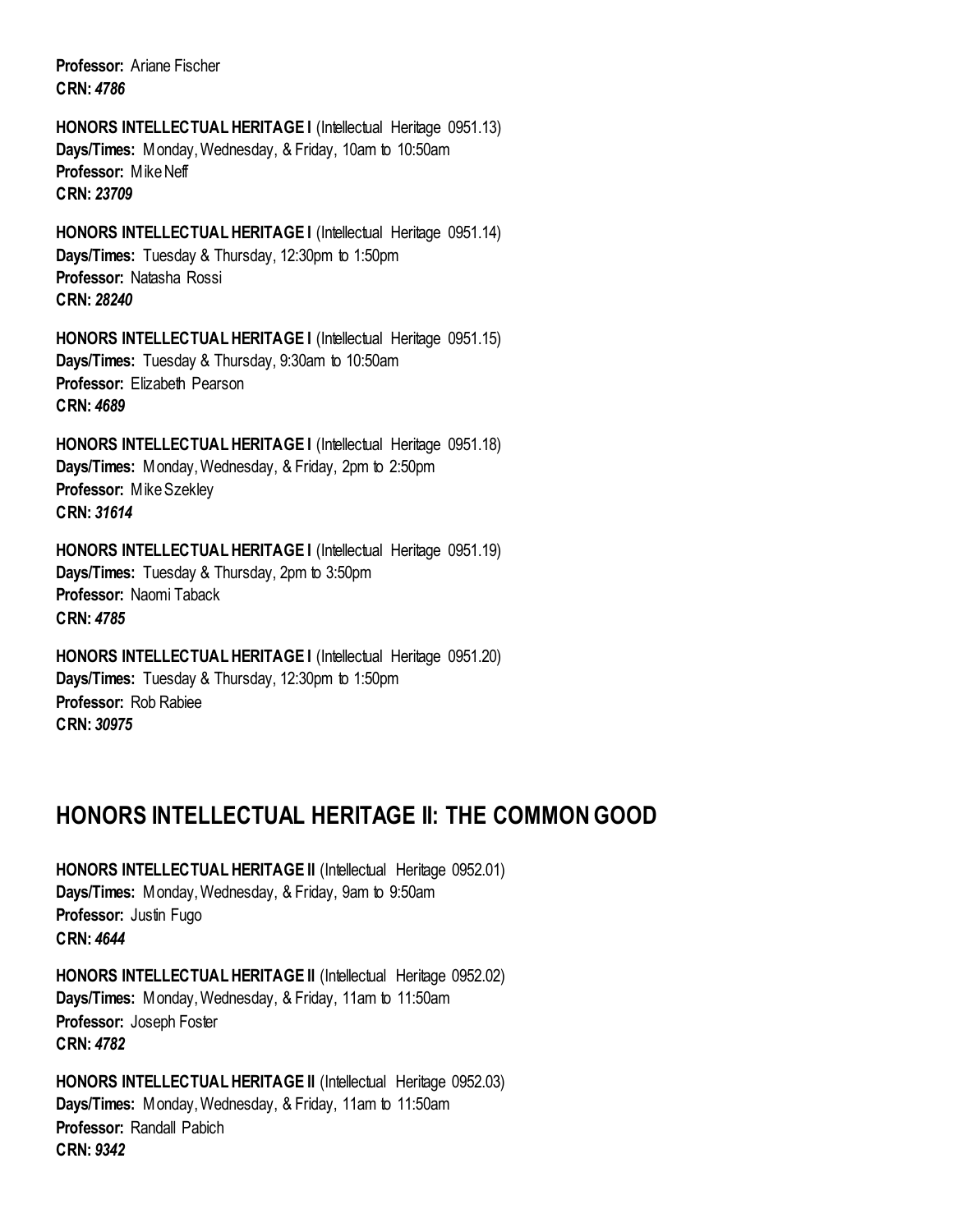**Professor:** Ariane Fischer
**CRN:** ***4786***

**HONORS INTELLECTUAL HERITAGE I** (Intellectual Heritage 0951.13)
**Days/Times:** Monday, Wednesday, & Friday, 10am to 10:50am
**Professor:** Mike Neff
**CRN:** ***23709***

**HONORS INTELLECTUAL HERITAGE I** (Intellectual Heritage 0951.14)
**Days/Times:** Tuesday & Thursday, 12:30pm to 1:50pm
**Professor:** Natasha Rossi
**CRN:** ***28240***

**HONORS INTELLECTUAL HERITAGE I** (Intellectual Heritage 0951.15)
**Days/Times:** Tuesday & Thursday, 9:30am to 10:50am
**Professor:** Elizabeth Pearson
**CRN:** ***4689***

**HONORS INTELLECTUAL HERITAGE I** (Intellectual Heritage 0951.18)
**Days/Times:** Monday, Wednesday, & Friday, 2pm to 2:50pm
**Professor:** Mike Szekley
**CRN:** ***31614***

**HONORS INTELLECTUAL HERITAGE I** (Intellectual Heritage 0951.19)
**Days/Times:** Tuesday & Thursday, 2pm to 3:50pm
**Professor:** Naomi Taback
**CRN:** ***4785***

**HONORS INTELLECTUAL HERITAGE I** (Intellectual Heritage 0951.20)
**Days/Times:** Tuesday & Thursday, 12:30pm to 1:50pm
**Professor:** Rob Rabiee
**CRN:** ***30975***

## HONORS INTELLECTUAL HERITAGE II: THE COMMON GOOD

**HONORS INTELLECTUAL HERITAGE II** (Intellectual Heritage 0952.01)
**Days/Times:** Monday, Wednesday, & Friday, 9am to 9:50am
**Professor:** Justin Fugo
**CRN:** ***4644***

**HONORS INTELLECTUAL HERITAGE II** (Intellectual Heritage 0952.02)
**Days/Times:** Monday, Wednesday, & Friday, 11am to 11:50am
**Professor:** Joseph Foster
**CRN:** ***4782***

**HONORS INTELLECTUAL HERITAGE II** (Intellectual Heritage 0952.03)
**Days/Times:** Monday, Wednesday, & Friday, 11am to 11:50am
**Professor:** Randall Pabich
**CRN:** ***9342***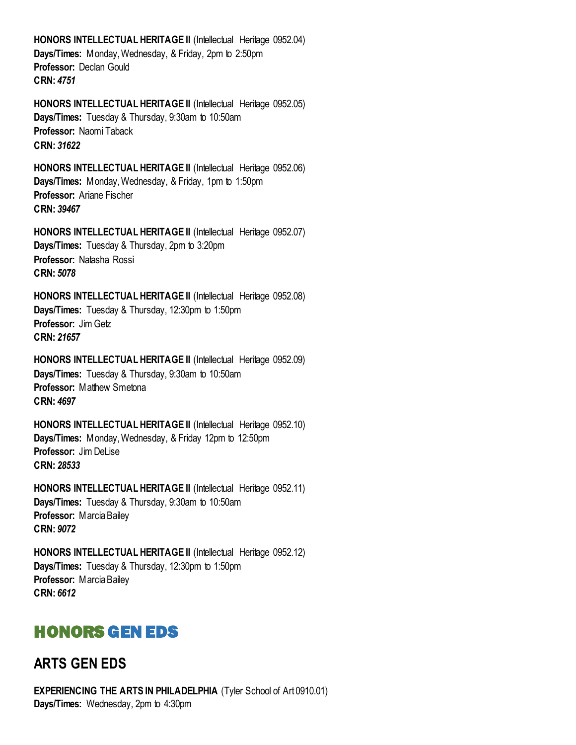**HONORS INTELLECTUAL HERITAGE II** (Intellectual Heritage 0952.04)
**Days/Times:** Monday, Wednesday, & Friday, 2pm to 2:50pm
**Professor:** Declan Gould
**CRN:** ***4751***

**HONORS INTELLECTUAL HERITAGE II** (Intellectual Heritage 0952.05)
**Days/Times:** Tuesday & Thursday, 9:30am to 10:50am
**Professor:** Naomi Taback
**CRN:** ***31622***

**HONORS INTELLECTUAL HERITAGE II** (Intellectual Heritage 0952.06)
**Days/Times:** Monday, Wednesday, & Friday, 1pm to 1:50pm
**Professor:** Ariane Fischer
**CRN:** ***39467***

**HONORS INTELLECTUAL HERITAGE II** (Intellectual Heritage 0952.07)
**Days/Times:** Tuesday & Thursday, 2pm to 3:20pm
**Professor:** Natasha Rossi
**CRN:** ***5078***

**HONORS INTELLECTUAL HERITAGE II** (Intellectual Heritage 0952.08)
**Days/Times:** Tuesday & Thursday, 12:30pm to 1:50pm
**Professor:** Jim Getz
**CRN:** ***21657***

**HONORS INTELLECTUAL HERITAGE II** (Intellectual Heritage 0952.09)
**Days/Times:** Tuesday & Thursday, 9:30am to 10:50am
**Professor:** Matthew Smetona
**CRN:** ***4697***

**HONORS INTELLECTUAL HERITAGE II** (Intellectual Heritage 0952.10)
**Days/Times:** Monday, Wednesday, & Friday 12pm to 12:50pm
**Professor:** Jim DeLise
**CRN:** ***28533***

**HONORS INTELLECTUAL HERITAGE II** (Intellectual Heritage 0952.11)
**Days/Times:** Tuesday & Thursday, 9:30am to 10:50am
**Professor:** Marcia Bailey
**CRN:** ***9072***

**HONORS INTELLECTUAL HERITAGE II** (Intellectual Heritage 0952.12)
**Days/Times:** Tuesday & Thursday, 12:30pm to 1:50pm
**Professor:** Marcia Bailey
**CRN:** ***6612***

# HONORS GEN EDS

## ARTS GEN EDS

**EXPERIENCING THE ARTS IN PHILADELPHIA** (Tyler School of Art 0910.01)
**Days/Times:** Wednesday, 2pm to 4:30pm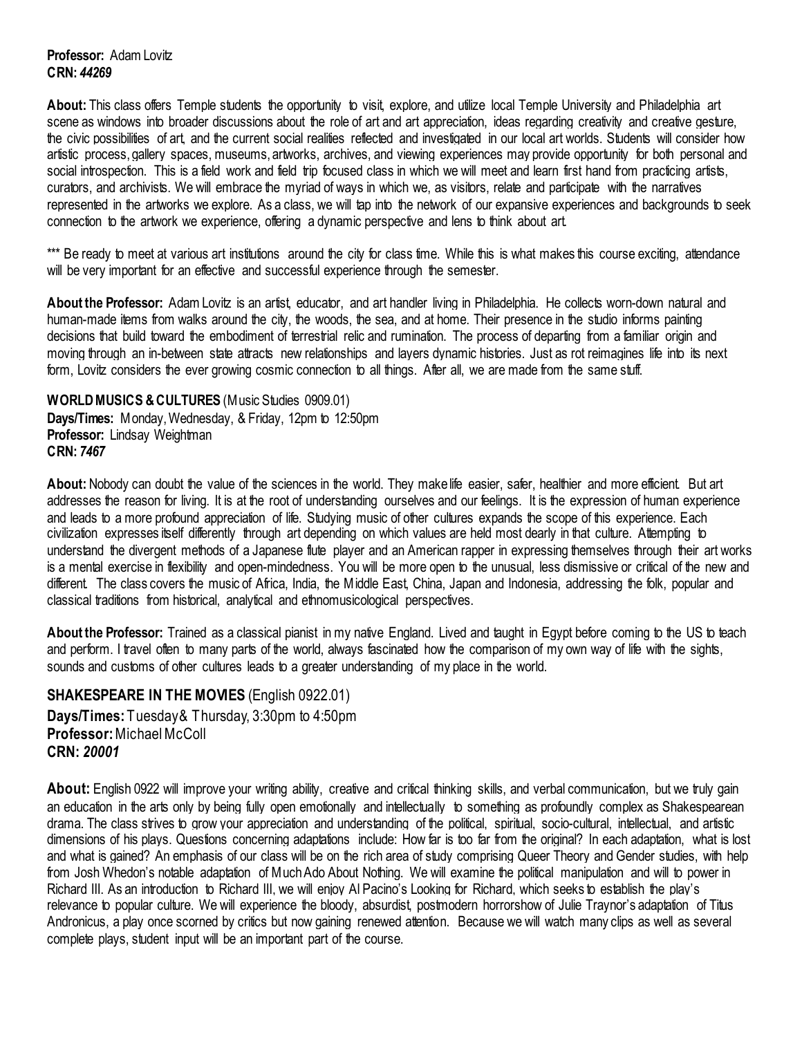**Professor:** Adam Lovitz
**CRN:** ***44269***

**About:** This class offers Temple students the opportunity to visit, explore, and utilize local Temple University and Philadelphia art scene as windows into broader discussions about the role of art and art appreciation, ideas regarding creativity and creative gesture, the civic possibilities of art, and the current social realities reflected and investigated in our local art worlds. Students will consider how artistic process, gallery spaces, museums, artworks, archives, and viewing experiences may provide opportunity for both personal and social introspection. This is a field work and field trip focused class in which we will meet and learn first hand from practicing artists, curators, and archivists. We will embrace the myriad of ways in which we, as visitors, relate and participate with the narratives represented in the artworks we explore. As a class, we will tap into the network of our expansive experiences and backgrounds to seek connection to the artwork we experience, offering a dynamic perspective and lens to think about art.

*** Be ready to meet at various art institutions around the city for class time. While this is what makes this course exciting, attendance will be very important for an effective and successful experience through the semester.

**About the Professor:** Adam Lovitz is an artist, educator, and art handler living in Philadelphia. He collects worn-down natural and human-made items from walks around the city, the woods, the sea, and at home. Their presence in the studio informs painting decisions that build toward the embodiment of terrestrial relic and rumination. The process of departing from a familiar origin and moving through an in-between state attracts new relationships and layers dynamic histories. Just as rot reimagines life into its next form, Lovitz considers the ever growing cosmic connection to all things. After all, we are made from the same stuff.

**WORLD MUSICS & CULTURES** (Music Studies 0909.01)
**Days/Times:** Monday, Wednesday, & Friday, 12pm to 12:50pm
**Professor:** Lindsay Weightman
**CRN:** ***7467***

**About:** Nobody can doubt the value of the sciences in the world. They make life easier, safer, healthier and more efficient. But art addresses the reason for living. It is at the root of understanding ourselves and our feelings. It is the expression of human experience and leads to a more profound appreciation of life. Studying music of other cultures expands the scope of this experience. Each civilization expresses itself differently through art depending on which values are held most dearly in that culture. Attempting to understand the divergent methods of a Japanese flute player and an American rapper in expressing themselves through their art works is a mental exercise in flexibility and open-mindedness. You will be more open to the unusual, less dismissive or critical of the new and different. The class covers the music of Africa, India, the Middle East, China, Japan and Indonesia, addressing the folk, popular and classical traditions from historical, analytical and ethnomusicological perspectives.

**About the Professor:** Trained as a classical pianist in my native England. Lived and taught in Egypt before coming to the US to teach and perform. I travel often to many parts of the world, always fascinated how the comparison of my own way of life with the sights, sounds and customs of other cultures leads to a greater understanding of my place in the world.

**SHAKESPEARE IN THE MOVIES** (English 0922.01)
**Days/Times:** Tuesday & Thursday, 3:30pm to 4:50pm
**Professor:** Michael McColl
**CRN:** ***20001***

**About:** English 0922 will improve your writing ability, creative and critical thinking skills, and verbal communication, but we truly gain an education in the arts only by being fully open emotionally and intellectually to something as profoundly complex as Shakespearean drama. The class strives to grow your appreciation and understanding of the political, spiritual, socio-cultural, intellectual, and artistic dimensions of his plays. Questions concerning adaptations include: How far is too far from the original? In each adaptation, what is lost and what is gained? An emphasis of our class will be on the rich area of study comprising Queer Theory and Gender studies, with help from Josh Whedon's notable adaptation of Much Ado About Nothing. We will examine the political manipulation and will to power in Richard III. As an introduction to Richard III, we will enjoy Al Pacino's Looking for Richard, which seeks to establish the play's relevance to popular culture. We will experience the bloody, absurdist, postmodern horrorshow of Julie Traynor's adaptation of Titus Andronicus, a play once scorned by critics but now gaining renewed attention. Because we will watch many clips as well as several complete plays, student input will be an important part of the course.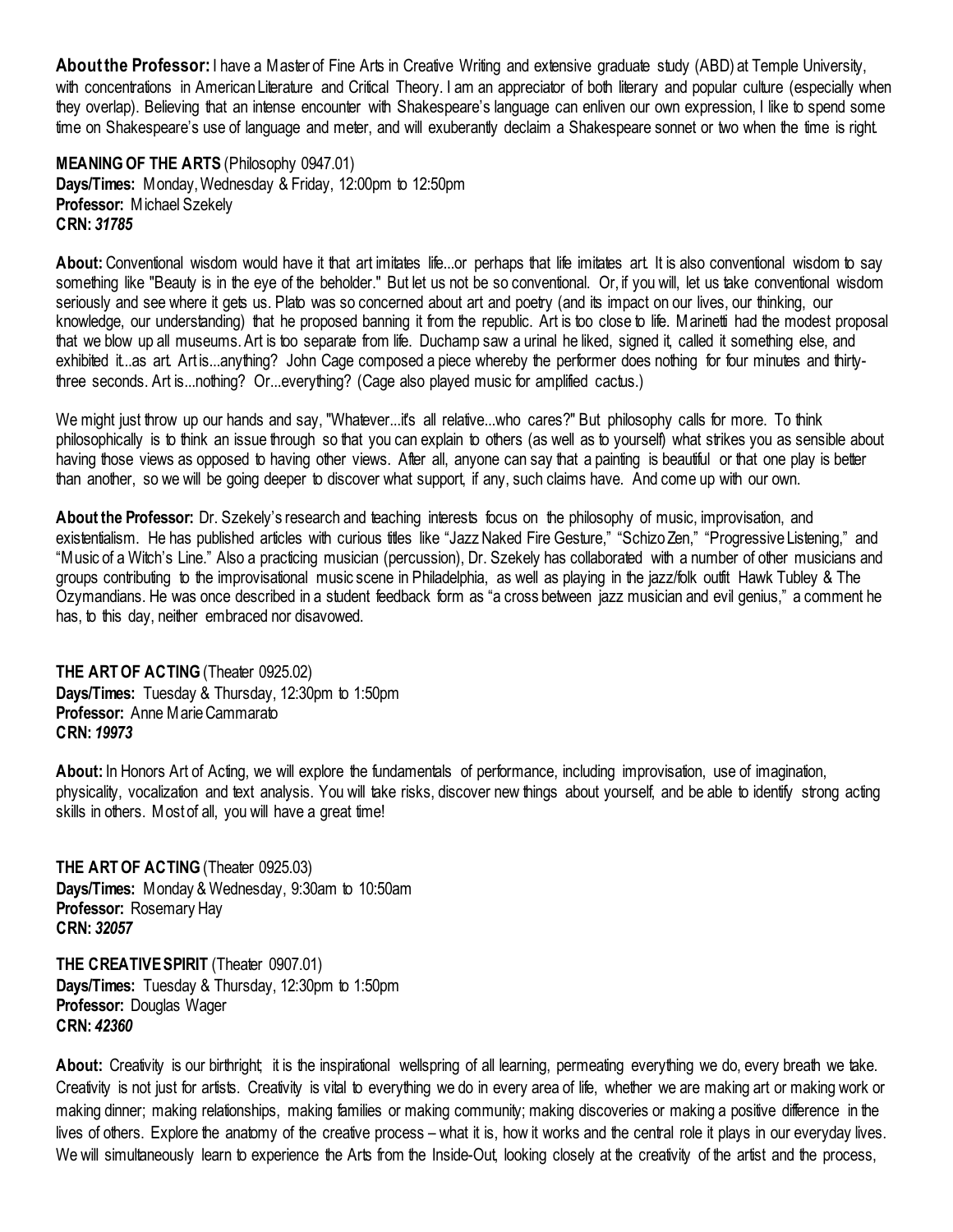**About the Professor:** I have a Master of Fine Arts in Creative Writing and extensive graduate study (ABD) at Temple University, with concentrations in American Literature and Critical Theory. I am an appreciator of both literary and popular culture (especially when they overlap). Believing that an intense encounter with Shakespeare's language can enliven our own expression, I like to spend some time on Shakespeare's use of language and meter, and will exuberantly declaim a Shakespeare sonnet or two when the time is right.

**MEANING OF THE ARTS** (Philosophy 0947.01)
**Days/Times:** Monday, Wednesday & Friday, 12:00pm to 12:50pm
**Professor:** Michael Szekely
**CRN:** ***31785***

**About:** Conventional wisdom would have it that art imitates life...or perhaps that life imitates art. It is also conventional wisdom to say something like "Beauty is in the eye of the beholder." But let us not be so conventional. Or, if you will, let us take conventional wisdom seriously and see where it gets us. Plato was so concerned about art and poetry (and its impact on our lives, our thinking, our knowledge, our understanding) that he proposed banning it from the republic. Art is too close to life. Marinetti had the modest proposal that we blow up all museums. Art is too separate from life. Duchamp saw a urinal he liked, signed it, called it something else, and exhibited it...as art. Art is...anything? John Cage composed a piece whereby the performer does nothing for four minutes and thirty-three seconds. Art is...nothing? Or...everything? (Cage also played music for amplified cactus.)

We might just throw up our hands and say, "Whatever...it's all relative...who cares?" But philosophy calls for more. To think philosophically is to think an issue through so that you can explain to others (as well as to yourself) what strikes you as sensible about having those views as opposed to having other views. After all, anyone can say that a painting is beautiful or that one play is better than another, so we will be going deeper to discover what support, if any, such claims have. And come up with our own.

**About the Professor:** Dr. Szekely's research and teaching interests focus on the philosophy of music, improvisation, and existentialism. He has published articles with curious titles like "Jazz Naked Fire Gesture," "Schizo Zen," "Progressive Listening," and "Music of a Witch's Line." Also a practicing musician (percussion), Dr. Szekely has collaborated with a number of other musicians and groups contributing to the improvisational music scene in Philadelphia, as well as playing in the jazz/folk outfit Hawk Tubley & The Ozymandians. He was once described in a student feedback form as "a cross between jazz musician and evil genius," a comment he has, to this day, neither embraced nor disavowed.

**THE ART OF ACTING** (Theater 0925.02)
**Days/Times:** Tuesday & Thursday, 12:30pm to 1:50pm
**Professor:** Anne Marie Cammarato
**CRN:** ***19973***

**About:** In Honors Art of Acting, we will explore the fundamentals of performance, including improvisation, use of imagination, physicality, vocalization and text analysis. You will take risks, discover new things about yourself, and be able to identify strong acting skills in others. Most of all, you will have a great time!

**THE ART OF ACTING** (Theater 0925.03)
**Days/Times:** Monday & Wednesday, 9:30am to 10:50am
**Professor:** Rosemary Hay
**CRN:** ***32057***

**THE CREATIVE SPIRIT** (Theater 0907.01)
**Days/Times:** Tuesday & Thursday, 12:30pm to 1:50pm
**Professor:** Douglas Wager
**CRN:** ***42360***

**About:** Creativity is our birthright; it is the inspirational wellspring of all learning, permeating everything we do, every breath we take. Creativity is not just for artists. Creativity is vital to everything we do in every area of life, whether we are making art or making work or making dinner; making relationships, making families or making community; making discoveries or making a positive difference in the lives of others. Explore the anatomy of the creative process – what it is, how it works and the central role it plays in our everyday lives. We will simultaneously learn to experience the Arts from the Inside-Out, looking closely at the creativity of the artist and the process,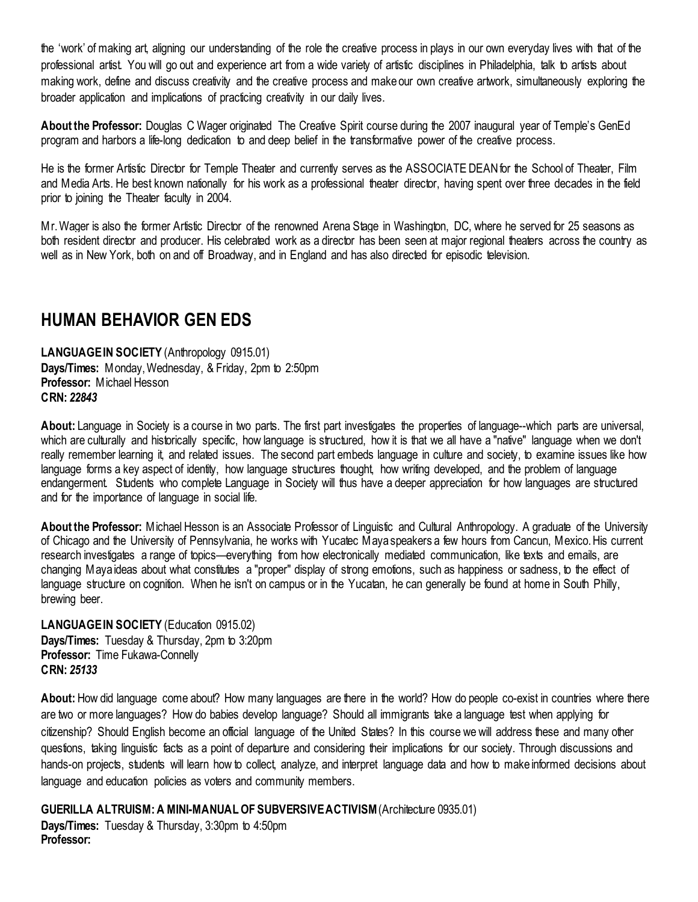the 'work' of making art, aligning our understanding of the role the creative process in plays in our own everyday lives with that of the professional artist. You will go out and experience art from a wide variety of artistic disciplines in Philadelphia, talk to artists about making work, define and discuss creativity and the creative process and make our own creative artwork, simultaneously exploring the broader application and implications of practicing creativity in our daily lives.

**About the Professor:** Douglas C Wager originated The Creative Spirit course during the 2007 inaugural year of Temple's GenEd program and harbors a life-long dedication to and deep belief in the transformative power of the creative process.

He is the former Artistic Director for Temple Theater and currently serves as the ASSOCIATE DEAN for the School of Theater, Film and Media Arts. He best known nationally for his work as a professional theater director, having spent over three decades in the field prior to joining the Theater faculty in 2004.

Mr. Wager is also the former Artistic Director of the renowned Arena Stage in Washington, DC, where he served for 25 seasons as both resident director and producer. His celebrated work as a director has been seen at major regional theaters across the country as well as in New York, both on and off Broadway, and in England and has also directed for episodic television.

## HUMAN BEHAVIOR GEN EDS

**LANGUAGE IN SOCIETY** (Anthropology 0915.01)
**Days/Times:** Monday, Wednesday, & Friday, 2pm to 2:50pm
**Professor:** Michael Hesson
**CRN:** ***22843***

**About:** Language in Society is a course in two parts. The first part investigates the properties of language--which parts are universal, which are culturally and historically specific, how language is structured, how it is that we all have a "native" language when we don't really remember learning it, and related issues. The second part embeds language in culture and society, to examine issues like how language forms a key aspect of identity, how language structures thought, how writing developed, and the problem of language endangerment. Students who complete Language in Society will thus have a deeper appreciation for how languages are structured and for the importance of language in social life.

**About the Professor:** Michael Hesson is an Associate Professor of Linguistic and Cultural Anthropology. A graduate of the University of Chicago and the University of Pennsylvania, he works with Yucatec Maya speakers a few hours from Cancun, Mexico. His current research investigates a range of topics—everything from how electronically mediated communication, like texts and emails, are changing Maya ideas about what constitutes a "proper" display of strong emotions, such as happiness or sadness, to the effect of language structure on cognition. When he isn't on campus or in the Yucatan, he can generally be found at home in South Philly, brewing beer.

**LANGUAGE IN SOCIETY** (Education 0915.02)
**Days/Times:** Tuesday & Thursday, 2pm to 3:20pm
**Professor:** Time Fukawa-Connelly
**CRN:** ***25133***

**About:** How did language come about? How many languages are there in the world? How do people co-exist in countries where there are two or more languages? How do babies develop language? Should all immigrants take a language test when applying for citizenship? Should English become an official language of the United States? In this course we will address these and many other questions, taking linguistic facts as a point of departure and considering their implications for our society. Through discussions and hands-on projects, students will learn how to collect, analyze, and interpret language data and how to make informed decisions about language and education policies as voters and community members.

**GUERILLA ALTRUISM: A MINI-MANUAL OF SUBVERSIVE ACTIVISM** (Architecture 0935.01)
**Days/Times:** Tuesday & Thursday, 3:30pm to 4:50pm
**Professor:**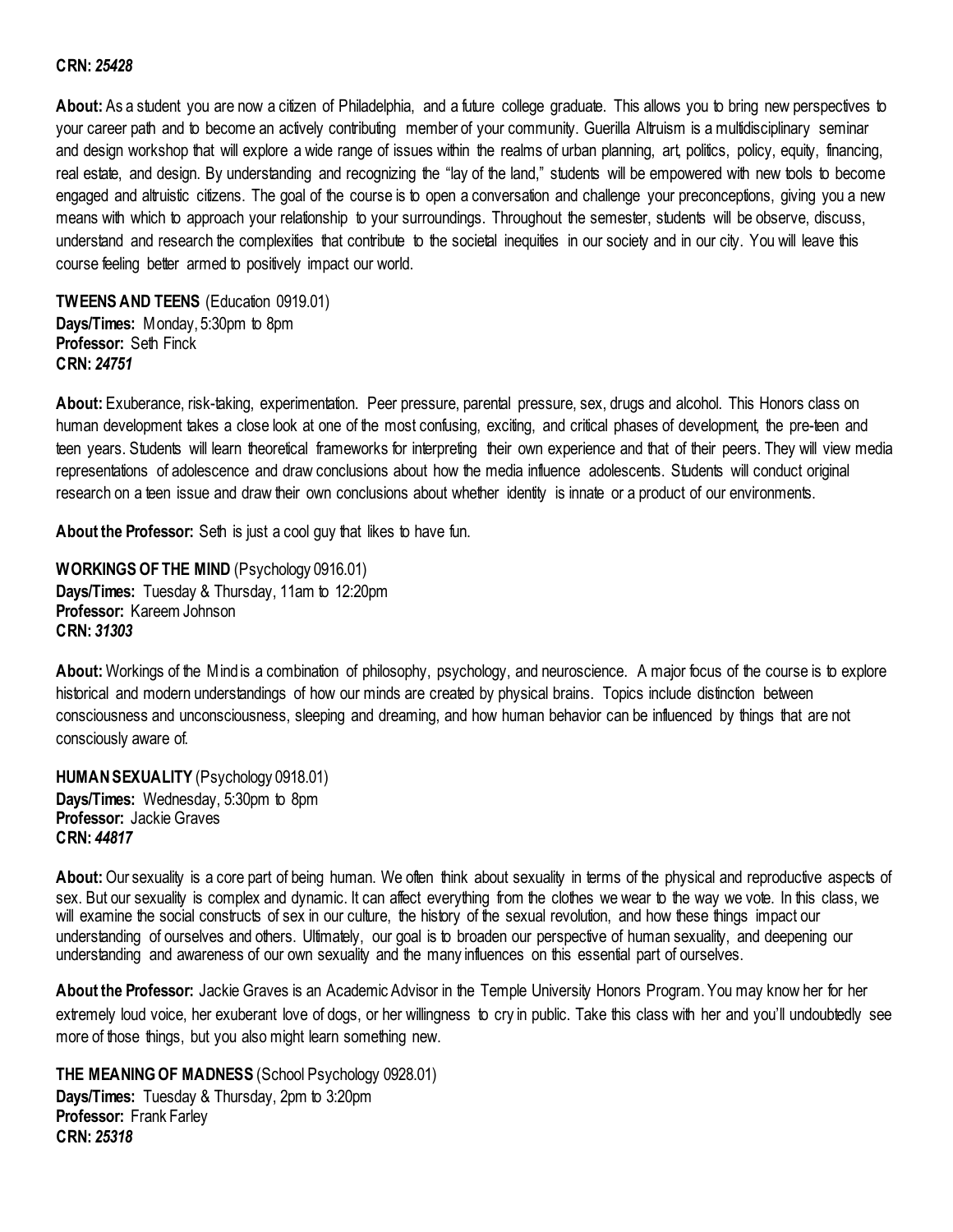**CRN:** ***25428***

**About:** As a student you are now a citizen of Philadelphia, and a future college graduate. This allows you to bring new perspectives to your career path and to become an actively contributing member of your community. Guerilla Altruism is a multidisciplinary seminar and design workshop that will explore a wide range of issues within the realms of urban planning, art, politics, policy, equity, financing, real estate, and design. By understanding and recognizing the "lay of the land," students will be empowered with new tools to become engaged and altruistic citizens. The goal of the course is to open a conversation and challenge your preconceptions, giving you a new means with which to approach your relationship to your surroundings. Throughout the semester, students will be observe, discuss, understand and research the complexities that contribute to the societal inequities in our society and in our city. You will leave this course feeling better armed to positively impact our world.

**TWEENS AND TEENS** (Education 0919.01)
**Days/Times:** Monday, 5:30pm to 8pm
**Professor:** Seth Finck
**CRN:** ***24751***

**About:** Exuberance, risk-taking, experimentation. Peer pressure, parental pressure, sex, drugs and alcohol. This Honors class on human development takes a close look at one of the most confusing, exciting, and critical phases of development, the pre-teen and teen years. Students will learn theoretical frameworks for interpreting their own experience and that of their peers. They will view media representations of adolescence and draw conclusions about how the media influence adolescents. Students will conduct original research on a teen issue and draw their own conclusions about whether identity is innate or a product of our environments.

**About the Professor:** Seth is just a cool guy that likes to have fun.

**WORKINGS OF THE MIND** (Psychology 0916.01)
**Days/Times:** Tuesday & Thursday, 11am to 12:20pm
**Professor:** Kareem Johnson
**CRN:** ***31303***

**About:** Workings of the Mind is a combination of philosophy, psychology, and neuroscience. A major focus of the course is to explore historical and modern understandings of how our minds are created by physical brains. Topics include distinction between consciousness and unconsciousness, sleeping and dreaming, and how human behavior can be influenced by things that are not consciously aware of.

**HUMAN SEXUALITY** (Psychology 0918.01)
**Days/Times:** Wednesday, 5:30pm to 8pm
**Professor:** Jackie Graves
**CRN:** ***44817***

**About:** Our sexuality is a core part of being human. We often think about sexuality in terms of the physical and reproductive aspects of sex. But our sexuality is complex and dynamic. It can affect everything from the clothes we wear to the way we vote. In this class, we will examine the social constructs of sex in our culture, the history of the sexual revolution, and how these things impact our understanding of ourselves and others. Ultimately, our goal is to broaden our perspective of human sexuality, and deepening our understanding and awareness of our own sexuality and the many influences on this essential part of ourselves.

**About the Professor:** Jackie Graves is an Academic Advisor in the Temple University Honors Program. You may know her for her extremely loud voice, her exuberant love of dogs, or her willingness to cry in public. Take this class with her and you'll undoubtedly see more of those things, but you also might learn something new.

**THE MEANING OF MADNESS** (School Psychology 0928.01)
**Days/Times:** Tuesday & Thursday, 2pm to 3:20pm
**Professor:** Frank Farley
**CRN:** ***25318***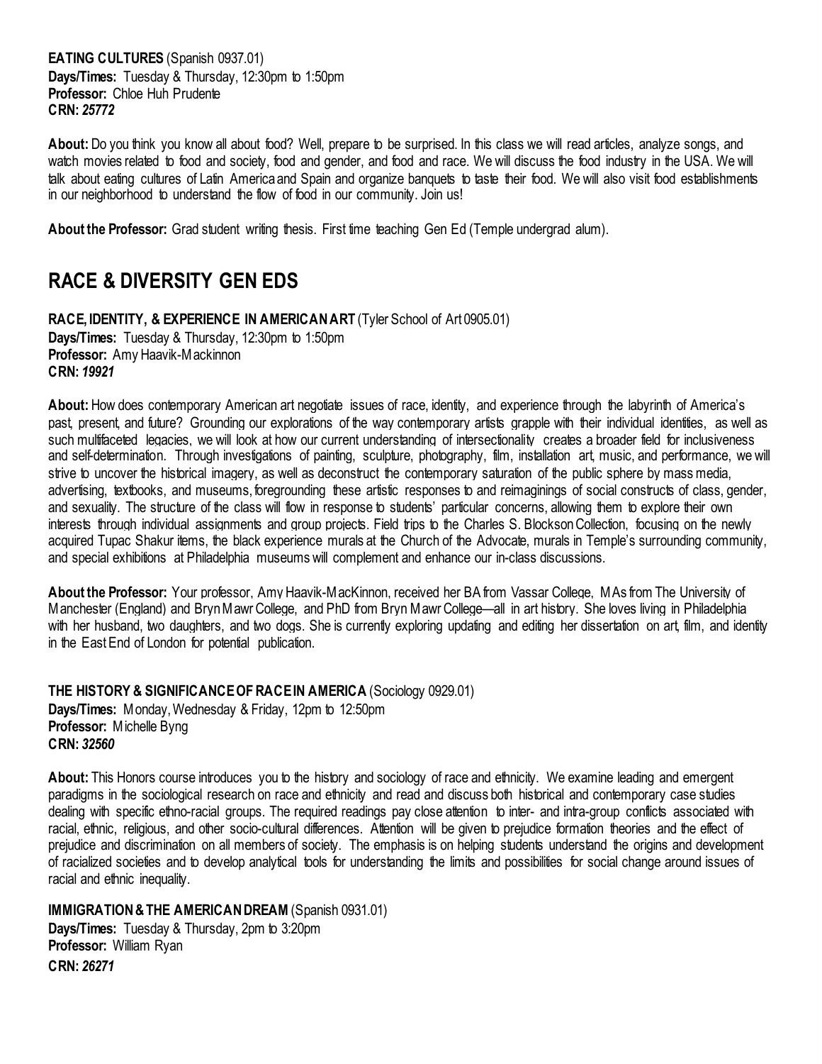**EATING CULTURES** (Spanish 0937.01)
**Days/Times:** Tuesday & Thursday, 12:30pm to 1:50pm
**Professor:** Chloe Huh Prudente
**CRN:** ***25772***

**About:** Do you think you know all about food? Well, prepare to be surprised. In this class we will read articles, analyze songs, and watch movies related to food and society, food and gender, and food and race. We will discuss the food industry in the USA. We will talk about eating cultures of Latin America and Spain and organize banquets to taste their food. We will also visit food establishments in our neighborhood to understand the flow of food in our community. Join us!

**About the Professor:** Grad student writing thesis. First time teaching Gen Ed (Temple undergrad alum).

## RACE & DIVERSITY GEN EDS

**RACE, IDENTITY, & EXPERIENCE IN AMERICAN ART** (Tyler School of Art 0905.01)
**Days/Times:** Tuesday & Thursday, 12:30pm to 1:50pm
**Professor:** Amy Haavik-Mackinnon
**CRN:** ***19921***

**About:** How does contemporary American art negotiate issues of race, identity, and experience through the labyrinth of America's past, present, and future? Grounding our explorations of the way contemporary artists grapple with their individual identities, as well as such multifaceted legacies, we will look at how our current understanding of intersectionality creates a broader field for inclusiveness and self-determination. Through investigations of painting, sculpture, photography, film, installation art, music, and performance, we will strive to uncover the historical imagery, as well as deconstruct the contemporary saturation of the public sphere by mass media, advertising, textbooks, and museums, foregrounding these artistic responses to and reimaginings of social constructs of class, gender, and sexuality. The structure of the class will flow in response to students' particular concerns, allowing them to explore their own interests through individual assignments and group projects. Field trips to the Charles S. Blockson Collection, focusing on the newly acquired Tupac Shakur items, the black experience murals at the Church of the Advocate, murals in Temple's surrounding community, and special exhibitions at Philadelphia museums will complement and enhance our in-class discussions.

**About the Professor:** Your professor, Amy Haavik-MacKinnon, received her BA from Vassar College, MAs from The University of Manchester (England) and Bryn Mawr College, and PhD from Bryn Mawr College—all in art history. She loves living in Philadelphia with her husband, two daughters, and two dogs. She is currently exploring updating and editing her dissertation on art, film, and identity in the East End of London for potential publication.

**THE HISTORY & SIGNIFICANCE OF RACE IN AMERICA** (Sociology 0929.01)
**Days/Times:** Monday, Wednesday & Friday, 12pm to 12:50pm
**Professor:** Michelle Byng
**CRN:** ***32560***

**About:** This Honors course introduces you to the history and sociology of race and ethnicity. We examine leading and emergent paradigms in the sociological research on race and ethnicity and read and discuss both historical and contemporary case studies dealing with specific ethno-racial groups. The required readings pay close attention to inter- and intra-group conflicts associated with racial, ethnic, religious, and other socio-cultural differences. Attention will be given to prejudice formation theories and the effect of prejudice and discrimination on all members of society. The emphasis is on helping students understand the origins and development of racialized societies and to develop analytical tools for understanding the limits and possibilities for social change around issues of racial and ethnic inequality.

**IMMIGRATION & THE AMERICAN DREAM** (Spanish 0931.01)
**Days/Times:** Tuesday & Thursday, 2pm to 3:20pm
**Professor:** William Ryan
**CRN:** ***26271***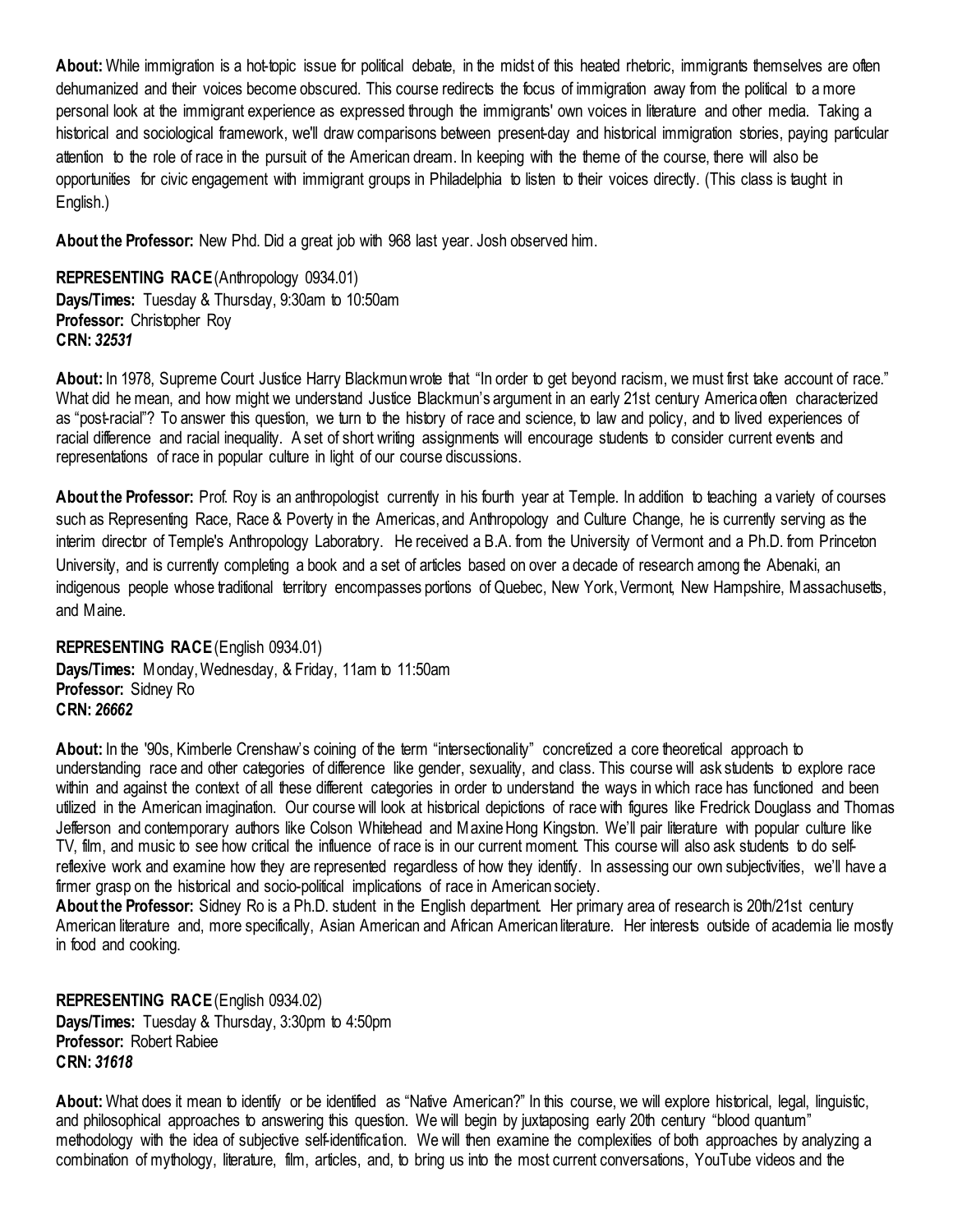**About:** While immigration is a hot-topic issue for political debate, in the midst of this heated rhetoric, immigrants themselves are often dehumanized and their voices become obscured. This course redirects the focus of immigration away from the political to a more personal look at the immigrant experience as expressed through the immigrants' own voices in literature and other media. Taking a historical and sociological framework, we'll draw comparisons between present-day and historical immigration stories, paying particular attention to the role of race in the pursuit of the American dream. In keeping with the theme of the course, there will also be opportunities for civic engagement with immigrant groups in Philadelphia to listen to their voices directly. (This class is taught in English.)

**About the Professor:** New Phd. Did a great job with 968 last year. Josh observed him.

**REPRESENTING RACE** (Anthropology 0934.01)
**Days/Times:** Tuesday & Thursday, 9:30am to 10:50am
**Professor:** Christopher Roy
**CRN:** ***32531***

**About:** In 1978, Supreme Court Justice Harry Blackmun wrote that "In order to get beyond racism, we must first take account of race." What did he mean, and how might we understand Justice Blackmun's argument in an early 21st century America often characterized as "post-racial"? To answer this question, we turn to the history of race and science, to law and policy, and to lived experiences of racial difference and racial inequality. A set of short writing assignments will encourage students to consider current events and representations of race in popular culture in light of our course discussions.

**About the Professor:** Prof. Roy is an anthropologist currently in his fourth year at Temple. In addition to teaching a variety of courses such as Representing Race, Race & Poverty in the Americas, and Anthropology and Culture Change, he is currently serving as the interim director of Temple's Anthropology Laboratory. He received a B.A. from the University of Vermont and a Ph.D. from Princeton University, and is currently completing a book and a set of articles based on over a decade of research among the Abenaki, an indigenous people whose traditional territory encompasses portions of Quebec, New York, Vermont, New Hampshire, Massachusetts, and Maine.

**REPRESENTING RACE** (English 0934.01)
**Days/Times:** Monday, Wednesday, & Friday, 11am to 11:50am
**Professor:** Sidney Ro
**CRN:** ***26662***

**About:** In the '90s, Kimberle Crenshaw's coining of the term "intersectionality" concretized a core theoretical approach to understanding race and other categories of difference like gender, sexuality, and class. This course will ask students to explore race within and against the context of all these different categories in order to understand the ways in which race has functioned and been utilized in the American imagination. Our course will look at historical depictions of race with figures like Fredrick Douglass and Thomas Jefferson and contemporary authors like Colson Whitehead and Maxine Hong Kingston. We'll pair literature with popular culture like TV, film, and music to see how critical the influence of race is in our current moment. This course will also ask students to do self-reflexive work and examine how they are represented regardless of how they identify. In assessing our own subjectivities, we'll have a firmer grasp on the historical and socio-political implications of race in American society.
**About the Professor:** Sidney Ro is a Ph.D. student in the English department. Her primary area of research is 20th/21st century American literature and, more specifically, Asian American and African American literature. Her interests outside of academia lie mostly in food and cooking.

**REPRESENTING RACE** (English 0934.02)
**Days/Times:** Tuesday & Thursday, 3:30pm to 4:50pm
**Professor:** Robert Rabiee
**CRN:** ***31618***

**About:** What does it mean to identify or be identified as "Native American?" In this course, we will explore historical, legal, linguistic, and philosophical approaches to answering this question. We will begin by juxtaposing early 20th century "blood quantum" methodology with the idea of subjective self-identification. We will then examine the complexities of both approaches by analyzing a combination of mythology, literature, film, articles, and, to bring us into the most current conversations, YouTube videos and the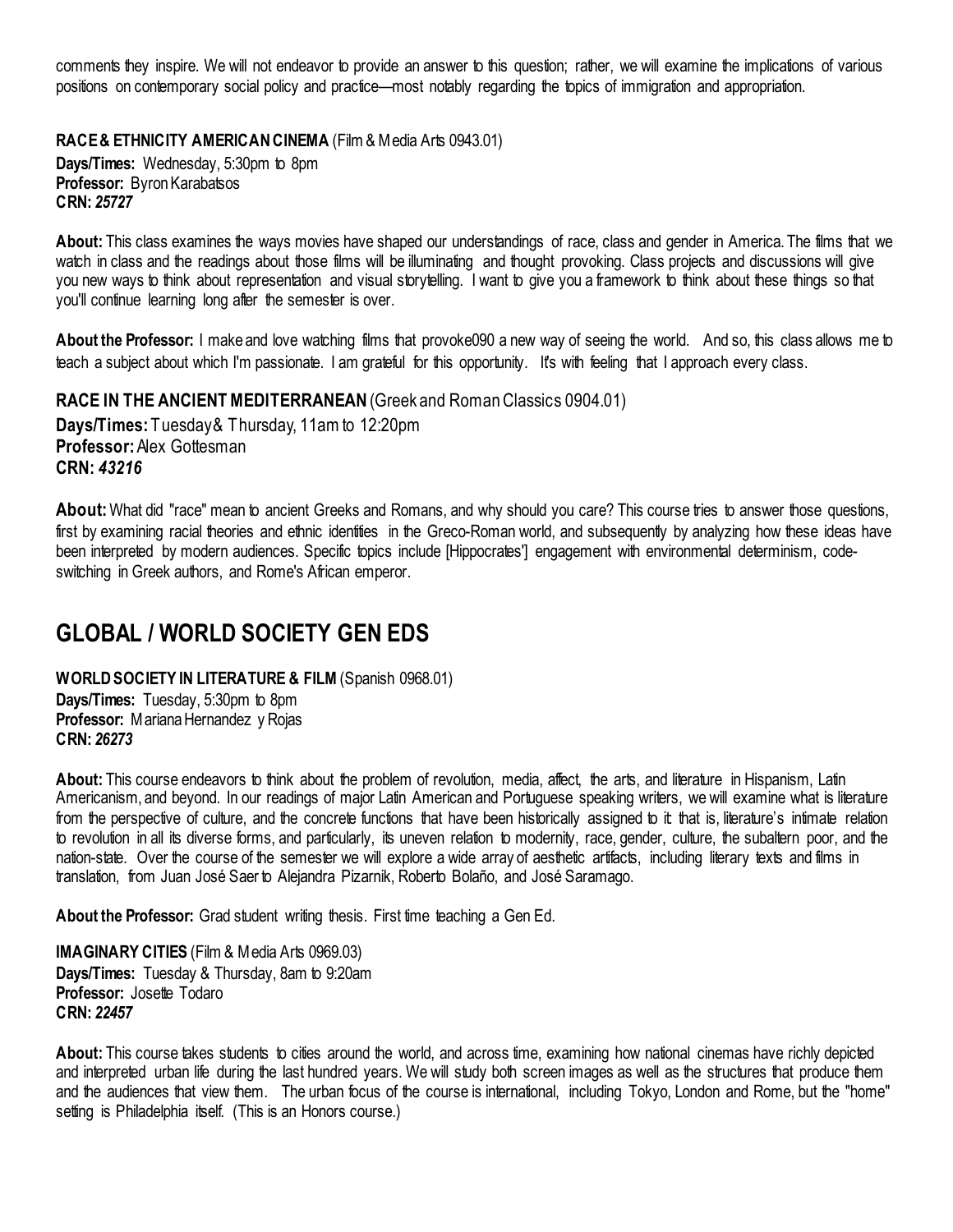comments they inspire. We will not endeavor to provide an answer to this question; rather, we will examine the implications of various positions on contemporary social policy and practice—most notably regarding the topics of immigration and appropriation.

**RACE & ETHNICITY AMERICAN CINEMA** (Film & Media Arts 0943.01)
**Days/Times:** Wednesday, 5:30pm to 8pm
**Professor:** Byron Karabatsos
**CRN:** ***25727***

**About:** This class examines the ways movies have shaped our understandings of race, class and gender in America. The films that we watch in class and the readings about those films will be illuminating and thought provoking. Class projects and discussions will give you new ways to think about representation and visual storytelling. I want to give you a framework to think about these things so that you'll continue learning long after the semester is over.

**About the Professor:** I make and love watching films that provoke090 a new way of seeing the world. And so, this class allows me to teach a subject about which I'm passionate. I am grateful for this opportunity. It's with feeling that I approach every class.

**RACE IN THE ANCIENT MEDITERRANEAN** (Greek and Roman Classics 0904.01)
**Days/Times:** Tuesday & Thursday, 11am to 12:20pm
**Professor:** Alex Gottesman
**CRN:** ***43216***

**About:** What did "race" mean to ancient Greeks and Romans, and why should you care? This course tries to answer those questions, first by examining racial theories and ethnic identities in the Greco-Roman world, and subsequently by analyzing how these ideas have been interpreted by modern audiences. Specific topics include [Hippocrates'] engagement with environmental determinism, code-switching in Greek authors, and Rome's African emperor.

## GLOBAL / WORLD SOCIETY GEN EDS

**WORLD SOCIETY IN LITERATURE & FILM** (Spanish 0968.01)
**Days/Times:** Tuesday, 5:30pm to 8pm
**Professor:** Mariana Hernandez y Rojas
**CRN:** ***26273***

**About:** This course endeavors to think about the problem of revolution, media, affect, the arts, and literature in Hispanism, Latin Americanism, and beyond. In our readings of major Latin American and Portuguese speaking writers, we will examine what is literature from the perspective of culture, and the concrete functions that have been historically assigned to it: that is, literature's intimate relation to revolution in all its diverse forms, and particularly, its uneven relation to modernity, race, gender, culture, the subaltern poor, and the nation-state. Over the course of the semester we will explore a wide array of aesthetic artifacts, including literary texts and films in translation, from Juan José Saer to Alejandra Pizarnik, Roberto Bolaño, and José Saramago.

**About the Professor:** Grad student writing thesis. First time teaching a Gen Ed.

**IMAGINARY CITIES** (Film & Media Arts 0969.03)
**Days/Times:** Tuesday & Thursday, 8am to 9:20am
**Professor:** Josette Todaro
**CRN:** ***22457***

**About:** This course takes students to cities around the world, and across time, examining how national cinemas have richly depicted and interpreted urban life during the last hundred years. We will study both screen images as well as the structures that produce them and the audiences that view them. The urban focus of the course is international, including Tokyo, London and Rome, but the "home" setting is Philadelphia itself. (This is an Honors course.)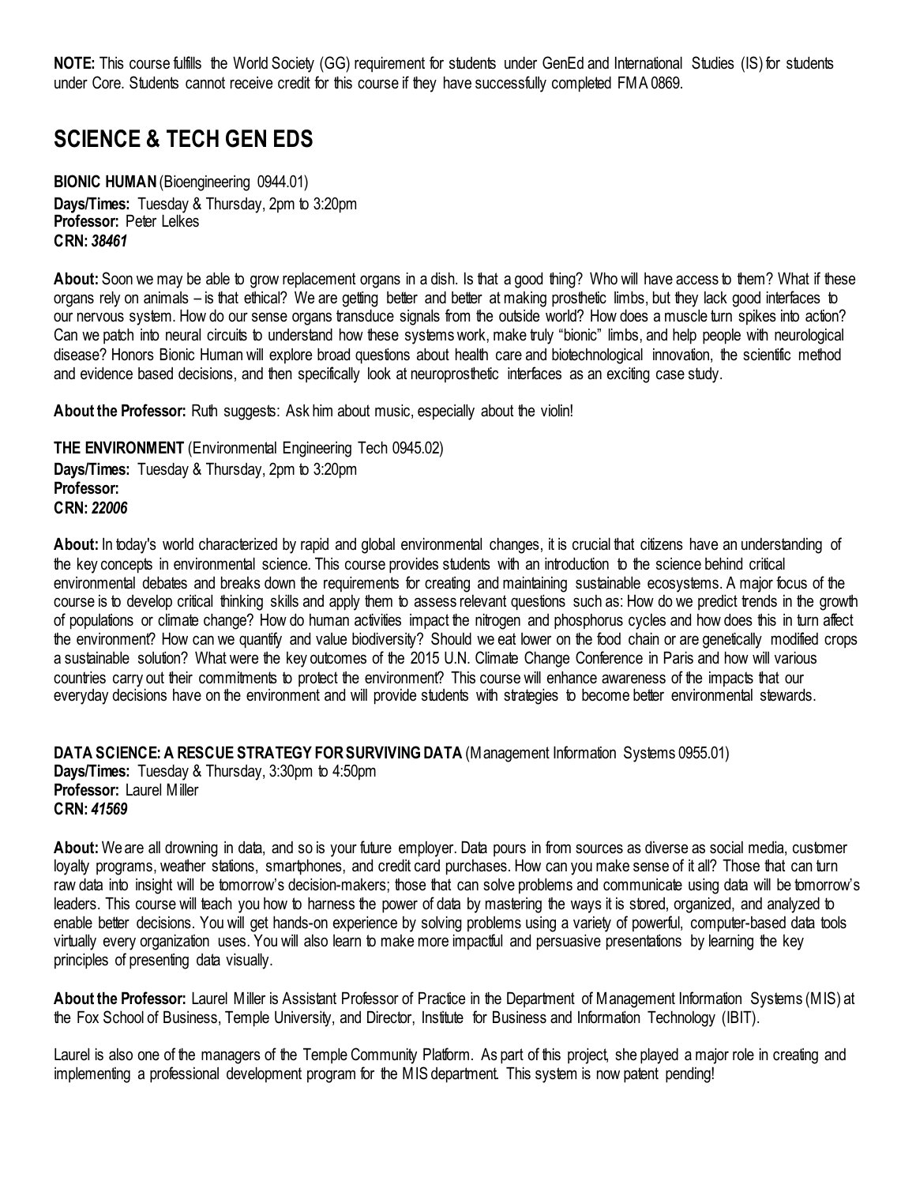**NOTE:** This course fulfills the World Society (GG) requirement for students under GenEd and International Studies (IS) for students under Core. Students cannot receive credit for this course if they have successfully completed FMA 0869.

## SCIENCE & TECH GEN EDS

**BIONIC HUMAN** (Bioengineering 0944.01)
**Days/Times:** Tuesday & Thursday, 2pm to 3:20pm
**Professor:** Peter Lelkes
**CRN:** ***38461***

**About:** Soon we may be able to grow replacement organs in a dish. Is that a good thing? Who will have access to them? What if these organs rely on animals – is that ethical? We are getting better and better at making prosthetic limbs, but they lack good interfaces to our nervous system. How do our sense organs transduce signals from the outside world? How does a muscle turn spikes into action? Can we patch into neural circuits to understand how these systems work, make truly "bionic" limbs, and help people with neurological disease? Honors Bionic Human will explore broad questions about health care and biotechnological innovation, the scientific method and evidence based decisions, and then specifically look at neuroprosthetic interfaces as an exciting case study.

**About the Professor:** Ruth suggests: Ask him about music, especially about the violin!

**THE ENVIRONMENT** (Environmental Engineering Tech 0945.02)
**Days/Times:** Tuesday & Thursday, 2pm to 3:20pm
**Professor:**
**CRN:** ***22006***

**About:** In today's world characterized by rapid and global environmental changes, it is crucial that citizens have an understanding of the key concepts in environmental science. This course provides students with an introduction to the science behind critical environmental debates and breaks down the requirements for creating and maintaining sustainable ecosystems. A major focus of the course is to develop critical thinking skills and apply them to assess relevant questions such as: How do we predict trends in the growth of populations or climate change? How do human activities impact the nitrogen and phosphorus cycles and how does this in turn affect the environment? How can we quantify and value biodiversity? Should we eat lower on the food chain or are genetically modified crops a sustainable solution? What were the key outcomes of the 2015 U.N. Climate Change Conference in Paris and how will various countries carry out their commitments to protect the environment? This course will enhance awareness of the impacts that our everyday decisions have on the environment and will provide students with strategies to become better environmental stewards.

**DATA SCIENCE: A RESCUE STRATEGY FOR SURVIVING DATA** (Management Information Systems 0955.01)
**Days/Times:** Tuesday & Thursday, 3:30pm to 4:50pm
**Professor:** Laurel Miller
**CRN:** ***41569***

**About:** We are all drowning in data, and so is your future employer. Data pours in from sources as diverse as social media, customer loyalty programs, weather stations, smartphones, and credit card purchases. How can you make sense of it all? Those that can turn raw data into insight will be tomorrow's decision-makers; those that can solve problems and communicate using data will be tomorrow's leaders. This course will teach you how to harness the power of data by mastering the ways it is stored, organized, and analyzed to enable better decisions. You will get hands-on experience by solving problems using a variety of powerful, computer-based data tools virtually every organization uses. You will also learn to make more impactful and persuasive presentations by learning the key principles of presenting data visually.

**About the Professor:** Laurel Miller is Assistant Professor of Practice in the Department of Management Information Systems (MIS) at the Fox School of Business, Temple University, and Director, Institute for Business and Information Technology (IBIT).

Laurel is also one of the managers of the Temple Community Platform. As part of this project, she played a major role in creating and implementing a professional development program for the MIS department. This system is now patent pending!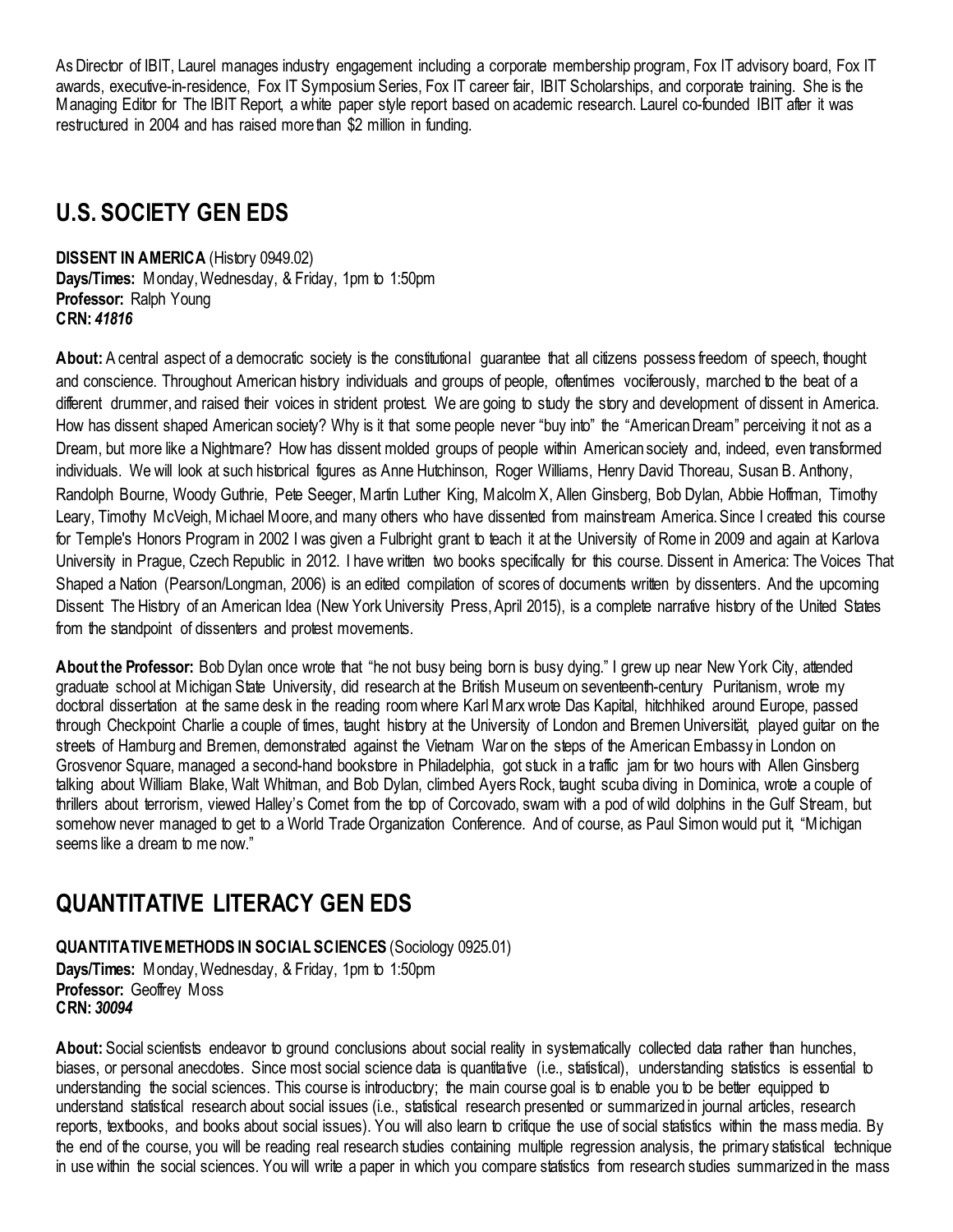As Director of IBIT, Laurel manages industry engagement including a corporate membership program, Fox IT advisory board, Fox IT awards, executive-in-residence, Fox IT Symposium Series, Fox IT career fair, IBIT Scholarships, and corporate training. She is the Managing Editor for The IBIT Report, a white paper style report based on academic research. Laurel co-founded IBIT after it was restructured in 2004 and has raised more than $2 million in funding.

## U.S. SOCIETY GEN EDS

**DISSENT IN AMERICA** (History 0949.02)
**Days/Times:** Monday, Wednesday, & Friday, 1pm to 1:50pm
**Professor:** Ralph Young
**CRN:** ***41816***

**About:** A central aspect of a democratic society is the constitutional guarantee that all citizens possess freedom of speech, thought and conscience. Throughout American history individuals and groups of people, oftentimes vociferously, marched to the beat of a different drummer, and raised their voices in strident protest. We are going to study the story and development of dissent in America. How has dissent shaped American society? Why is it that some people never "buy into" the "American Dream" perceiving it not as a Dream, but more like a Nightmare? How has dissent molded groups of people within American society and, indeed, even transformed individuals. We will look at such historical figures as Anne Hutchinson, Roger Williams, Henry David Thoreau, Susan B. Anthony, Randolph Bourne, Woody Guthrie, Pete Seeger, Martin Luther King, Malcolm X, Allen Ginsberg, Bob Dylan, Abbie Hoffman, Timothy Leary, Timothy McVeigh, Michael Moore, and many others who have dissented from mainstream America. Since I created this course for Temple's Honors Program in 2002 I was given a Fulbright grant to teach it at the University of Rome in 2009 and again at Karlova University in Prague, Czech Republic in 2012. I have written two books specifically for this course. Dissent in America: The Voices That Shaped a Nation (Pearson/Longman, 2006) is an edited compilation of scores of documents written by dissenters. And the upcoming Dissent: The History of an American Idea (New York University Press, April 2015), is a complete narrative history of the United States from the standpoint of dissenters and protest movements.

**About the Professor:** Bob Dylan once wrote that "he not busy being born is busy dying." I grew up near New York City, attended graduate school at Michigan State University, did research at the British Museum on seventeenth-century Puritanism, wrote my doctoral dissertation at the same desk in the reading room where Karl Marx wrote Das Kapital, hitchhiked around Europe, passed through Checkpoint Charlie a couple of times, taught history at the University of London and Bremen Universität, played guitar on the streets of Hamburg and Bremen, demonstrated against the Vietnam War on the steps of the American Embassy in London on Grosvenor Square, managed a second-hand bookstore in Philadelphia, got stuck in a traffic jam for two hours with Allen Ginsberg talking about William Blake, Walt Whitman, and Bob Dylan, climbed Ayers Rock, taught scuba diving in Dominica, wrote a couple of thrillers about terrorism, viewed Halley's Comet from the top of Corcovado, swam with a pod of wild dolphins in the Gulf Stream, but somehow never managed to get to a World Trade Organization Conference. And of course, as Paul Simon would put it, "Michigan seems like a dream to me now."

## QUANTITATIVE LITERACY GEN EDS

**QUANTITATIVE METHODS IN SOCIAL SCIENCES** (Sociology 0925.01)
**Days/Times:** Monday, Wednesday, & Friday, 1pm to 1:50pm
**Professor:** Geoffrey Moss
**CRN:** ***30094***

**About:** Social scientists endeavor to ground conclusions about social reality in systematically collected data rather than hunches, biases, or personal anecdotes. Since most social science data is quantitative (i.e., statistical), understanding statistics is essential to understanding the social sciences. This course is introductory; the main course goal is to enable you to be better equipped to understand statistical research about social issues (i.e., statistical research presented or summarized in journal articles, research reports, textbooks, and books about social issues). You will also learn to critique the use of social statistics within the mass media. By the end of the course, you will be reading real research studies containing multiple regression analysis, the primary statistical technique in use within the social sciences. You will write a paper in which you compare statistics from research studies summarized in the mass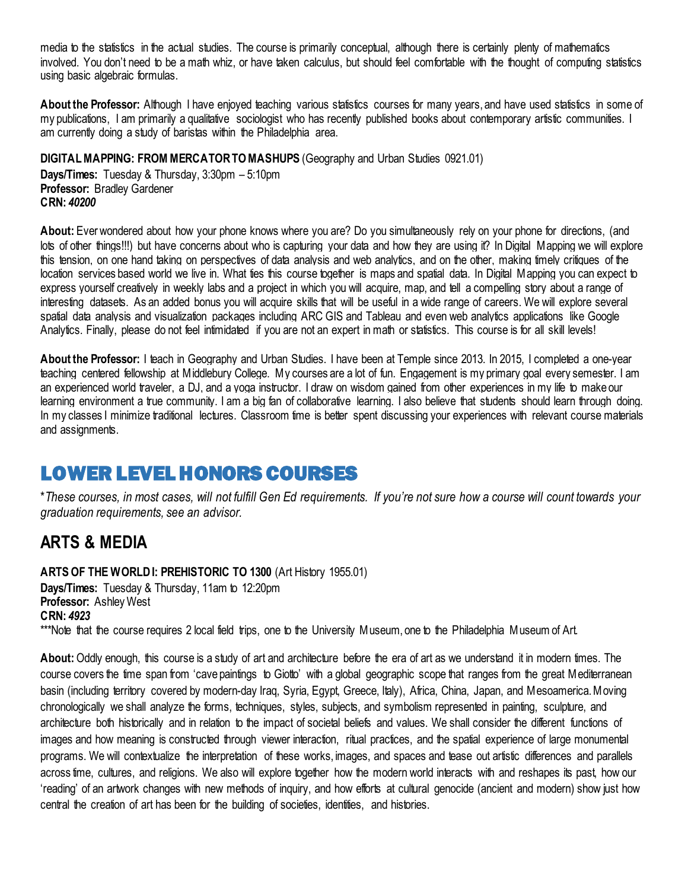media to the statistics in the actual studies. The course is primarily conceptual, although there is certainly plenty of mathematics involved. You don't need to be a math whiz, or have taken calculus, but should feel comfortable with the thought of computing statistics using basic algebraic formulas.

**About the Professor:** Although I have enjoyed teaching various statistics courses for many years, and have used statistics in some of my publications, I am primarily a qualitative sociologist who has recently published books about contemporary artistic communities. I am currently doing a study of baristas within the Philadelphia area.

**DIGITAL MAPPING: FROM MERCATOR TO MASHUPS** (Geography and Urban Studies 0921.01)
**Days/Times:** Tuesday & Thursday, 3:30pm – 5:10pm
**Professor:** Bradley Gardener
**CRN:** ***40200***

**About:** Ever wondered about how your phone knows where you are? Do you simultaneously rely on your phone for directions, (and lots of other things!!!) but have concerns about who is capturing your data and how they are using it? In Digital Mapping we will explore this tension, on one hand taking on perspectives of data analysis and web analytics, and on the other, making timely critiques of the location services based world we live in. What ties this course together is maps and spatial data. In Digital Mapping you can expect to express yourself creatively in weekly labs and a project in which you will acquire, map, and tell a compelling story about a range of interesting datasets. As an added bonus you will acquire skills that will be useful in a wide range of careers. We will explore several spatial data analysis and visualization packages including ARC GIS and Tableau and even web analytics applications like Google Analytics. Finally, please do not feel intimidated if you are not an expert in math or statistics. This course is for all skill levels!

**About the Professor:** I teach in Geography and Urban Studies. I have been at Temple since 2013. In 2015, I completed a one-year teaching centered fellowship at Middlebury College. My courses are a lot of fun. Engagement is my primary goal every semester. I am an experienced world traveler, a DJ, and a yoga instructor. I draw on wisdom gained from other experiences in my life to make our learning environment a true community. I am a big fan of collaborative learning. I also believe that students should learn through doing. In my classes I minimize traditional lectures. Classroom time is better spent discussing your experiences with relevant course materials and assignments.

# LOWER LEVEL HONORS COURSES

*\*These courses, in most cases, will not fulfill Gen Ed requirements. If you're not sure how a course will count towards your graduation requirements, see an advisor.*

## ARTS & MEDIA

**ARTS OF THE WORLD I: PREHISTORIC TO 1300** (Art History 1955.01)
**Days/Times:** Tuesday & Thursday, 11am to 12:20pm
**Professor:** Ashley West
**CRN:** ***4923***
\*\*\*Note that the course requires 2 local field trips, one to the University Museum, one to the Philadelphia Museum of Art.

**About:** Oddly enough, this course is a study of art and architecture before the era of art as we understand it in modern times. The course covers the time span from 'cave paintings to Giotto' with a global geographic scope that ranges from the great Mediterranean basin (including territory covered by modern-day Iraq, Syria, Egypt, Greece, Italy), Africa, China, Japan, and Mesoamerica. Moving chronologically we shall analyze the forms, techniques, styles, subjects, and symbolism represented in painting, sculpture, and architecture both historically and in relation to the impact of societal beliefs and values. We shall consider the different functions of images and how meaning is constructed through viewer interaction, ritual practices, and the spatial experience of large monumental programs. We will contextualize the interpretation of these works, images, and spaces and tease out artistic differences and parallels across time, cultures, and religions. We also will explore together how the modern world interacts with and reshapes its past, how our 'reading' of an artwork changes with new methods of inquiry, and how efforts at cultural genocide (ancient and modern) show just how central the creation of art has been for the building of societies, identities, and histories.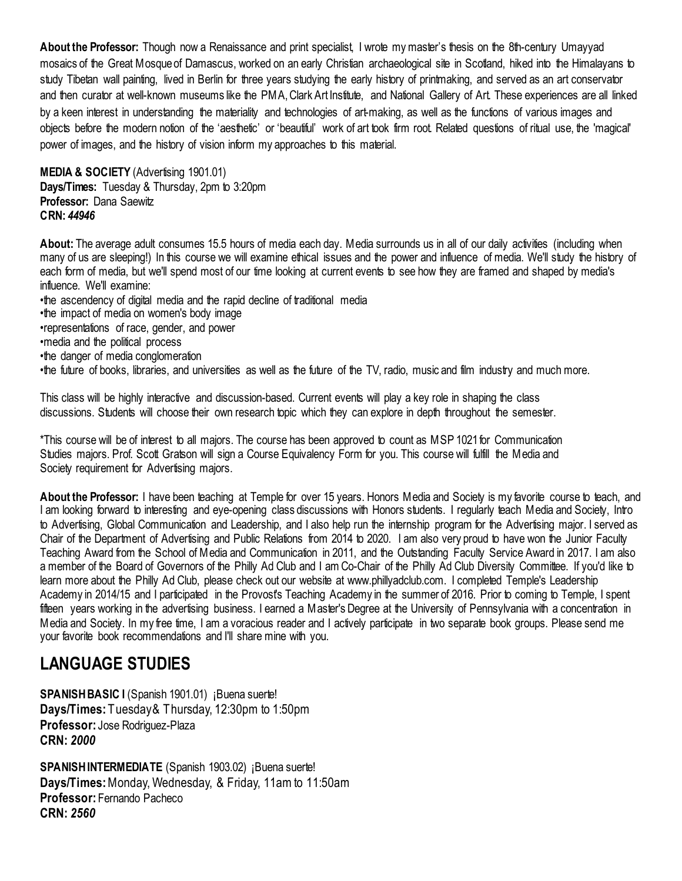**About the Professor:** Though now a Renaissance and print specialist, I wrote my master's thesis on the 8th-century Umayyad mosaics of the Great Mosque of Damascus, worked on an early Christian archaeological site in Scotland, hiked into the Himalayans to study Tibetan wall painting, lived in Berlin for three years studying the early history of printmaking, and served as an art conservator and then curator at well-known museums like the PMA, Clark Art Institute, and National Gallery of Art. These experiences are all linked by a keen interest in understanding the materiality and technologies of art-making, as well as the functions of various images and objects before the modern notion of the 'aesthetic' or 'beautiful' work of art took firm root. Related questions of ritual use, the 'magical' power of images, and the history of vision inform my approaches to this material.

**MEDIA & SOCIETY** (Advertising 1901.01)
**Days/Times:** Tuesday & Thursday, 2pm to 3:20pm
**Professor:** Dana Saewitz
**CRN:** ***44946***

**About:** The average adult consumes 15.5 hours of media each day. Media surrounds us in all of our daily activities (including when many of us are sleeping!) In this course we will examine ethical issues and the power and influence of media. We'll study the history of each form of media, but we'll spend most of our time looking at current events to see how they are framed and shaped by media's influence. We'll examine:

- the ascendency of digital media and the rapid decline of traditional media
- the impact of media on women's body image
- representations of race, gender, and power
- media and the political process
- the danger of media conglomeration
- the future of books, libraries, and universities as well as the future of the TV, radio, music and film industry and much more.

This class will be highly interactive and discussion-based. Current events will play a key role in shaping the class discussions. Students will choose their own research topic which they can explore in depth throughout the semester.

*This course will be of interest to all majors. The course has been approved to count as MSP 1021 for Communication Studies majors. Prof. Scott Gratson will sign a Course Equivalency Form for you. This course will fulfill the Media and Society requirement for Advertising majors.

**About the Professor:** I have been teaching at Temple for over 15 years. Honors Media and Society is my favorite course to teach, and I am looking forward to interesting and eye-opening class discussions with Honors students. I regularly teach Media and Society, Intro to Advertising, Global Communication and Leadership, and I also help run the internship program for the Advertising major. I served as Chair of the Department of Advertising and Public Relations from 2014 to 2020. I am also very proud to have won the Junior Faculty Teaching Award from the School of Media and Communication in 2011, and the Outstanding Faculty Service Award in 2017. I am also a member of the Board of Governors of the Philly Ad Club and I am Co-Chair of the Philly Ad Club Diversity Committee. If you'd like to learn more about the Philly Ad Club, please check out our website at www.phillyadclub.com. I completed Temple's Leadership Academy in 2014/15 and I participated in the Provost's Teaching Academy in the summer of 2016. Prior to coming to Temple, I spent fifteen years working in the advertising business. I earned a Master's Degree at the University of Pennsylvania with a concentration in Media and Society. In my free time, I am a voracious reader and I actively participate in two separate book groups. Please send me your favorite book recommendations and I'll share mine with you.

## LANGUAGE STUDIES

**SPANISH BASIC I** (Spanish 1901.01) ¡Buena suerte!
**Days/Times:** Tuesday & Thursday, 12:30pm to 1:50pm
**Professor:** Jose Rodriguez-Plaza
**CRN:** ***2000***

**SPANISH INTERMEDIATE** (Spanish 1903.02) ¡Buena suerte!
**Days/Times:** Monday, Wednesday, & Friday, 11am to 11:50am
**Professor:** Fernando Pacheco
**CRN:** ***2560***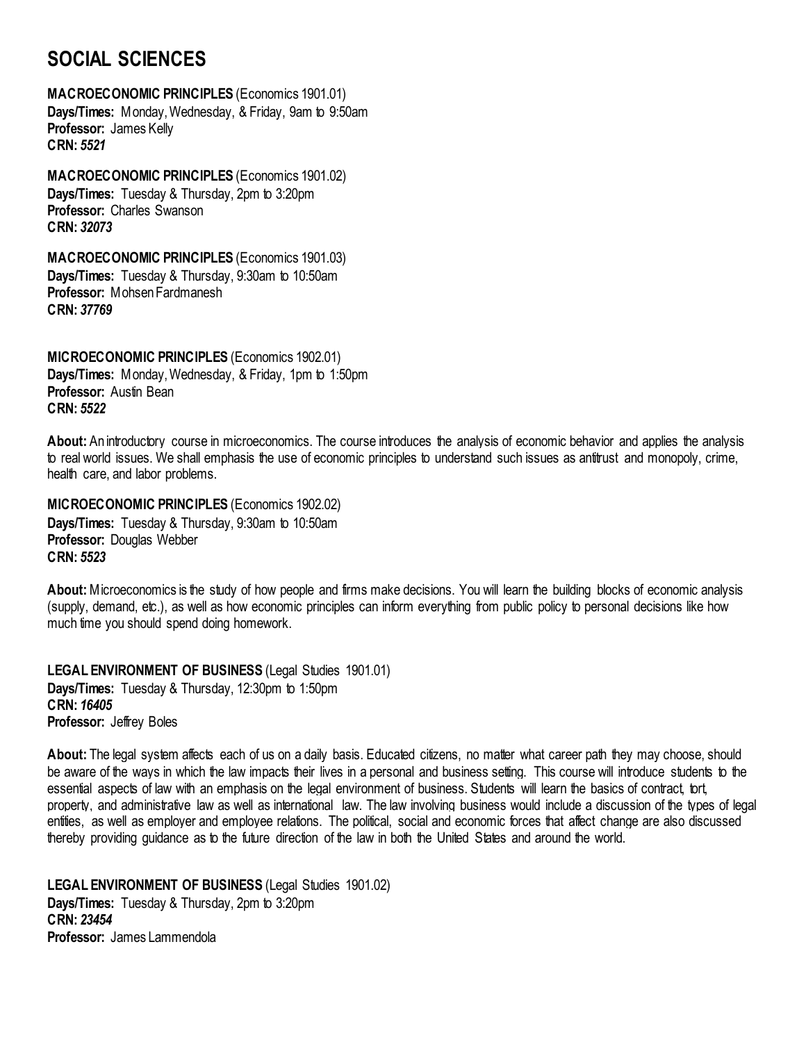# SOCIAL SCIENCES

**MACROECONOMIC PRINCIPLES** (Economics 1901.01)
**Days/Times:** Monday, Wednesday, & Friday, 9am to 9:50am
**Professor:** James Kelly
**CRN:** ***5521***

**MACROECONOMIC PRINCIPLES** (Economics 1901.02)
**Days/Times:** Tuesday & Thursday, 2pm to 3:20pm
**Professor:** Charles Swanson
**CRN:** ***32073***

**MACROECONOMIC PRINCIPLES** (Economics 1901.03)
**Days/Times:** Tuesday & Thursday, 9:30am to 10:50am
**Professor:** Mohsen Fardmanesh
**CRN:** ***37769***

**MICROECONOMIC PRINCIPLES** (Economics 1902.01)
**Days/Times:** Monday, Wednesday, & Friday, 1pm to 1:50pm
**Professor:** Austin Bean
**CRN:** ***5522***

**About:** An introductory course in microeconomics. The course introduces the analysis of economic behavior and applies the analysis to real world issues. We shall emphasis the use of economic principles to understand such issues as antitrust and monopoly, crime, health care, and labor problems.

**MICROECONOMIC PRINCIPLES** (Economics 1902.02)
**Days/Times:** Tuesday & Thursday, 9:30am to 10:50am
**Professor:** Douglas Webber
**CRN:** ***5523***

**About:** Microeconomics is the study of how people and firms make decisions. You will learn the building blocks of economic analysis (supply, demand, etc.), as well as how economic principles can inform everything from public policy to personal decisions like how much time you should spend doing homework.

**LEGAL ENVIRONMENT OF BUSINESS** (Legal Studies 1901.01)
**Days/Times:** Tuesday & Thursday, 12:30pm to 1:50pm
**CRN:** ***16405***
**Professor:** Jeffrey Boles

**About:** The legal system affects each of us on a daily basis. Educated citizens, no matter what career path they may choose, should be aware of the ways in which the law impacts their lives in a personal and business setting. This course will introduce students to the essential aspects of law with an emphasis on the legal environment of business. Students will learn the basics of contract, tort, property, and administrative law as well as international law. The law involving business would include a discussion of the types of legal entities, as well as employer and employee relations. The political, social and economic forces that affect change are also discussed thereby providing guidance as to the future direction of the law in both the United States and around the world.

**LEGAL ENVIRONMENT OF BUSINESS** (Legal Studies 1901.02)
**Days/Times:** Tuesday & Thursday, 2pm to 3:20pm
**CRN:** ***23454***
**Professor:** James Lammendola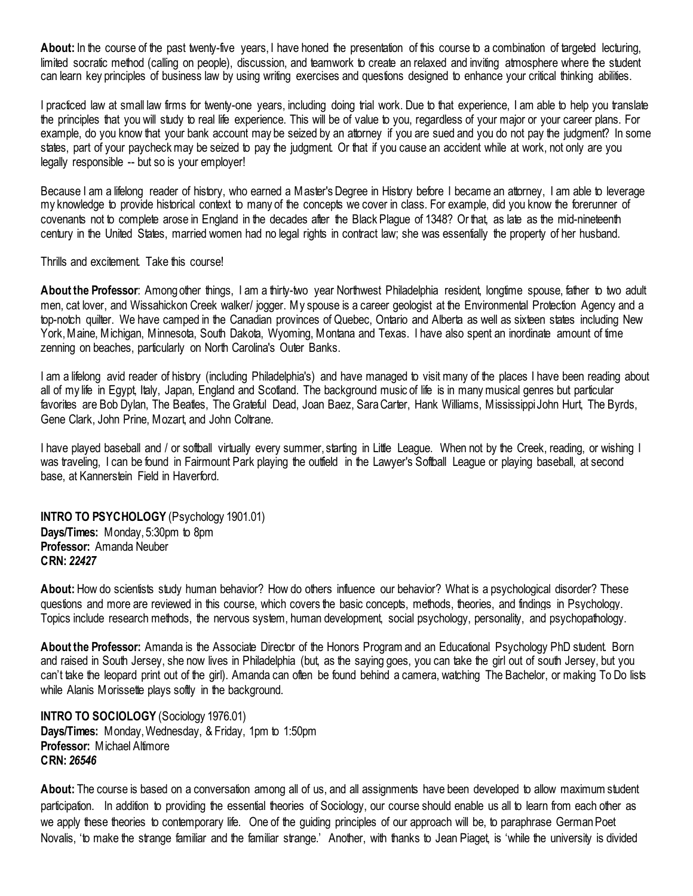**About:** In the course of the past twenty-five years, I have honed the presentation of this course to a combination of targeted lecturing, limited socratic method (calling on people), discussion, and teamwork to create an relaxed and inviting atmosphere where the student can learn key principles of business law by using writing exercises and questions designed to enhance your critical thinking abilities.

I practiced law at small law firms for twenty-one years, including doing trial work. Due to that experience, I am able to help you translate the principles that you will study to real life experience. This will be of value to you, regardless of your major or your career plans. For example, do you know that your bank account may be seized by an attorney if you are sued and you do not pay the judgment? In some states, part of your paycheck may be seized to pay the judgment. Or that if you cause an accident while at work, not only are you legally responsible -- but so is your employer!

Because I am a lifelong reader of history, who earned a Master's Degree in History before I became an attorney, I am able to leverage my knowledge to provide historical context to many of the concepts we cover in class. For example, did you know the forerunner of covenants not to complete arose in England in the decades after the Black Plague of 1348? Or that, as late as the mid-nineteenth century in the United States, married women had no legal rights in contract law; she was essentially the property of her husband.

Thrills and excitement. Take this course!

**About the Professor**: Among other things, I am a thirty-two year Northwest Philadelphia resident, longtime spouse, father to two adult men, cat lover, and Wissahickon Creek walker/ jogger. My spouse is a career geologist at the Environmental Protection Agency and a top-notch quilter. We have camped in the Canadian provinces of Quebec, Ontario and Alberta as well as sixteen states including New York, Maine, Michigan, Minnesota, South Dakota, Wyoming, Montana and Texas. I have also spent an inordinate amount of time zenning on beaches, particularly on North Carolina's Outer Banks.

I am a lifelong avid reader of history (including Philadelphia's) and have managed to visit many of the places I have been reading about all of my life in Egypt, Italy, Japan, England and Scotland. The background music of life is in many musical genres but particular favorites are Bob Dylan, The Beatles, The Grateful Dead, Joan Baez, Sara Carter, Hank Williams, Mississippi John Hurt, The Byrds, Gene Clark, John Prine, Mozart, and John Coltrane.

I have played baseball and / or softball virtually every summer, starting in Little League. When not by the Creek, reading, or wishing I was traveling, I can be found in Fairmount Park playing the outfield in the Lawyer's Softball League or playing baseball, at second base, at Kannerstein Field in Haverford.

**INTRO TO PSYCHOLOGY** (Psychology 1901.01)
**Days/Times:** Monday, 5:30pm to 8pm
**Professor:** Amanda Neuber
**CRN:** ***22427***

**About:** How do scientists study human behavior? How do others influence our behavior? What is a psychological disorder? These questions and more are reviewed in this course, which covers the basic concepts, methods, theories, and findings in Psychology. Topics include research methods, the nervous system, human development, social psychology, personality, and psychopathology.

**About the Professor:** Amanda is the Associate Director of the Honors Program and an Educational Psychology PhD student. Born and raised in South Jersey, she now lives in Philadelphia (but, as the saying goes, you can take the girl out of south Jersey, but you can't take the leopard print out of the girl). Amanda can often be found behind a camera, watching The Bachelor, or making To Do lists while Alanis Morissette plays softly in the background.

**INTRO TO SOCIOLOGY** (Sociology 1976.01)
**Days/Times:** Monday, Wednesday, & Friday, 1pm to 1:50pm
**Professor:** Michael Altimore
**CRN:** ***26546***

**About:** The course is based on a conversation among all of us, and all assignments have been developed to allow maximum student participation. In addition to providing the essential theories of Sociology, our course should enable us all to learn from each other as we apply these theories to contemporary life. One of the guiding principles of our approach will be, to paraphrase German Poet Novalis, 'to make the strange familiar and the familiar strange.' Another, with thanks to Jean Piaget, is 'while the university is divided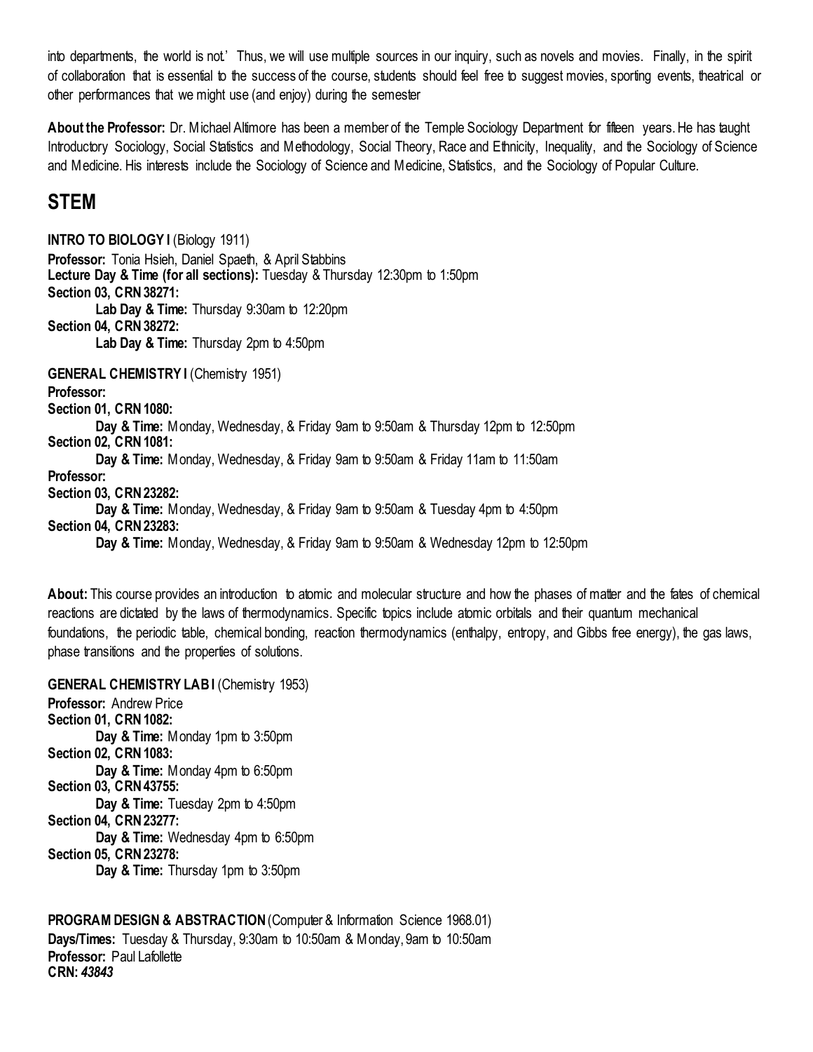into departments, the world is not.' Thus, we will use multiple sources in our inquiry, such as novels and movies. Finally, in the spirit of collaboration that is essential to the success of the course, students should feel free to suggest movies, sporting events, theatrical or other performances that we might use (and enjoy) during the semester

**About the Professor:** Dr. Michael Altimore has been a member of the Temple Sociology Department for fifteen years. He has taught Introductory Sociology, Social Statistics and Methodology, Social Theory, Race and Ethnicity, Inequality, and the Sociology of Science and Medicine. His interests include the Sociology of Science and Medicine, Statistics, and the Sociology of Popular Culture.

## STEM

**INTRO TO BIOLOGY I** (Biology 1911)
**Professor:** Tonia Hsieh, Daniel Spaeth, & April Stabbins
**Lecture Day & Time (for all sections):** Tuesday & Thursday 12:30pm to 1:50pm
**Section 03, CRN 38271:**
 **Lab Day & Time:** Thursday 9:30am to 12:20pm
**Section 04, CRN 38272:**
 **Lab Day & Time:** Thursday 2pm to 4:50pm

**GENERAL CHEMISTRY I** (Chemistry 1951)
**Professor:**
**Section 01, CRN 1080:**
 **Day & Time:** Monday, Wednesday, & Friday 9am to 9:50am & Thursday 12pm to 12:50pm
**Section 02, CRN 1081:**
 **Day & Time:** Monday, Wednesday, & Friday 9am to 9:50am & Friday 11am to 11:50am
**Professor:**
**Section 03, CRN 23282:**
 **Day & Time:** Monday, Wednesday, & Friday 9am to 9:50am & Tuesday 4pm to 4:50pm
**Section 04, CRN 23283:**
 **Day & Time:** Monday, Wednesday, & Friday 9am to 9:50am & Wednesday 12pm to 12:50pm

**About:** This course provides an introduction to atomic and molecular structure and how the phases of matter and the fates of chemical reactions are dictated by the laws of thermodynamics. Specific topics include atomic orbitals and their quantum mechanical foundations, the periodic table, chemical bonding, reaction thermodynamics (enthalpy, entropy, and Gibbs free energy), the gas laws, phase transitions and the properties of solutions.

**GENERAL CHEMISTRY LAB I** (Chemistry 1953)
**Professor:** Andrew Price
**Section 01, CRN 1082:**
 **Day & Time:** Monday 1pm to 3:50pm
**Section 02, CRN 1083:**
 **Day & Time:** Monday 4pm to 6:50pm
**Section 03, CRN 43755:**
 **Day & Time:** Tuesday 2pm to 4:50pm
**Section 04, CRN 23277:**
 **Day & Time:** Wednesday 4pm to 6:50pm
**Section 05, CRN 23278:**
 **Day & Time:** Thursday 1pm to 3:50pm

**PROGRAM DESIGN & ABSTRACTION** (Computer & Information Science 1968.01)
**Days/Times:** Tuesday & Thursday, 9:30am to 10:50am & Monday, 9am to 10:50am
**Professor:** Paul Lafollette
**CRN:** ***43843***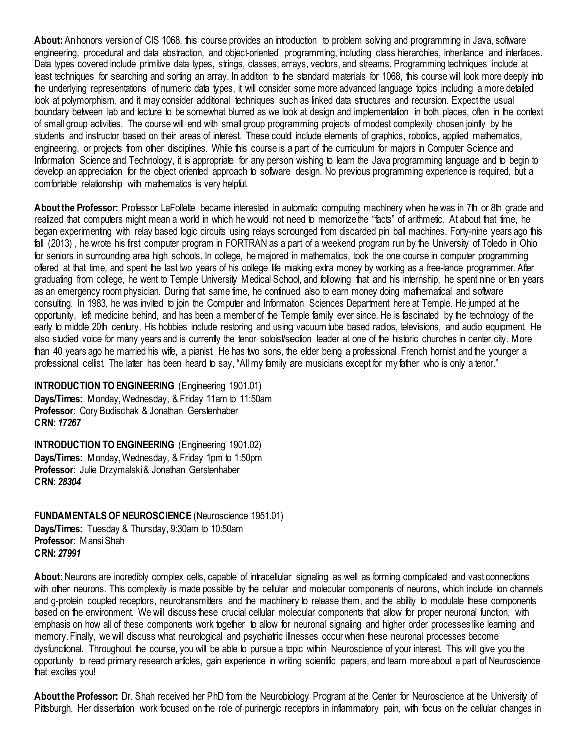**About:** An honors version of CIS 1068, this course provides an introduction to problem solving and programming in Java, software engineering, procedural and data abstraction, and object-oriented programming, including class hierarchies, inheritance and interfaces. Data types covered include primitive data types, strings, classes, arrays, vectors, and streams. Programming techniques include at least techniques for searching and sorting an array. In addition to the standard materials for 1068, this course will look more deeply into the underlying representations of numeric data types, it will consider some more advanced language topics including a more detailed look at polymorphism, and it may consider additional techniques such as linked data structures and recursion. Expect the usual boundary between lab and lecture to be somewhat blurred as we look at design and implementation in both places, often in the context of small group activities. The course will end with small group programming projects of modest complexity chosen jointly by the students and instructor based on their areas of interest. These could include elements of graphics, robotics, applied mathematics, engineering, or projects from other disciplines. While this course is a part of the curriculum for majors in Computer Science and Information Science and Technology, it is appropriate for any person wishing to learn the Java programming language and to begin to develop an appreciation for the object oriented approach to software design. No previous programming experience is required, but a comfortable relationship with mathematics is very helpful.

**About the Professor:** Professor LaFollette became interested in automatic computing machinery when he was in 7th or 8th grade and realized that computers might mean a world in which he would not need to memorize the "facts" of arithmetic. At about that time, he began experimenting with relay based logic circuits using relays scrounged from discarded pin ball machines. Forty-nine years ago this fall (2013) , he wrote his first computer program in FORTRAN as a part of a weekend program run by the University of Toledo in Ohio for seniors in surrounding area high schools. In college, he majored in mathematics, took the one course in computer programming offered at that time, and spent the last two years of his college life making extra money by working as a free-lance programmer. After graduating from college, he went to Temple University Medical School, and following that and his internship, he spent nine or ten years as an emergency room physician. During that same time, he continued also to earn money doing mathematical and software consulting. In 1983, he was invited to join the Computer and Information Sciences Department here at Temple. He jumped at the opportunity, left medicine behind, and has been a member of the Temple family ever since. He is fascinated by the technology of the early to middle 20th century. His hobbies include restoring and using vacuum tube based radios, televisions, and audio equipment. He also studied voice for many years and is currently the tenor soloist/section leader at one of the historic churches in center city. More than 40 years ago he married his wife, a pianist. He has two sons, the elder being a professional French hornist and the younger a professional cellist. The latter has been heard to say, "All my family are musicians except for my father who is only a tenor."

**INTRODUCTION TO ENGINEERING** (Engineering 1901.01)
**Days/Times:** Monday, Wednesday, & Friday 11am to 11:50am
**Professor:** Cory Budischak & Jonathan Gerstenhaber
**CRN:** ***17267***

**INTRODUCTION TO ENGINEERING** (Engineering 1901.02)
**Days/Times:** Monday, Wednesday, & Friday 1pm to 1:50pm
**Professor:** Julie Drzymalski & Jonathan Gerstenhaber
**CRN:** ***28304***

**FUNDAMENTALS OF NEUROSCIENCE** (Neuroscience 1951.01)
**Days/Times:** Tuesday & Thursday, 9:30am to 10:50am
**Professor:** Mansi Shah
**CRN:** ***27991***

**About:** Neurons are incredibly complex cells, capable of intracellular signaling as well as forming complicated and vast connections with other neurons. This complexity is made possible by the cellular and molecular components of neurons, which include ion channels and g-protein coupled receptors, neurotransmitters and the machinery to release them, and the ability to modulate these components based on the environment. We will discuss these crucial cellular molecular components that allow for proper neuronal function, with emphasis on how all of these components work together to allow for neuronal signaling and higher order processes like learning and memory. Finally, we will discuss what neurological and psychiatric illnesses occur when these neuronal processes become dysfunctional. Throughout the course, you will be able to pursue a topic within Neuroscience of your interest. This will give you the opportunity to read primary research articles, gain experience in writing scientific papers, and learn more about a part of Neuroscience that excites you!

**About the Professor:** Dr. Shah received her PhD from the Neurobiology Program at the Center for Neuroscience at the University of Pittsburgh. Her dissertation work focused on the role of purinergic receptors in inflammatory pain, with focus on the cellular changes in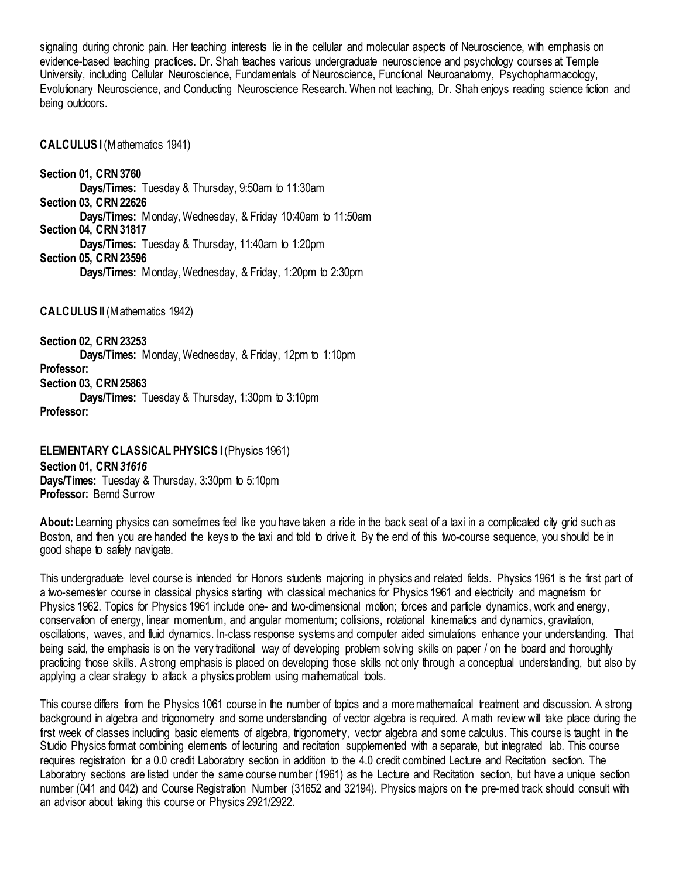signaling during chronic pain. Her teaching interests lie in the cellular and molecular aspects of Neuroscience, with emphasis on evidence-based teaching practices. Dr. Shah teaches various undergraduate neuroscience and psychology courses at Temple University, including Cellular Neuroscience, Fundamentals of Neuroscience, Functional Neuroanatomy, Psychopharmacology, Evolutionary Neuroscience, and Conducting Neuroscience Research. When not teaching, Dr. Shah enjoys reading science fiction and being outdoors.

**CALCULUS I** (Mathematics 1941)

**Section 01, CRN 3760**
 **Days/Times:** Tuesday & Thursday, 9:50am to 11:30am
**Section 03, CRN 22626**
 **Days/Times:** Monday, Wednesday, & Friday 10:40am to 11:50am
**Section 04, CRN 31817**
 **Days/Times:** Tuesday & Thursday, 11:40am to 1:20pm
**Section 05, CRN 23596**
 **Days/Times:** Monday, Wednesday, & Friday, 1:20pm to 2:30pm

**CALCULUS II** (Mathematics 1942)

**Section 02, CRN 23253**
 **Days/Times:** Monday, Wednesday, & Friday, 12pm to 1:10pm
**Professor:**
**Section 03, CRN 25863**
 **Days/Times:** Tuesday & Thursday, 1:30pm to 3:10pm
**Professor:**

**ELEMENTARY CLASSICAL PHYSICS I** (Physics 1961)
**Section 01, CRN *31616***
**Days/Times:** Tuesday & Thursday, 3:30pm to 5:10pm
**Professor:** Bernd Surrow

**About:** Learning physics can sometimes feel like you have taken a ride in the back seat of a taxi in a complicated city grid such as Boston, and then you are handed the keys to the taxi and told to drive it. By the end of this two-course sequence, you should be in good shape to safely navigate.

This undergraduate level course is intended for Honors students majoring in physics and related fields. Physics 1961 is the first part of a two-semester course in classical physics starting with classical mechanics for Physics 1961 and electricity and magnetism for Physics 1962. Topics for Physics 1961 include one- and two-dimensional motion; forces and particle dynamics, work and energy, conservation of energy, linear momentum, and angular momentum; collisions, rotational kinematics and dynamics, gravitation, oscillations, waves, and fluid dynamics. In-class response systems and computer aided simulations enhance your understanding. That being said, the emphasis is on the very traditional way of developing problem solving skills on paper / on the board and thoroughly practicing those skills. A strong emphasis is placed on developing those skills not only through a conceptual understanding, but also by applying a clear strategy to attack a physics problem using mathematical tools.

This course differs from the Physics 1061 course in the number of topics and a more mathematical treatment and discussion. A strong background in algebra and trigonometry and some understanding of vector algebra is required. A math review will take place during the first week of classes including basic elements of algebra, trigonometry, vector algebra and some calculus. This course is taught in the Studio Physics format combining elements of lecturing and recitation supplemented with a separate, but integrated lab. This course requires registration for a 0.0 credit Laboratory section in addition to the 4.0 credit combined Lecture and Recitation section. The Laboratory sections are listed under the same course number (1961) as the Lecture and Recitation section, but have a unique section number (041 and 042) and Course Registration Number (31652 and 32194). Physics majors on the pre-med track should consult with an advisor about taking this course or Physics 2921/2922.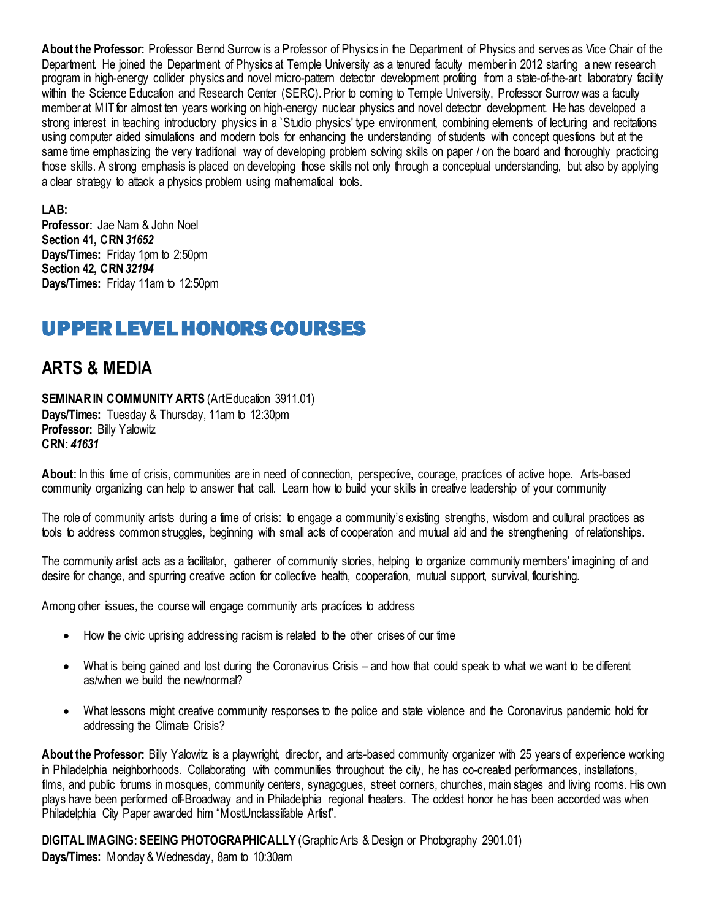**About the Professor:** Professor Bernd Surrow is a Professor of Physics in the Department of Physics and serves as Vice Chair of the Department. He joined the Department of Physics at Temple University as a tenured faculty member in 2012 starting a new research program in high-energy collider physics and novel micro-pattern detector development profiting from a state-of-the-art laboratory facility within the Science Education and Research Center (SERC). Prior to coming to Temple University, Professor Surrow was a faculty member at MIT for almost ten years working on high-energy nuclear physics and novel detector development. He has developed a strong interest in teaching introductory physics in a `Studio physics' type environment, combining elements of lecturing and recitations using computer aided simulations and modern tools for enhancing the understanding of students with concept questions but at the same time emphasizing the very traditional way of developing problem solving skills on paper / on the board and thoroughly practicing those skills. A strong emphasis is placed on developing those skills not only through a conceptual understanding, but also by applying a clear strategy to attack a physics problem using mathematical tools.

**LAB:**
**Professor:** Jae Nam & John Noel
**Section 41, CRN** ***31652***
**Days/Times:** Friday 1pm to 2:50pm
**Section 42, CRN** ***32194***
**Days/Times:** Friday 11am to 12:50pm

# UPPER LEVEL HONORS COURSES

## ARTS & MEDIA

**SEMINAR IN COMMUNITY ARTS** (Art Education 3911.01)
**Days/Times:** Tuesday & Thursday, 11am to 12:30pm
**Professor:** Billy Yalowitz
**CRN:** ***41631***

**About:** In this time of crisis, communities are in need of connection, perspective, courage, practices of active hope. Arts-based community organizing can help to answer that call. Learn how to build your skills in creative leadership of your community

The role of community artists during a time of crisis: to engage a community's existing strengths, wisdom and cultural practices as tools to address common struggles, beginning with small acts of cooperation and mutual aid and the strengthening of relationships.

The community artist acts as a facilitator, gatherer of community stories, helping to organize community members' imagining of and desire for change, and spurring creative action for collective health, cooperation, mutual support, survival, flourishing.

Among other issues, the course will engage community arts practices to address

- How the civic uprising addressing racism is related to the other crises of our time
- What is being gained and lost during the Coronavirus Crisis – and how that could speak to what we want to be different as/when we build the new/normal?
- What lessons might creative community responses to the police and state violence and the Coronavirus pandemic hold for addressing the Climate Crisis?

**About the Professor:** Billy Yalowitz is a playwright, director, and arts-based community organizer with 25 years of experience working in Philadelphia neighborhoods. Collaborating with communities throughout the city, he has co-created performances, installations, films, and public forums in mosques, community centers, synagogues, street corners, churches, main stages and living rooms. His own plays have been performed off-Broadway and in Philadelphia regional theaters. The oddest honor he has been accorded was when Philadelphia City Paper awarded him "Most Unclassifable Artist".

**DIGITAL IMAGING: SEEING PHOTOGRAPHICALLY** (Graphic Arts & Design or Photography 2901.01)
**Days/Times:** Monday & Wednesday, 8am to 10:30am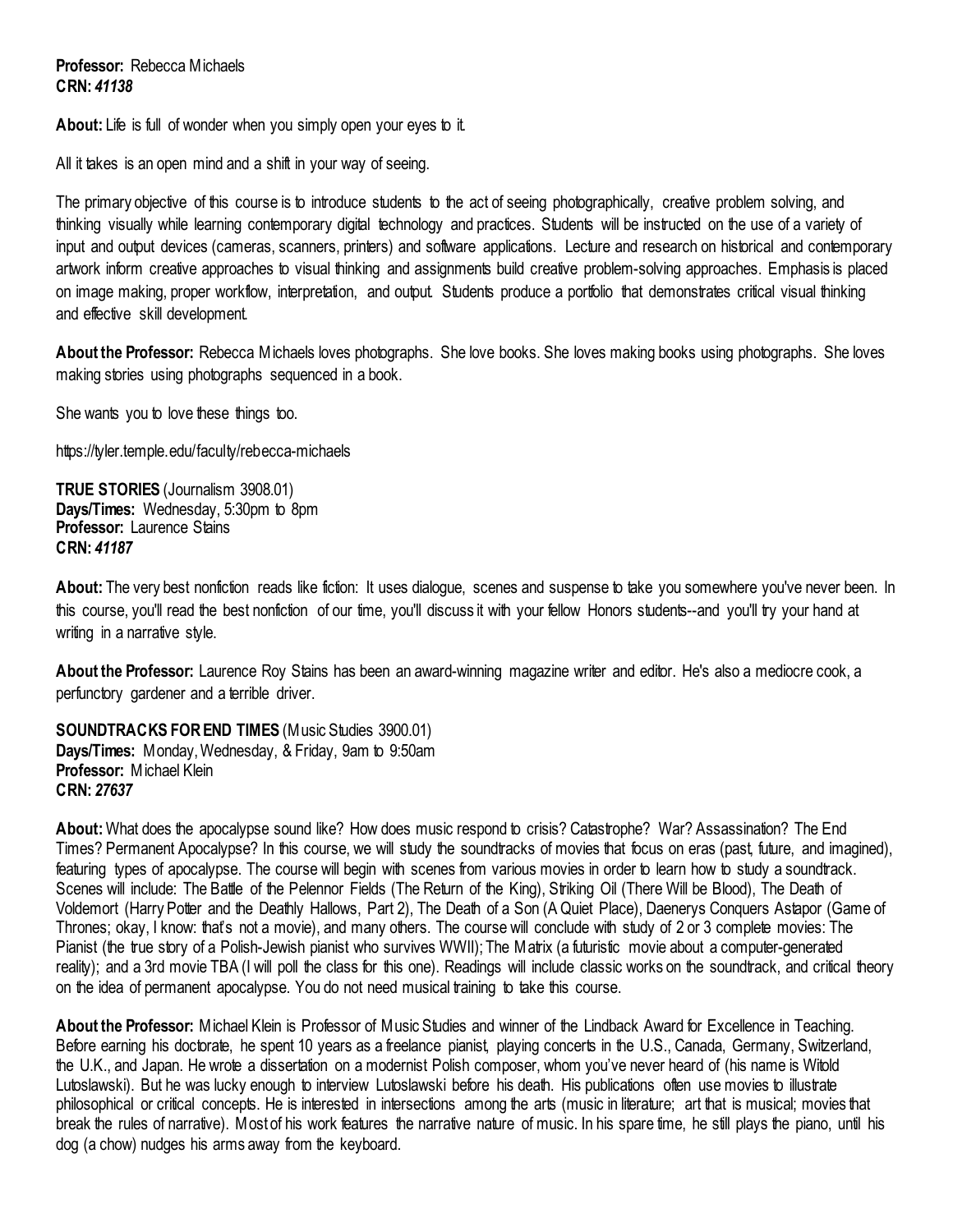**Professor:** Rebecca Michaels
**CRN:** ***41138***

**About:** Life is full of wonder when you simply open your eyes to it.

All it takes is an open mind and a shift in your way of seeing.

The primary objective of this course is to introduce students to the act of seeing photographically, creative problem solving, and thinking visually while learning contemporary digital technology and practices. Students will be instructed on the use of a variety of input and output devices (cameras, scanners, printers) and software applications. Lecture and research on historical and contemporary artwork inform creative approaches to visual thinking and assignments build creative problem-solving approaches. Emphasis is placed on image making, proper workflow, interpretation, and output. Students produce a portfolio that demonstrates critical visual thinking and effective skill development.

**About the Professor:** Rebecca Michaels loves photographs. She love books. She loves making books using photographs. She loves making stories using photographs sequenced in a book.

She wants you to love these things too.

https://tyler.temple.edu/faculty/rebecca-michaels

**TRUE STORIES** (Journalism 3908.01)
**Days/Times:** Wednesday, 5:30pm to 8pm
**Professor:** Laurence Stains
**CRN:** ***41187***

**About:** The very best nonfiction reads like fiction: It uses dialogue, scenes and suspense to take you somewhere you've never been. In this course, you'll read the best nonfiction of our time, you'll discuss it with your fellow Honors students--and you'll try your hand at writing in a narrative style.

**About the Professor:** Laurence Roy Stains has been an award-winning magazine writer and editor. He's also a mediocre cook, a perfunctory gardener and a terrible driver.

**SOUNDTRACKS FOR END TIMES** (Music Studies 3900.01)
**Days/Times:** Monday, Wednesday, & Friday, 9am to 9:50am
**Professor:** Michael Klein
**CRN:** ***27637***

**About:** What does the apocalypse sound like? How does music respond to crisis? Catastrophe? War? Assassination? The End Times? Permanent Apocalypse? In this course, we will study the soundtracks of movies that focus on eras (past, future, and imagined), featuring types of apocalypse. The course will begin with scenes from various movies in order to learn how to study a soundtrack. Scenes will include: The Battle of the Pelennor Fields (The Return of the King), Striking Oil (There Will be Blood), The Death of Voldemort (Harry Potter and the Deathly Hallows, Part 2), The Death of a Son (A Quiet Place), Daenerys Conquers Astapor (Game of Thrones; okay, I know: that's not a movie), and many others. The course will conclude with study of 2 or 3 complete movies: The Pianist (the true story of a Polish-Jewish pianist who survives WWII); The Matrix (a futuristic movie about a computer-generated reality); and a 3rd movie TBA (I will poll the class for this one). Readings will include classic works on the soundtrack, and critical theory on the idea of permanent apocalypse. You do not need musical training to take this course.

**About the Professor:** Michael Klein is Professor of Music Studies and winner of the Lindback Award for Excellence in Teaching. Before earning his doctorate, he spent 10 years as a freelance pianist, playing concerts in the U.S., Canada, Germany, Switzerland, the U.K., and Japan. He wrote a dissertation on a modernist Polish composer, whom you've never heard of (his name is Witold Lutoslawski). But he was lucky enough to interview Lutoslawski before his death. His publications often use movies to illustrate philosophical or critical concepts. He is interested in intersections among the arts (music in literature; art that is musical; movies that break the rules of narrative). Most of his work features the narrative nature of music. In his spare time, he still plays the piano, until his dog (a chow) nudges his arms away from the keyboard.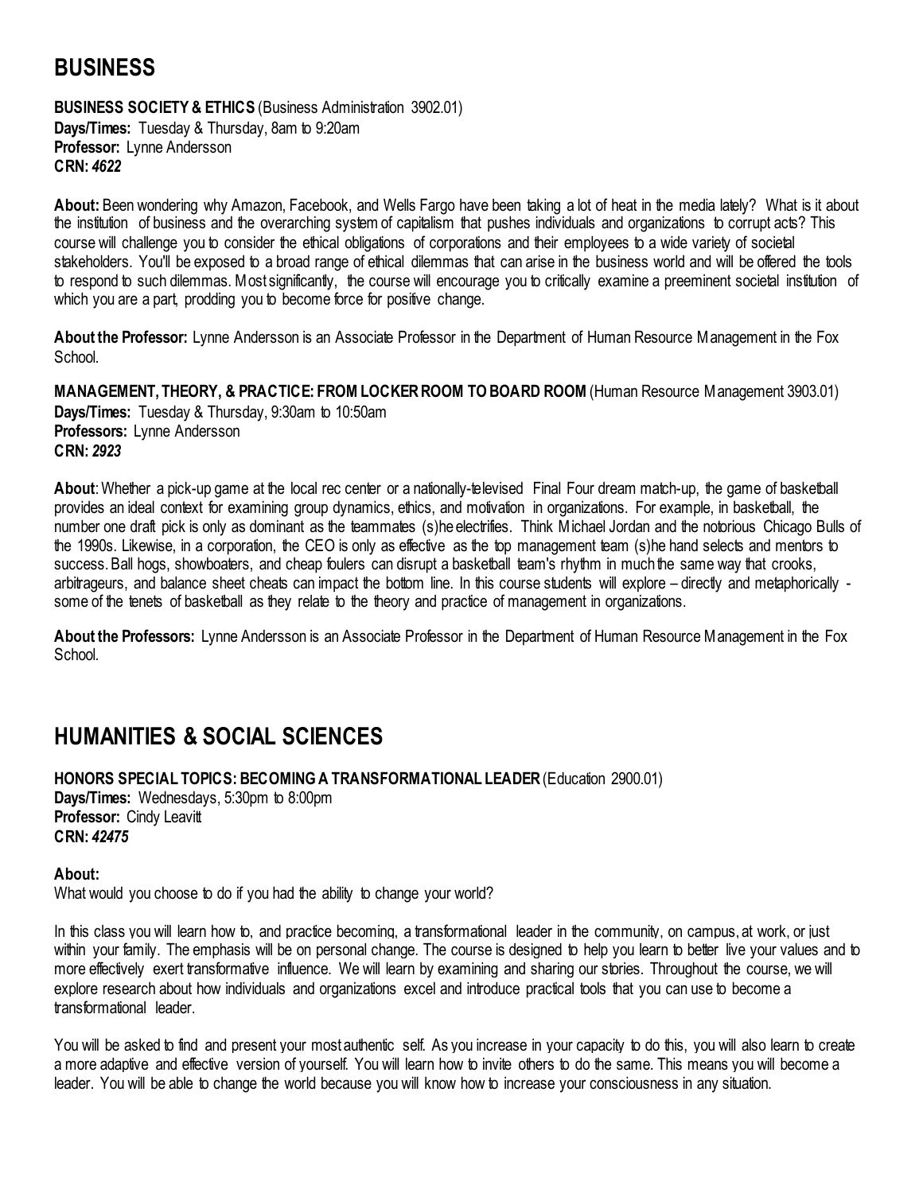## BUSINESS

**BUSINESS SOCIETY & ETHICS** (Business Administration 3902.01)
**Days/Times:** Tuesday & Thursday, 8am to 9:20am
**Professor:** Lynne Andersson
**CRN:** ***4622***

**About:** Been wondering why Amazon, Facebook, and Wells Fargo have been taking a lot of heat in the media lately? What is it about the institution of business and the overarching system of capitalism that pushes individuals and organizations to corrupt acts? This course will challenge you to consider the ethical obligations of corporations and their employees to a wide variety of societal stakeholders. You'll be exposed to a broad range of ethical dilemmas that can arise in the business world and will be offered the tools to respond to such dilemmas. Most significantly, the course will encourage you to critically examine a preeminent societal institution of which you are a part, prodding you to become force for positive change.

**About the Professor:** Lynne Andersson is an Associate Professor in the Department of Human Resource Management in the Fox School.

**MANAGEMENT, THEORY, & PRACTICE: FROM LOCKER ROOM TO BOARD ROOM** (Human Resource Management 3903.01)
**Days/Times:** Tuesday & Thursday, 9:30am to 10:50am
**Professors:** Lynne Andersson
**CRN:** ***2923***

**About**: Whether a pick-up game at the local rec center or a nationally-televised Final Four dream match-up, the game of basketball provides an ideal context for examining group dynamics, ethics, and motivation in organizations. For example, in basketball, the number one draft pick is only as dominant as the teammates (s)he electrifies. Think Michael Jordan and the notorious Chicago Bulls of the 1990s. Likewise, in a corporation, the CEO is only as effective as the top management team (s)he hand selects and mentors to success. Ball hogs, showboaters, and cheap foulers can disrupt a basketball team's rhythm in much the same way that crooks, arbitrageurs, and balance sheet cheats can impact the bottom line. In this course students will explore – directly and metaphorically - some of the tenets of basketball as they relate to the theory and practice of management in organizations.

**About the Professors:** Lynne Andersson is an Associate Professor in the Department of Human Resource Management in the Fox School.

## HUMANITIES & SOCIAL SCIENCES

**HONORS SPECIAL TOPICS: BECOMING A TRANSFORMATIONAL LEADER** (Education 2900.01)
**Days/Times:** Wednesdays, 5:30pm to 8:00pm
**Professor:** Cindy Leavitt
**CRN:** ***42475***

**About:**
What would you choose to do if you had the ability to change your world?

In this class you will learn how to, and practice becoming, a transformational leader in the community, on campus, at work, or just within your family. The emphasis will be on personal change. The course is designed to help you learn to better live your values and to more effectively exert transformative influence. We will learn by examining and sharing our stories. Throughout the course, we will explore research about how individuals and organizations excel and introduce practical tools that you can use to become a transformational leader.

You will be asked to find and present your most authentic self. As you increase in your capacity to do this, you will also learn to create a more adaptive and effective version of yourself. You will learn how to invite others to do the same. This means you will become a leader. You will be able to change the world because you will know how to increase your consciousness in any situation.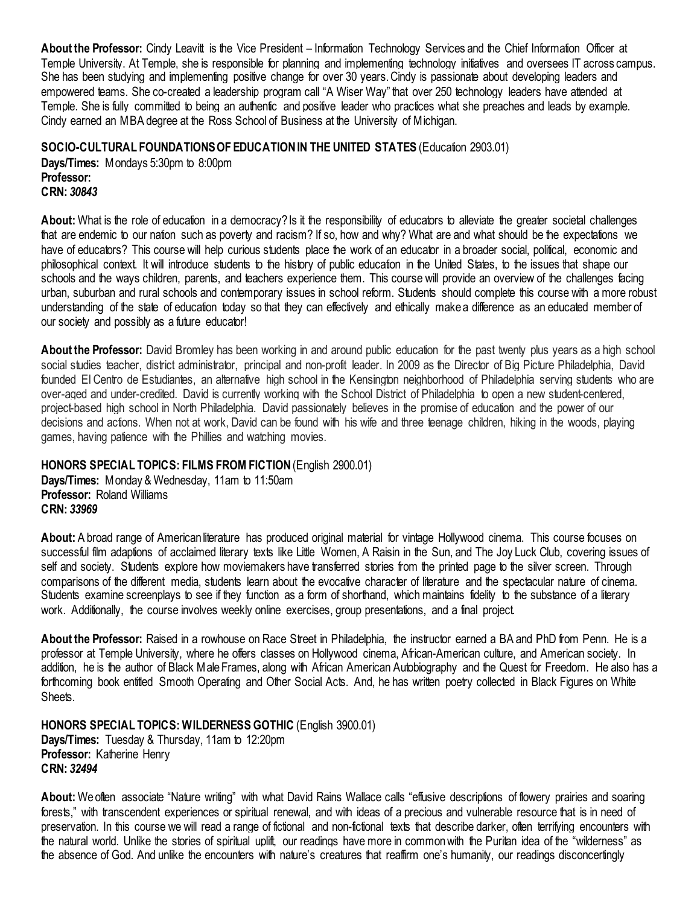**About the Professor:** Cindy Leavitt is the Vice President – Information Technology Services and the Chief Information Officer at Temple University. At Temple, she is responsible for planning and implementing technology initiatives and oversees IT across campus. She has been studying and implementing positive change for over 30 years. Cindy is passionate about developing leaders and empowered teams. She co-created a leadership program call "A Wiser Way" that over 250 technology leaders have attended at Temple. She is fully committed to being an authentic and positive leader who practices what she preaches and leads by example. Cindy earned an MBA degree at the Ross School of Business at the University of Michigan.

**SOCIO-CULTURAL FOUNDATIONS OF EDUCATION IN THE UNITED STATES** (Education 2903.01)
**Days/Times:** Mondays 5:30pm to 8:00pm
**Professor:**
**CRN:** ***30843***

**About:** What is the role of education in a democracy? Is it the responsibility of educators to alleviate the greater societal challenges that are endemic to our nation such as poverty and racism? If so, how and why? What are and what should be the expectations we have of educators? This course will help curious students place the work of an educator in a broader social, political, economic and philosophical context. It will introduce students to the history of public education in the United States, to the issues that shape our schools and the ways children, parents, and teachers experience them. This course will provide an overview of the challenges facing urban, suburban and rural schools and contemporary issues in school reform. Students should complete this course with a more robust understanding of the state of education today so that they can effectively and ethically make a difference as an educated member of our society and possibly as a future educator!

**About the Professor:** David Bromley has been working in and around public education for the past twenty plus years as a high school social studies teacher, district administrator, principal and non-profit leader. In 2009 as the Director of Big Picture Philadelphia, David founded El Centro de Estudiantes, an alternative high school in the Kensington neighborhood of Philadelphia serving students who are over-aged and under-credited. David is currently working with the School District of Philadelphia to open a new student-centered, project-based high school in North Philadelphia. David passionately believes in the promise of education and the power of our decisions and actions. When not at work, David can be found with his wife and three teenage children, hiking in the woods, playing games, having patience with the Phillies and watching movies.

**HONORS SPECIAL TOPICS: FILMS FROM FICTION** (English 2900.01)
**Days/Times:** Monday & Wednesday, 11am to 11:50am
**Professor:** Roland Williams
**CRN:** ***33969***

**About:** A broad range of American literature has produced original material for vintage Hollywood cinema. This course focuses on successful film adaptions of acclaimed literary texts like Little Women, A Raisin in the Sun, and The Joy Luck Club, covering issues of self and society. Students explore how moviemakers have transferred stories from the printed page to the silver screen. Through comparisons of the different media, students learn about the evocative character of literature and the spectacular nature of cinema. Students examine screenplays to see if they function as a form of shorthand, which maintains fidelity to the substance of a literary work. Additionally, the course involves weekly online exercises, group presentations, and a final project.

**About the Professor:** Raised in a rowhouse on Race Street in Philadelphia, the instructor earned a BA and PhD from Penn. He is a professor at Temple University, where he offers classes on Hollywood cinema, African-American culture, and American society. In addition, he is the author of Black Male Frames, along with African American Autobiography and the Quest for Freedom. He also has a forthcoming book entitled Smooth Operating and Other Social Acts. And, he has written poetry collected in Black Figures on White Sheets.

**HONORS SPECIAL TOPICS: WILDERNESS GOTHIC** (English 3900.01)
**Days/Times:** Tuesday & Thursday, 11am to 12:20pm
**Professor:** Katherine Henry
**CRN:** ***32494***

**About:** We often associate "Nature writing" with what David Rains Wallace calls "effusive descriptions of flowery prairies and soaring forests," with transcendent experiences or spiritual renewal, and with ideas of a precious and vulnerable resource that is in need of preservation. In this course we will read a range of fictional and non-fictional texts that describe darker, often terrifying encounters with the natural world. Unlike the stories of spiritual uplift, our readings have more in common with the Puritan idea of the "wilderness" as the absence of God. And unlike the encounters with nature's creatures that reaffirm one's humanity, our readings disconcertingly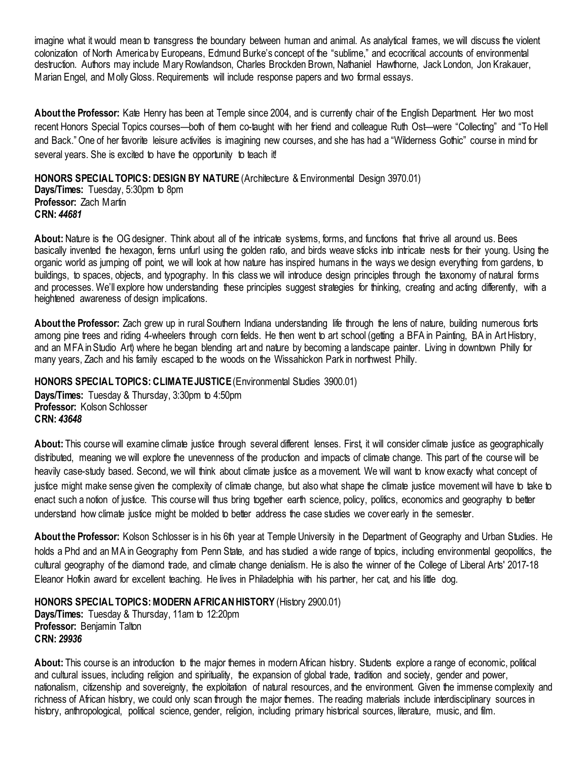imagine what it would mean to transgress the boundary between human and animal. As analytical frames, we will discuss the violent colonization of North America by Europeans, Edmund Burke's concept of the "sublime," and ecocritical accounts of environmental destruction. Authors may include Mary Rowlandson, Charles Brockden Brown, Nathaniel Hawthorne, Jack London, Jon Krakauer, Marian Engel, and Molly Gloss. Requirements will include response papers and two formal essays.

**About the Professor:** Kate Henry has been at Temple since 2004, and is currently chair of the English Department. Her two most recent Honors Special Topics courses—both of them co-taught with her friend and colleague Ruth Ost—were "Collecting" and "To Hell and Back." One of her favorite leisure activities is imagining new courses, and she has had a "Wilderness Gothic" course in mind for several years. She is excited to have the opportunity to teach it!

**HONORS SPECIAL TOPICS: DESIGN BY NATURE** (Architecture & Environmental Design 3970.01)
**Days/Times:** Tuesday, 5:30pm to 8pm
**Professor:** Zach Martin
**CRN:** ***44681***

**About:** Nature is the OG designer. Think about all of the intricate systems, forms, and functions that thrive all around us. Bees basically invented the hexagon, ferns unfurl using the golden ratio, and birds weave sticks into intricate nests for their young. Using the organic world as jumping off point, we will look at how nature has inspired humans in the ways we design everything from gardens, to buildings, to spaces, objects, and typography. In this class we will introduce design principles through the taxonomy of natural forms and processes. We'll explore how understanding these principles suggest strategies for thinking, creating and acting differently, with a heightened awareness of design implications.

**About the Professor:** Zach grew up in rural Southern Indiana understanding life through the lens of nature, building numerous forts among pine trees and riding 4-wheelers through corn fields. He then went to art school (getting a BFA in Painting, BA in Art History, and an MFA in Studio Art) where he began blending art and nature by becoming a landscape painter. Living in downtown Philly for many years, Zach and his family escaped to the woods on the Wissahickon Park in northwest Philly.

**HONORS SPECIAL TOPICS: CLIMATE JUSTICE** (Environmental Studies 3900.01)
**Days/Times:** Tuesday & Thursday, 3:30pm to 4:50pm
**Professor:** Kolson Schlosser
**CRN:** ***43648***

**About:** This course will examine climate justice through several different lenses. First, it will consider climate justice as geographically distributed, meaning we will explore the unevenness of the production and impacts of climate change. This part of the course will be heavily case-study based. Second, we will think about climate justice as a movement. We will want to know exactly what concept of justice might make sense given the complexity of climate change, but also what shape the climate justice movement will have to take to enact such a notion of justice. This course will thus bring together earth science, policy, politics, economics and geography to better understand how climate justice might be molded to better address the case studies we cover early in the semester.

**About the Professor:** Kolson Schlosser is in his 6th year at Temple University in the Department of Geography and Urban Studies. He holds a Phd and an MA in Geography from Penn State, and has studied a wide range of topics, including environmental geopolitics, the cultural geography of the diamond trade, and climate change denialism. He is also the winner of the College of Liberal Arts' 2017-18 Eleanor Hofkin award for excellent teaching. He lives in Philadelphia with his partner, her cat, and his little dog.

**HONORS SPECIAL TOPICS: MODERN AFRICAN HISTORY** (History 2900.01)
**Days/Times:** Tuesday & Thursday, 11am to 12:20pm
**Professor:** Benjamin Talton
**CRN:** ***29936***

**About:** This course is an introduction to the major themes in modern African history. Students explore a range of economic, political and cultural issues, including religion and spirituality, the expansion of global trade, tradition and society, gender and power, nationalism, citizenship and sovereignty, the exploitation of natural resources, and the environment. Given the immense complexity and richness of African history, we could only scan through the major themes. The reading materials include interdisciplinary sources in history, anthropological, political science, gender, religion, including primary historical sources, literature, music, and film.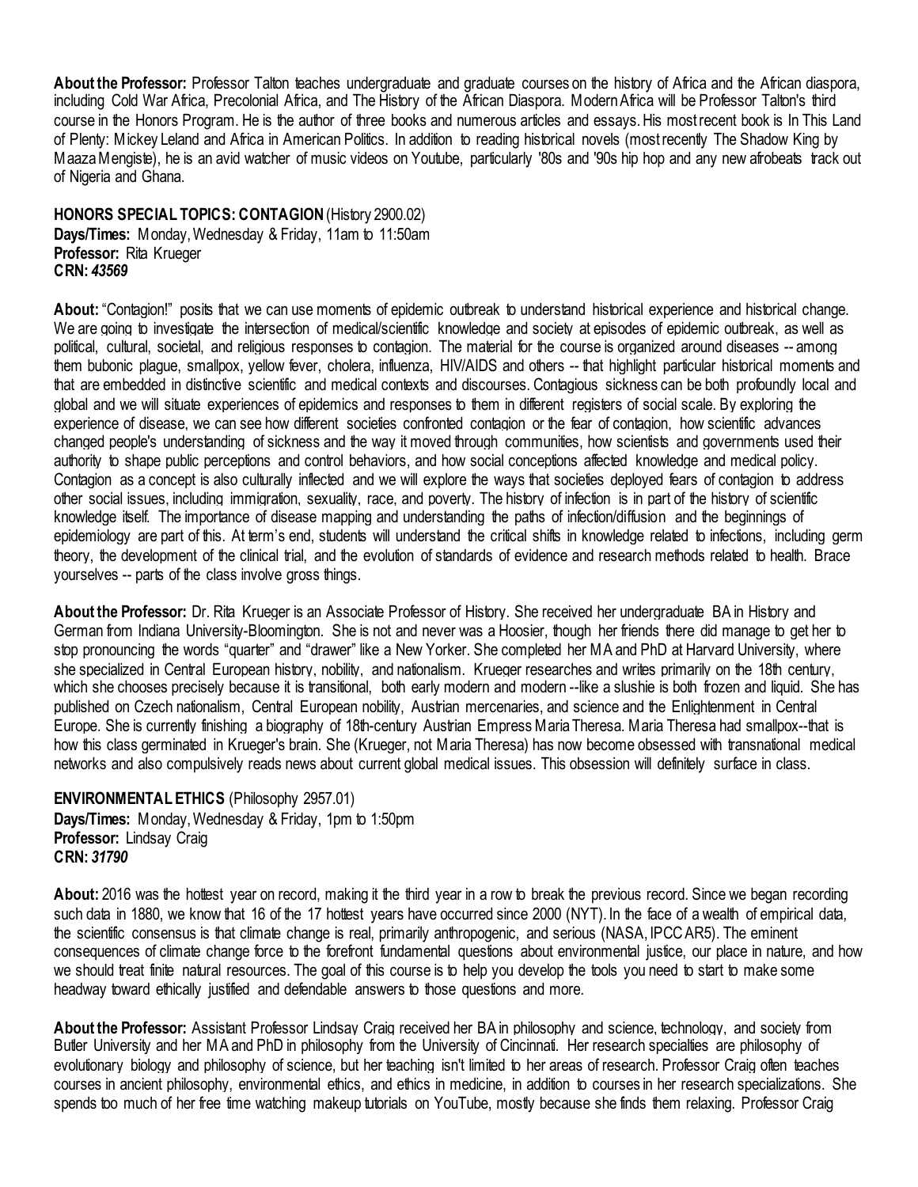**About the Professor:** Professor Talton teaches undergraduate and graduate courses on the history of Africa and the African diaspora, including Cold War Africa, Precolonial Africa, and The History of the African Diaspora. Modern Africa will be Professor Talton's third course in the Honors Program. He is the author of three books and numerous articles and essays. His most recent book is In This Land of Plenty: Mickey Leland and Africa in American Politics. In addition to reading historical novels (most recently The Shadow King by Maaza Mengiste), he is an avid watcher of music videos on Youtube, particularly '80s and '90s hip hop and any new afrobeats track out of Nigeria and Ghana.

**HONORS SPECIAL TOPICS: CONTAGION** (History 2900.02)
**Days/Times:** Monday, Wednesday & Friday, 11am to 11:50am
**Professor:** Rita Krueger
**CRN:** ***43569***

**About:** "Contagion!" posits that we can use moments of epidemic outbreak to understand historical experience and historical change. We are going to investigate the intersection of medical/scientific knowledge and society at episodes of epidemic outbreak, as well as political, cultural, societal, and religious responses to contagion. The material for the course is organized around diseases -- among them bubonic plague, smallpox, yellow fever, cholera, influenza, HIV/AIDS and others -- that highlight particular historical moments and that are embedded in distinctive scientific and medical contexts and discourses. Contagious sickness can be both profoundly local and global and we will situate experiences of epidemics and responses to them in different registers of social scale. By exploring the experience of disease, we can see how different societies confronted contagion or the fear of contagion, how scientific advances changed people's understanding of sickness and the way it moved through communities, how scientists and governments used their authority to shape public perceptions and control behaviors, and how social conceptions affected knowledge and medical policy. Contagion as a concept is also culturally inflected and we will explore the ways that societies deployed fears of contagion to address other social issues, including immigration, sexuality, race, and poverty. The history of infection is in part of the history of scientific knowledge itself. The importance of disease mapping and understanding the paths of infection/diffusion and the beginnings of epidemiology are part of this. At term's end, students will understand the critical shifts in knowledge related to infections, including germ theory, the development of the clinical trial, and the evolution of standards of evidence and research methods related to health. Brace yourselves -- parts of the class involve gross things.

**About the Professor:** Dr. Rita Krueger is an Associate Professor of History. She received her undergraduate BA in History and German from Indiana University-Bloomington. She is not and never was a Hoosier, though her friends there did manage to get her to stop pronouncing the words "quarter" and "drawer" like a New Yorker. She completed her MA and PhD at Harvard University, where she specialized in Central European history, nobility, and nationalism. Krueger researches and writes primarily on the 18th century, which she chooses precisely because it is transitional, both early modern and modern --like a slushie is both frozen and liquid. She has published on Czech nationalism, Central European nobility, Austrian mercenaries, and science and the Enlightenment in Central Europe. She is currently finishing a biography of 18th-century Austrian Empress Maria Theresa. Maria Theresa had smallpox--that is how this class germinated in Krueger's brain. She (Krueger, not Maria Theresa) has now become obsessed with transnational medical networks and also compulsively reads news about current global medical issues. This obsession will definitely surface in class.

**ENVIRONMENTAL ETHICS** (Philosophy 2957.01)
**Days/Times:** Monday, Wednesday & Friday, 1pm to 1:50pm
**Professor:** Lindsay Craig
**CRN:** ***31790***

**About:** 2016 was the hottest year on record, making it the third year in a row to break the previous record. Since we began recording such data in 1880, we know that 16 of the 17 hottest years have occurred since 2000 (NYT). In the face of a wealth of empirical data, the scientific consensus is that climate change is real, primarily anthropogenic, and serious (NASA, IPCC AR5). The eminent consequences of climate change force to the forefront fundamental questions about environmental justice, our place in nature, and how we should treat finite natural resources. The goal of this course is to help you develop the tools you need to start to make some headway toward ethically justified and defendable answers to those questions and more.

**About the Professor:** Assistant Professor Lindsay Craig received her BA in philosophy and science, technology, and society from Butler University and her MA and PhD in philosophy from the University of Cincinnati. Her research specialties are philosophy of evolutionary biology and philosophy of science, but her teaching isn't limited to her areas of research. Professor Craig often teaches courses in ancient philosophy, environmental ethics, and ethics in medicine, in addition to courses in her research specializations. She spends too much of her free time watching makeup tutorials on YouTube, mostly because she finds them relaxing. Professor Craig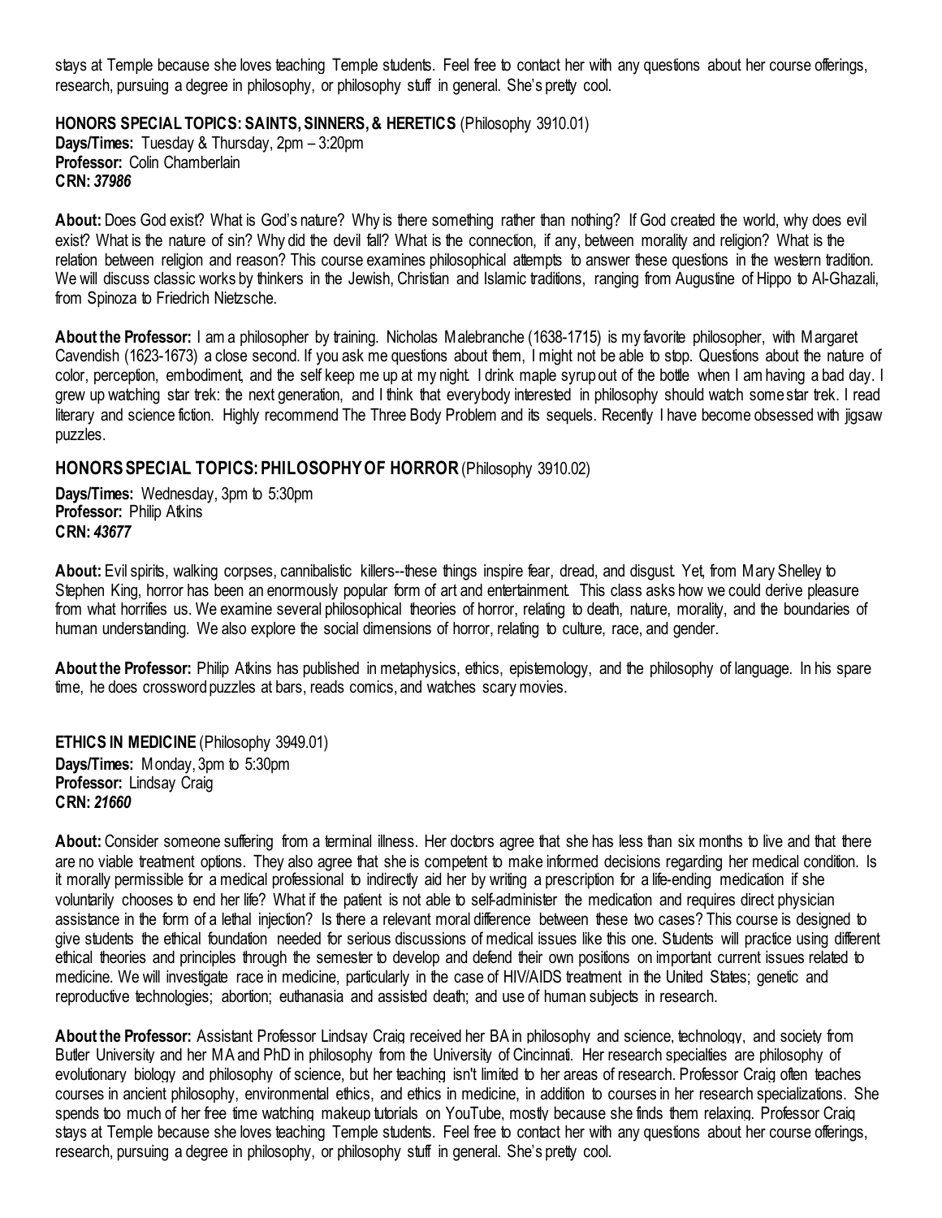stays at Temple because she loves teaching Temple students. Feel free to contact her with any questions about her course offerings, research, pursuing a degree in philosophy, or philosophy stuff in general. She's pretty cool.

**HONORS SPECIAL TOPICS: SAINTS, SINNERS, & HERETICS** (Philosophy 3910.01)
**Days/Times:** Tuesday & Thursday, 2pm – 3:20pm
**Professor:** Colin Chamberlain
**CRN:** ***37986***

**About:** Does God exist? What is God's nature? Why is there something rather than nothing? If God created the world, why does evil exist? What is the nature of sin? Why did the devil fall? What is the connection, if any, between morality and religion? What is the relation between religion and reason? This course examines philosophical attempts to answer these questions in the western tradition. We will discuss classic works by thinkers in the Jewish, Christian and Islamic traditions, ranging from Augustine of Hippo to Al-Ghazali, from Spinoza to Friedrich Nietzsche.

**About the Professor:** I am a philosopher by training. Nicholas Malebranche (1638-1715) is my favorite philosopher, with Margaret Cavendish (1623-1673) a close second. If you ask me questions about them, I might not be able to stop. Questions about the nature of color, perception, embodiment, and the self keep me up at my night. I drink maple syrup out of the bottle when I am having a bad day. I grew up watching star trek: the next generation, and I think that everybody interested in philosophy should watch some star trek. I read literary and science fiction. Highly recommend The Three Body Problem and its sequels. Recently I have become obsessed with jigsaw puzzles.

**HONORS SPECIAL TOPICS: PHILOSOPHY OF HORROR** (Philosophy 3910.02)
**Days/Times:** Wednesday, 3pm to 5:30pm
**Professor:** Philip Atkins
**CRN:** ***43677***

**About:** Evil spirits, walking corpses, cannibalistic killers--these things inspire fear, dread, and disgust. Yet, from Mary Shelley to Stephen King, horror has been an enormously popular form of art and entertainment. This class asks how we could derive pleasure from what horrifies us. We examine several philosophical theories of horror, relating to death, nature, morality, and the boundaries of human understanding. We also explore the social dimensions of horror, relating to culture, race, and gender.

**About the Professor:** Philip Atkins has published in metaphysics, ethics, epistemology, and the philosophy of language. In his spare time, he does crossword puzzles at bars, reads comics, and watches scary movies.

**ETHICS IN MEDICINE** (Philosophy 3949.01)
**Days/Times:** Monday, 3pm to 5:30pm
**Professor:** Lindsay Craig
**CRN:** ***21660***

**About:** Consider someone suffering from a terminal illness. Her doctors agree that she has less than six months to live and that there are no viable treatment options. They also agree that she is competent to make informed decisions regarding her medical condition. Is it morally permissible for a medical professional to indirectly aid her by writing a prescription for a life-ending medication if she voluntarily chooses to end her life? What if the patient is not able to self-administer the medication and requires direct physician assistance in the form of a lethal injection? Is there a relevant moral difference between these two cases? This course is designed to give students the ethical foundation needed for serious discussions of medical issues like this one. Students will practice using different ethical theories and principles through the semester to develop and defend their own positions on important current issues related to medicine. We will investigate race in medicine, particularly in the case of HIV/AIDS treatment in the United States; genetic and reproductive technologies; abortion; euthanasia and assisted death; and use of human subjects in research.

**About the Professor:** Assistant Professor Lindsay Craig received her BA in philosophy and science, technology, and society from Butler University and her MA and PhD in philosophy from the University of Cincinnati. Her research specialties are philosophy of evolutionary biology and philosophy of science, but her teaching isn't limited to her areas of research. Professor Craig often teaches courses in ancient philosophy, environmental ethics, and ethics in medicine, in addition to courses in her research specializations. She spends too much of her free time watching makeup tutorials on YouTube, mostly because she finds them relaxing. Professor Craig stays at Temple because she loves teaching Temple students. Feel free to contact her with any questions about her course offerings, research, pursuing a degree in philosophy, or philosophy stuff in general. She's pretty cool.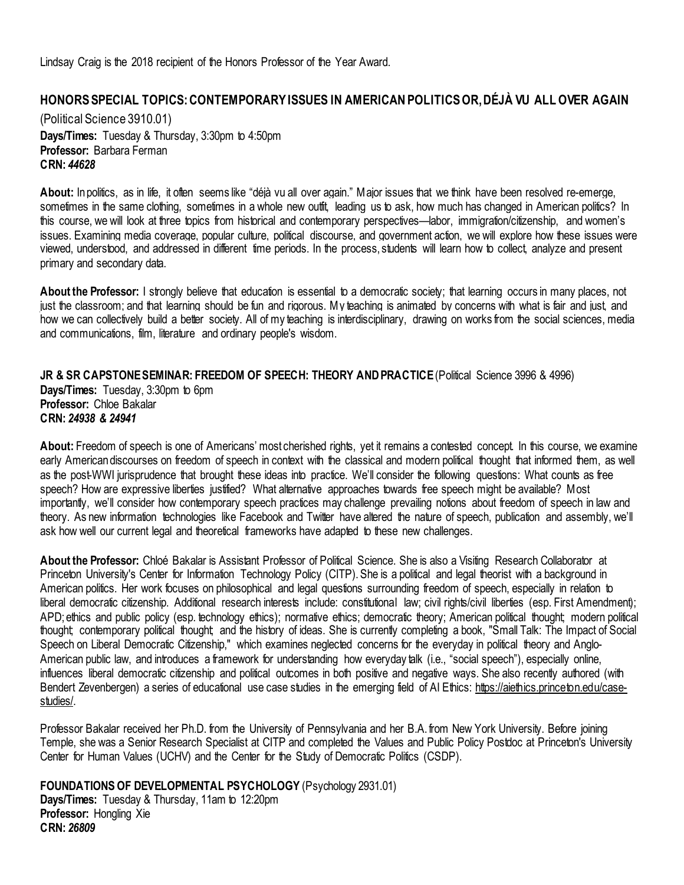Lindsay Craig is the 2018 recipient of the Honors Professor of the Year Award.

## HONORS SPECIAL TOPICS: CONTEMPORARY ISSUES IN AMERICAN POLITICS OR, DÉJÀ VU ALL OVER AGAIN

(Political Science 3910.01)
**Days/Times:** Tuesday & Thursday, 3:30pm to 4:50pm
**Professor:** Barbara Ferman
**CRN:** ***44628***

**About:** In politics, as in life, it often seems like "déjà vu all over again." Major issues that we think have been resolved re-emerge, sometimes in the same clothing, sometimes in a whole new outfit, leading us to ask, how much has changed in American politics? In this course, we will look at three topics from historical and contemporary perspectives—labor, immigration/citizenship, and women's issues. Examining media coverage, popular culture, political discourse, and government action, we will explore how these issues were viewed, understood, and addressed in different time periods. In the process, students will learn how to collect, analyze and present primary and secondary data.

**About the Professor:** I strongly believe that education is essential to a democratic society; that learning occurs in many places, not just the classroom; and that learning should be fun and rigorous. My teaching is animated by concerns with what is fair and just, and how we can collectively build a better society. All of my teaching is interdisciplinary, drawing on works from the social sciences, media and communications, film, literature and ordinary people's wisdom.

**JR & SR CAPSTONE SEMINAR: FREEDOM OF SPEECH: THEORY AND PRACTICE** (Political Science 3996 & 4996)
**Days/Times:** Tuesday, 3:30pm to 6pm
**Professor:** Chloe Bakalar
**CRN:** ***24938 & 24941***

**About:** Freedom of speech is one of Americans' most cherished rights, yet it remains a contested concept. In this course, we examine early American discourses on freedom of speech in context with the classical and modern political thought that informed them, as well as the post-WWI jurisprudence that brought these ideas into practice. We'll consider the following questions: What counts as free speech? How are expressive liberties justified? What alternative approaches towards free speech might be available? Most importantly, we'll consider how contemporary speech practices may challenge prevailing notions about freedom of speech in law and theory. As new information technologies like Facebook and Twitter have altered the nature of speech, publication and assembly, we'll ask how well our current legal and theoretical frameworks have adapted to these new challenges.

**About the Professor:** Chloé Bakalar is Assistant Professor of Political Science. She is also a Visiting Research Collaborator at Princeton University's Center for Information Technology Policy (CITP). She is a political and legal theorist with a background in American politics. Her work focuses on philosophical and legal questions surrounding freedom of speech, especially in relation to liberal democratic citizenship. Additional research interests include: constitutional law; civil rights/civil liberties (esp. First Amendment); APD; ethics and public policy (esp. technology ethics); normative ethics; democratic theory; American political thought; modern political thought; contemporary political thought; and the history of ideas. She is currently completing a book, "Small Talk: The Impact of Social Speech on Liberal Democratic Citizenship," which examines neglected concerns for the everyday in political theory and Anglo-American public law, and introduces a framework for understanding how everyday talk (i.e., "social speech"), especially online, influences liberal democratic citizenship and political outcomes in both positive and negative ways. She also recently authored (with Bendert Zevenbergen) a series of educational use case studies in the emerging field of AI Ethics: https://aiethics.princeton.edu/case-studies/.

Professor Bakalar received her Ph.D. from the University of Pennsylvania and her B.A. from New York University. Before joining Temple, she was a Senior Research Specialist at CITP and completed the Values and Public Policy Postdoc at Princeton's University Center for Human Values (UCHV) and the Center for the Study of Democratic Politics (CSDP).

**FOUNDATIONS OF DEVELOPMENTAL PSYCHOLOGY** (Psychology 2931.01)
**Days/Times:** Tuesday & Thursday, 11am to 12:20pm
**Professor:** Hongling Xie
**CRN:** ***26809***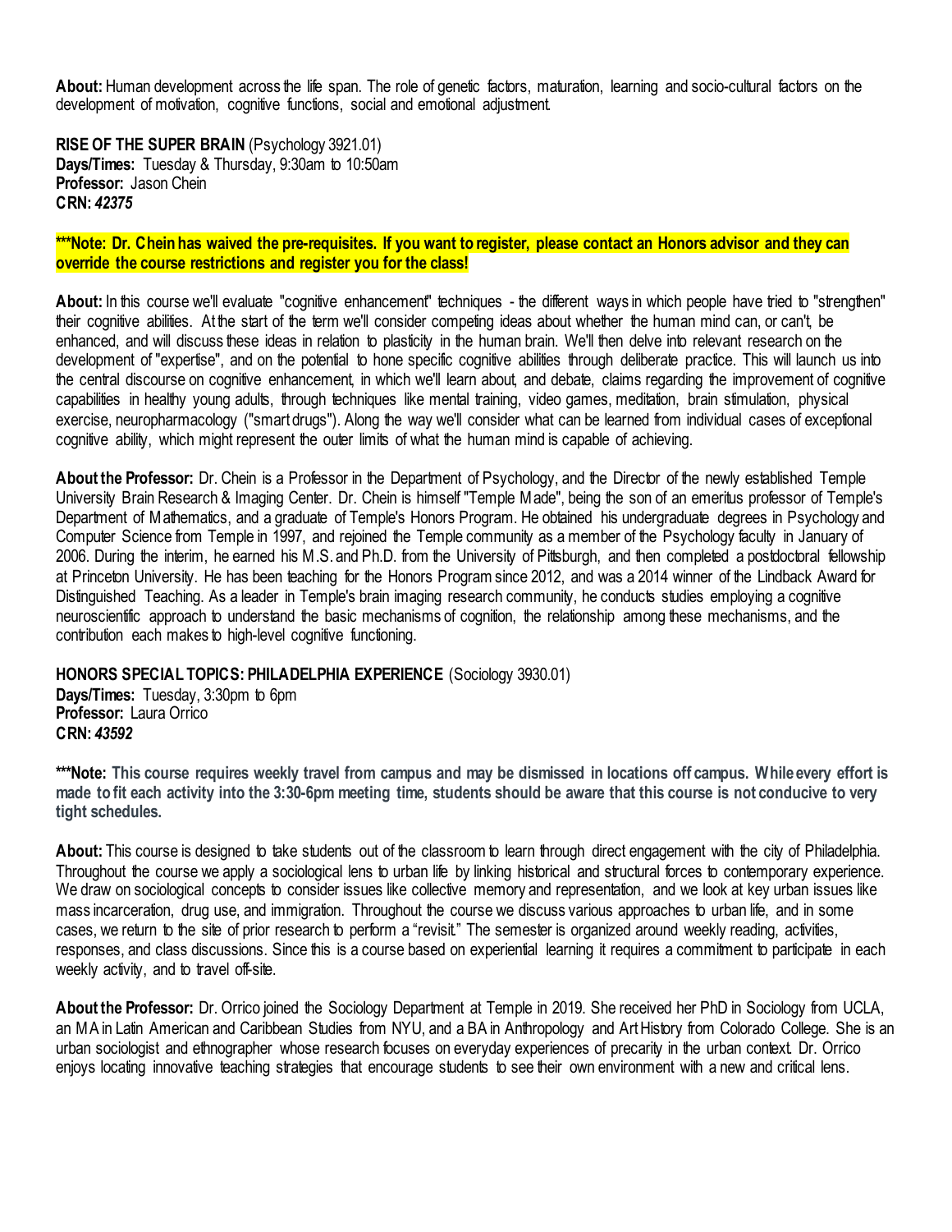**About:** Human development across the life span. The role of genetic factors, maturation, learning and socio-cultural factors on the development of motivation, cognitive functions, social and emotional adjustment.

**RISE OF THE SUPER BRAIN** (Psychology 3921.01)
**Days/Times:** Tuesday & Thursday, 9:30am to 10:50am
**Professor:** Jason Chein
**CRN:** ***42375***

**\*\*\*Note: Dr. Chein has waived the pre-requisites. If you want to register, please contact an Honors advisor and they can override the course restrictions and register you for the class!**

**About:** In this course we'll evaluate "cognitive enhancement" techniques - the different ways in which people have tried to "strengthen" their cognitive abilities. At the start of the term we'll consider competing ideas about whether the human mind can, or can't, be enhanced, and will discuss these ideas in relation to plasticity in the human brain. We'll then delve into relevant research on the development of "expertise", and on the potential to hone specific cognitive abilities through deliberate practice. This will launch us into the central discourse on cognitive enhancement, in which we'll learn about, and debate, claims regarding the improvement of cognitive capabilities in healthy young adults, through techniques like mental training, video games, meditation, brain stimulation, physical exercise, neuropharmacology ("smart drugs"). Along the way we'll consider what can be learned from individual cases of exceptional cognitive ability, which might represent the outer limits of what the human mind is capable of achieving.

**About the Professor:** Dr. Chein is a Professor in the Department of Psychology, and the Director of the newly established Temple University Brain Research & Imaging Center. Dr. Chein is himself "Temple Made", being the son of an emeritus professor of Temple's Department of Mathematics, and a graduate of Temple's Honors Program. He obtained his undergraduate degrees in Psychology and Computer Science from Temple in 1997, and rejoined the Temple community as a member of the Psychology faculty in January of 2006. During the interim, he earned his M.S. and Ph.D. from the University of Pittsburgh, and then completed a postdoctoral fellowship at Princeton University. He has been teaching for the Honors Program since 2012, and was a 2014 winner of the Lindback Award for Distinguished Teaching. As a leader in Temple's brain imaging research community, he conducts studies employing a cognitive neuroscientific approach to understand the basic mechanisms of cognition, the relationship among these mechanisms, and the contribution each makes to high-level cognitive functioning.

**HONORS SPECIAL TOPICS: PHILADELPHIA EXPERIENCE** (Sociology 3930.01)
**Days/Times:** Tuesday, 3:30pm to 6pm
**Professor:** Laura Orrico
**CRN:** ***43592***

**\*\*\*Note: This course requires weekly travel from campus and may be dismissed in locations off campus. While every effort is made to fit each activity into the 3:30-6pm meeting time, students should be aware that this course is not conducive to very tight schedules.**

**About:** This course is designed to take students out of the classroom to learn through direct engagement with the city of Philadelphia. Throughout the course we apply a sociological lens to urban life by linking historical and structural forces to contemporary experience. We draw on sociological concepts to consider issues like collective memory and representation, and we look at key urban issues like mass incarceration, drug use, and immigration. Throughout the course we discuss various approaches to urban life, and in some cases, we return to the site of prior research to perform a "revisit." The semester is organized around weekly reading, activities, responses, and class discussions. Since this is a course based on experiential learning it requires a commitment to participate in each weekly activity, and to travel off-site.

**About the Professor:** Dr. Orrico joined the Sociology Department at Temple in 2019. She received her PhD in Sociology from UCLA, an MA in Latin American and Caribbean Studies from NYU, and a BA in Anthropology and Art History from Colorado College. She is an urban sociologist and ethnographer whose research focuses on everyday experiences of precarity in the urban context. Dr. Orrico enjoys locating innovative teaching strategies that encourage students to see their own environment with a new and critical lens.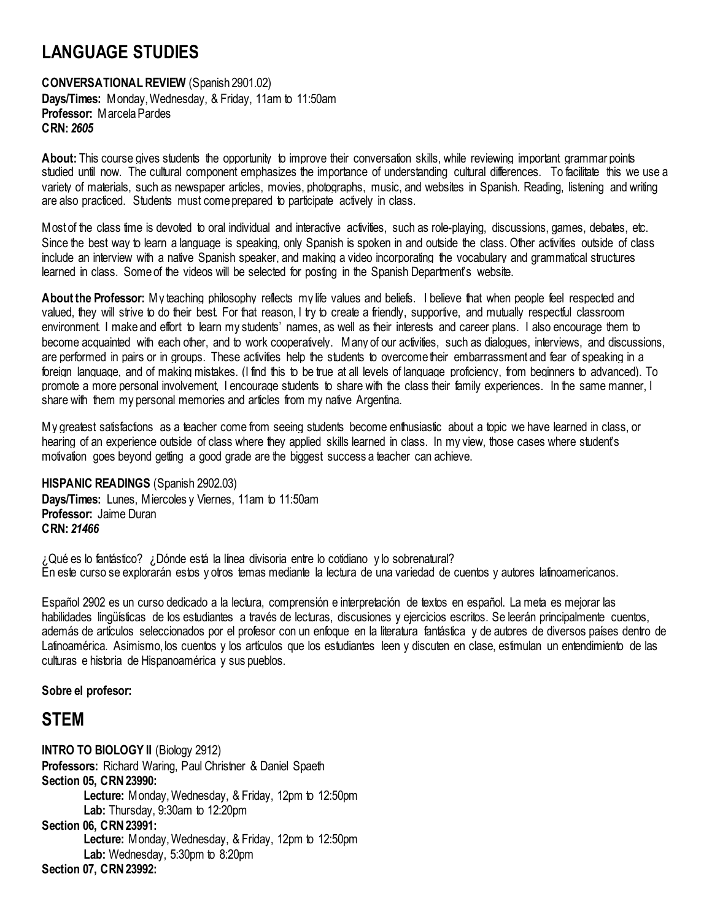# LANGUAGE STUDIES

**CONVERSATIONAL REVIEW** (Spanish 2901.02)
**Days/Times:** Monday, Wednesday, & Friday, 11am to 11:50am
**Professor:** Marcela Pardes
**CRN:** ***2605***

**About:** This course gives students the opportunity to improve their conversation skills, while reviewing important grammar points studied until now. The cultural component emphasizes the importance of understanding cultural differences. To facilitate this we use a variety of materials, such as newspaper articles, movies, photographs, music, and websites in Spanish. Reading, listening and writing are also practiced. Students must come prepared to participate actively in class.

Most of the class time is devoted to oral individual and interactive activities, such as role-playing, discussions, games, debates, etc. Since the best way to learn a language is speaking, only Spanish is spoken in and outside the class. Other activities outside of class include an interview with a native Spanish speaker, and making a video incorporating the vocabulary and grammatical structures learned in class. Some of the videos will be selected for posting in the Spanish Department's website.

**About the Professor:** My teaching philosophy reflects my life values and beliefs. I believe that when people feel respected and valued, they will strive to do their best. For that reason, I try to create a friendly, supportive, and mutually respectful classroom environment. I make and effort to learn my students' names, as well as their interests and career plans. I also encourage them to become acquainted with each other, and to work cooperatively. Many of our activities, such as dialogues, interviews, and discussions, are performed in pairs or in groups. These activities help the students to overcome their embarrassment and fear of speaking in a foreign language, and of making mistakes. (I find this to be true at all levels of language proficiency, from beginners to advanced). To promote a more personal involvement, I encourage students to share with the class their family experiences. In the same manner, I share with them my personal memories and articles from my native Argentina.

My greatest satisfactions as a teacher come from seeing students become enthusiastic about a topic we have learned in class, or hearing of an experience outside of class where they applied skills learned in class. In my view, those cases where student's motivation goes beyond getting a good grade are the biggest success a teacher can achieve.

**HISPANIC READINGS** (Spanish 2902.03)
**Days/Times:** Lunes, Miercoles y Viernes, 11am to 11:50am
**Professor:** Jaime Duran
**CRN:** ***21466***

¿Qué es lo fantástico? ¿Dónde está la línea divisoria entre lo cotidiano y lo sobrenatural?
En este curso se explorarán estos y otros temas mediante la lectura de una variedad de cuentos y autores latinoamericanos.

Español 2902 es un curso dedicado a la lectura, comprensión e interpretación de textos en español. La meta es mejorar las habilidades lingüísticas de los estudiantes a través de lecturas, discusiones y ejercicios escritos. Se leerán principalmente cuentos, además de artículos seleccionados por el profesor con un enfoque en la literatura fantástica y de autores de diversos países dentro de Latinoamérica. Asimismo, los cuentos y los artículos que los estudiantes leen y discuten en clase, estimulan un entendimiento de las culturas e historia de Hispanoamérica y sus pueblos.

**Sobre el profesor:**

# STEM

**INTRO TO BIOLOGY II** (Biology 2912)
**Professors:** Richard Waring, Paul Christner & Daniel Spaeth
**Section 05, CRN 23990:**
 **Lecture:** Monday, Wednesday, & Friday, 12pm to 12:50pm
 **Lab:** Thursday, 9:30am to 12:20pm
**Section 06, CRN 23991:**
 **Lecture:** Monday, Wednesday, & Friday, 12pm to 12:50pm
 **Lab:** Wednesday, 5:30pm to 8:20pm
**Section 07, CRN 23992:**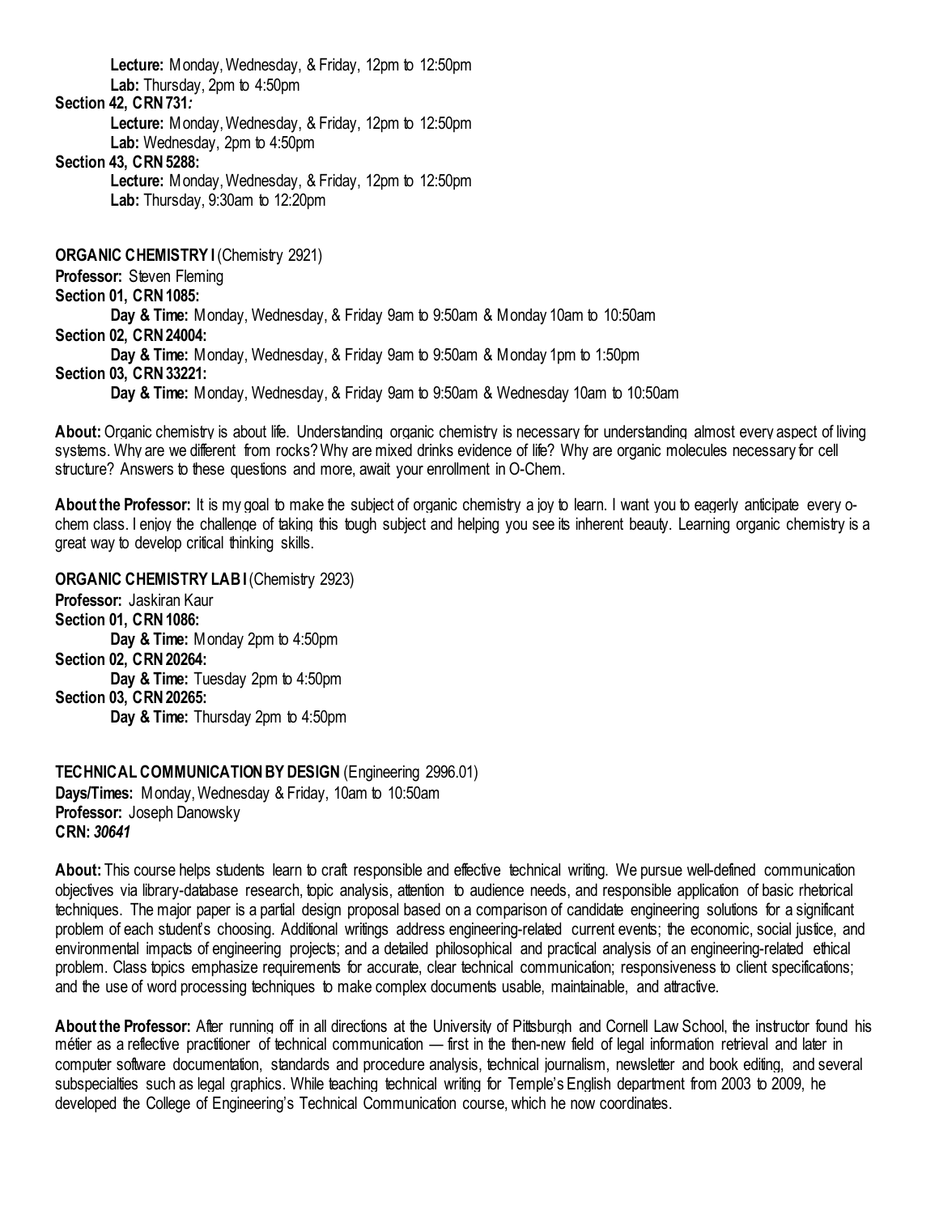**Lecture:** Monday, Wednesday, & Friday, 12pm to 12:50pm
**Lab:** Thursday, 2pm to 4:50pm

**Section 42, CRN 731:**
**Lecture:** Monday, Wednesday, & Friday, 12pm to 12:50pm
**Lab:** Wednesday, 2pm to 4:50pm

**Section 43, CRN 5288:**
**Lecture:** Monday, Wednesday, & Friday, 12pm to 12:50pm
**Lab:** Thursday, 9:30am to 12:20pm

**ORGANIC CHEMISTRY I** (Chemistry 2921)
**Professor:** Steven Fleming

**Section 01, CRN 1085:**
**Day & Time:** Monday, Wednesday, & Friday 9am to 9:50am & Monday 10am to 10:50am

**Section 02, CRN 24004:**
**Day & Time:** Monday, Wednesday, & Friday 9am to 9:50am & Monday 1pm to 1:50pm

**Section 03, CRN 33221:**
**Day & Time:** Monday, Wednesday, & Friday 9am to 9:50am & Wednesday 10am to 10:50am

**About:** Organic chemistry is about life. Understanding organic chemistry is necessary for understanding almost every aspect of living systems. Why are we different from rocks? Why are mixed drinks evidence of life? Why are organic molecules necessary for cell structure? Answers to these questions and more, await your enrollment in O-Chem.

**About the Professor:** It is my goal to make the subject of organic chemistry a joy to learn. I want you to eagerly anticipate every o-chem class. I enjoy the challenge of taking this tough subject and helping you see its inherent beauty. Learning organic chemistry is a great way to develop critical thinking skills.

**ORGANIC CHEMISTRY LAB I** (Chemistry 2923)
**Professor:** Jaskiran Kaur

**Section 01, CRN 1086:**
**Day & Time:** Monday 2pm to 4:50pm

**Section 02, CRN 20264:**
**Day & Time:** Tuesday 2pm to 4:50pm

**Section 03, CRN 20265:**
**Day & Time:** Thursday 2pm to 4:50pm

**TECHNICAL COMMUNICATION BY DESIGN** (Engineering 2996.01)
**Days/Times:** Monday, Wednesday & Friday, 10am to 10:50am
**Professor:** Joseph Danowsky
**CRN:** ***30641***

**About:** This course helps students learn to craft responsible and effective technical writing. We pursue well-defined communication objectives via library-database research, topic analysis, attention to audience needs, and responsible application of basic rhetorical techniques. The major paper is a partial design proposal based on a comparison of candidate engineering solutions for a significant problem of each student's choosing. Additional writings address engineering-related current events; the economic, social justice, and environmental impacts of engineering projects; and a detailed philosophical and practical analysis of an engineering-related ethical problem. Class topics emphasize requirements for accurate, clear technical communication; responsiveness to client specifications; and the use of word processing techniques to make complex documents usable, maintainable, and attractive.

**About the Professor:** After running off in all directions at the University of Pittsburgh and Cornell Law School, the instructor found his métier as a reflective practitioner of technical communication — first in the then-new field of legal information retrieval and later in computer software documentation, standards and procedure analysis, technical journalism, newsletter and book editing, and several subspecialties such as legal graphics. While teaching technical writing for Temple's English department from 2003 to 2009, he developed the College of Engineering's Technical Communication course, which he now coordinates.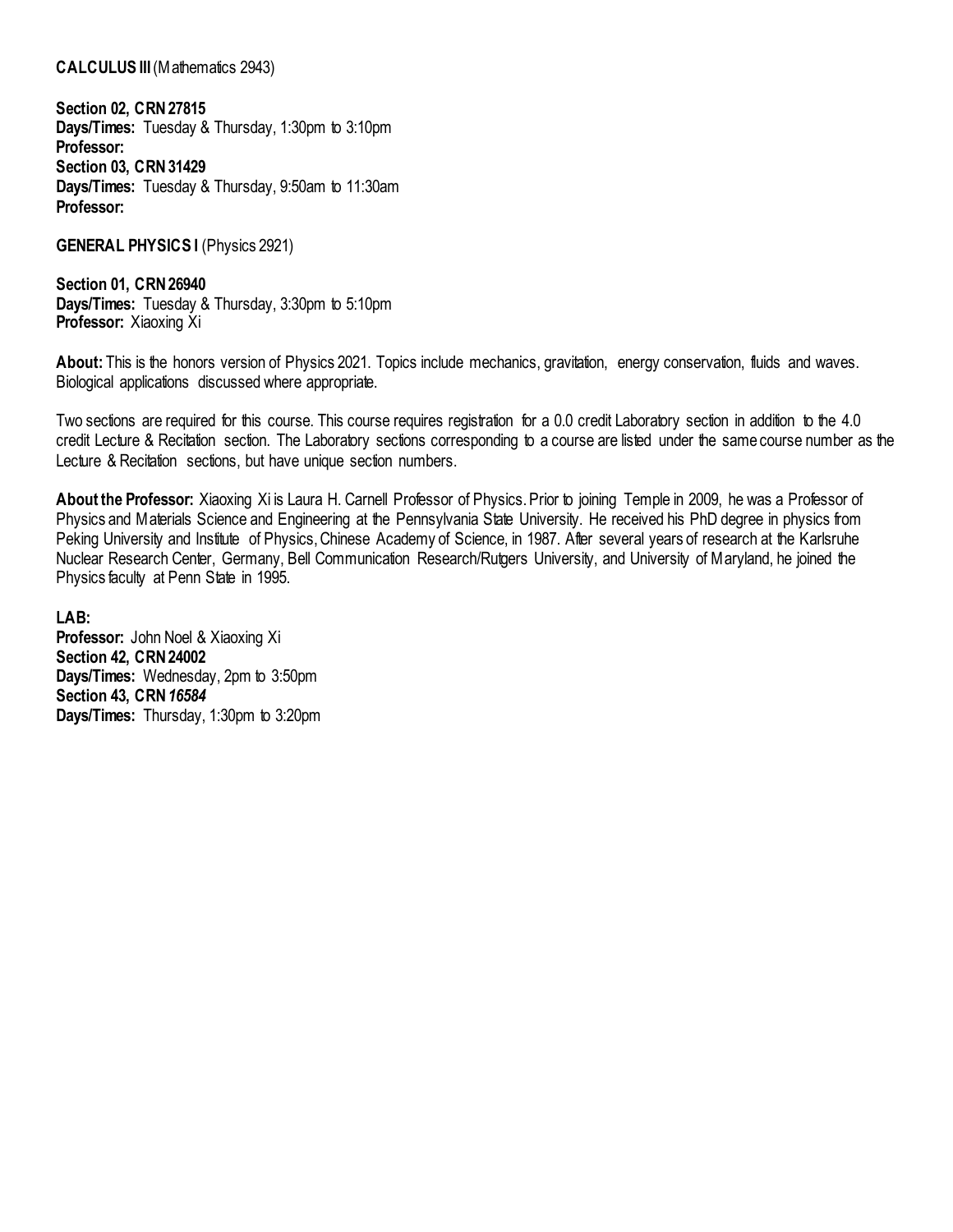**CALCULUS III** (Mathematics 2943)

**Section 02, CRN 27815**
**Days/Times:** Tuesday & Thursday, 1:30pm to 3:10pm
**Professor:**
**Section 03, CRN 31429**
**Days/Times:** Tuesday & Thursday, 9:50am to 11:30am
**Professor:**

**GENERAL PHYSICS I** (Physics 2921)

**Section 01, CRN 26940**
**Days/Times:** Tuesday & Thursday, 3:30pm to 5:10pm
**Professor:** Xiaoxing Xi

**About:** This is the honors version of Physics 2021. Topics include mechanics, gravitation, energy conservation, fluids and waves. Biological applications discussed where appropriate.

Two sections are required for this course. This course requires registration for a 0.0 credit Laboratory section in addition to the 4.0 credit Lecture & Recitation section. The Laboratory sections corresponding to a course are listed under the same course number as the Lecture & Recitation sections, but have unique section numbers.

**About the Professor:** Xiaoxing Xi is Laura H. Carnell Professor of Physics. Prior to joining Temple in 2009, he was a Professor of Physics and Materials Science and Engineering at the Pennsylvania State University. He received his PhD degree in physics from Peking University and Institute of Physics, Chinese Academy of Science, in 1987. After several years of research at the Karlsruhe Nuclear Research Center, Germany, Bell Communication Research/Rutgers University, and University of Maryland, he joined the Physics faculty at Penn State in 1995.

**LAB:**
**Professor:** John Noel & Xiaoxing Xi
**Section 42, CRN 24002**
**Days/Times:** Wednesday, 2pm to 3:50pm
**Section 43, CRN *16584***
**Days/Times:** Thursday, 1:30pm to 3:20pm